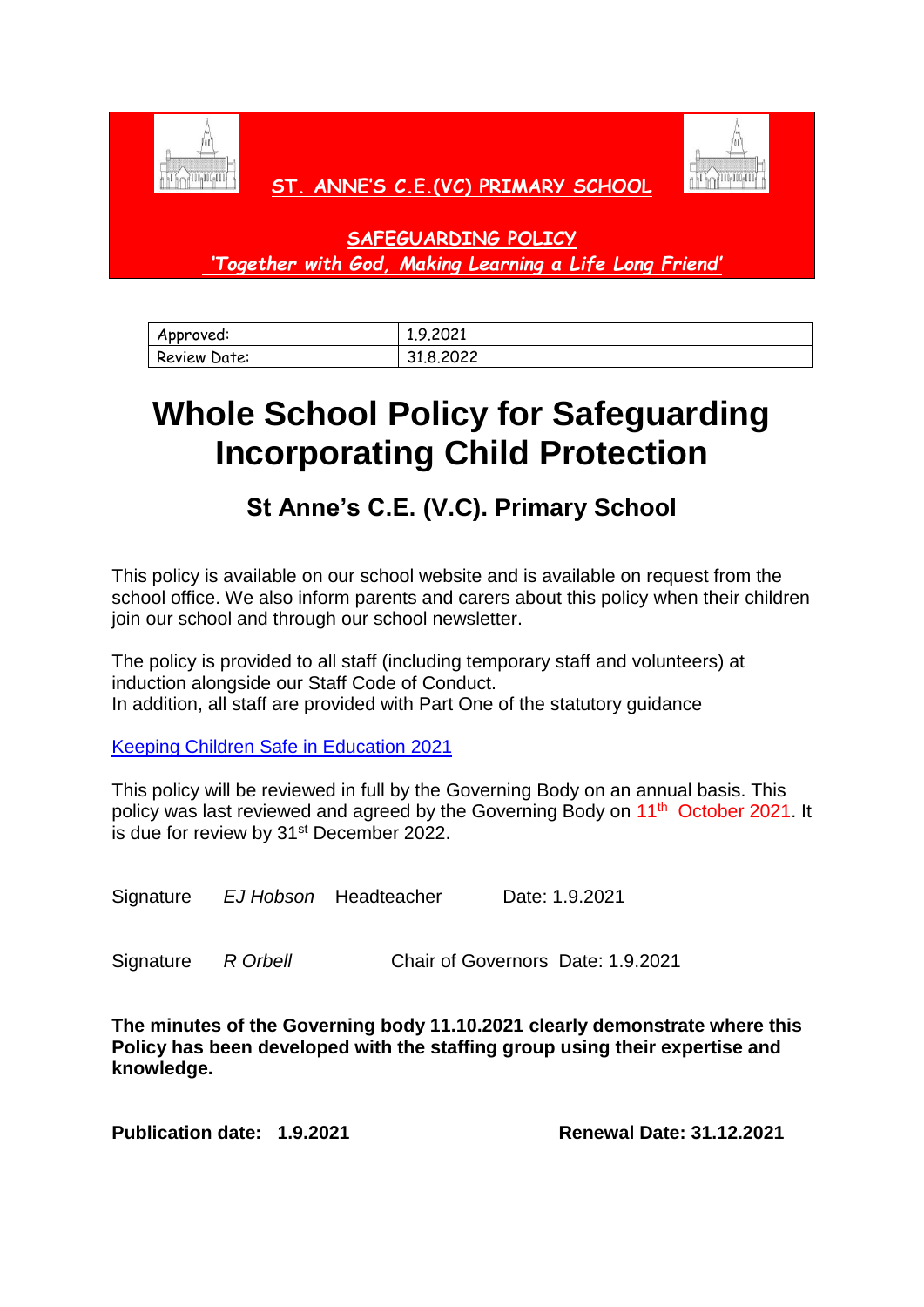**ST. ANNE'S C.E.(VC) PRIMARY SCHOOL**

**SAFEGUARDING POLICY**

***'Together with God, Making Learning a Life Long Friend'***

| Approved: | 1.9.2021 |
|---|---|
| Review Date: | 31.8.2022 |

# Whole School Policy for Safeguarding Incorporating Child Protection

## St Anne's C.E. (V.C). Primary School

This policy is available on our school website and is available on request from the school office. We also inform parents and carers about this policy when their children join our school and through our school newsletter.

The policy is provided to all staff (including temporary staff and volunteers) at induction alongside our Staff Code of Conduct.
In addition, all staff are provided with Part One of the statutory guidance

Keeping Children Safe in Education 2021

This policy will be reviewed in full by the Governing Body on an annual basis. This policy was last reviewed and agreed by the Governing Body on 11th October 2021. It is due for review by 31st December 2022.

Signature *EJ Hobson* Headteacher Date: 1.9.2021

Signature *R Orbell* Chair of Governors Date: 1.9.2021

**The minutes of the Governing body 11.10.2021 clearly demonstrate where this Policy has been developed with the staffing group using their expertise and knowledge.**

**Publication date: 1.9.2021** **Renewal Date: 31.12.2021**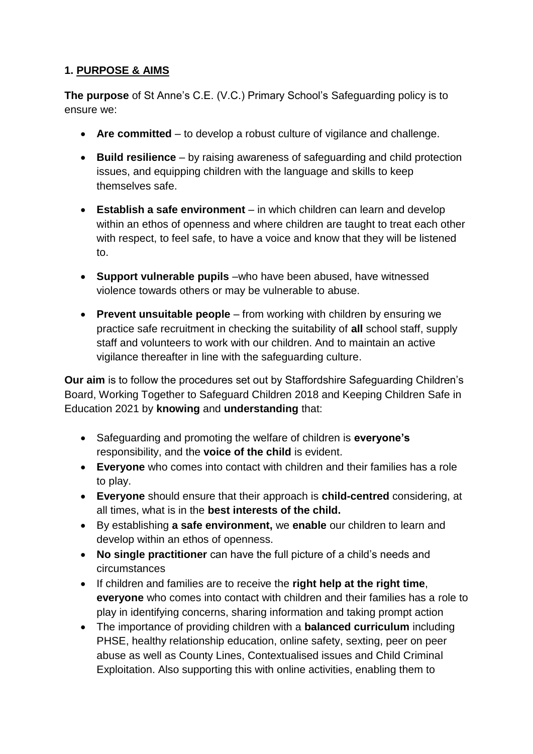## 1. PURPOSE & AIMS

**The purpose** of St Anne's C.E. (V.C.) Primary School's Safeguarding policy is to ensure we:

- **Are committed** – to develop a robust culture of vigilance and challenge.
- **Build resilience** – by raising awareness of safeguarding and child protection issues, and equipping children with the language and skills to keep themselves safe.
- **Establish a safe environment** – in which children can learn and develop within an ethos of openness and where children are taught to treat each other with respect, to feel safe, to have a voice and know that they will be listened to.
- **Support vulnerable pupils** –who have been abused, have witnessed violence towards others or may be vulnerable to abuse.
- **Prevent unsuitable people** – from working with children by ensuring we practice safe recruitment in checking the suitability of **all** school staff, supply staff and volunteers to work with our children. And to maintain an active vigilance thereafter in line with the safeguarding culture.

**Our aim** is to follow the procedures set out by Staffordshire Safeguarding Children's Board, Working Together to Safeguard Children 2018 and Keeping Children Safe in Education 2021 by **knowing** and **understanding** that:

- Safeguarding and promoting the welfare of children is **everyone's** responsibility, and the **voice of the child** is evident.
- **Everyone** who comes into contact with children and their families has a role to play.
- **Everyone** should ensure that their approach is **child-centred** considering, at all times, what is in the **best interests of the child.**
- By establishing **a safe environment,** we **enable** our children to learn and develop within an ethos of openness.
- **No single practitioner** can have the full picture of a child's needs and circumstances
- If children and families are to receive the **right help at the right time**, **everyone** who comes into contact with children and their families has a role to play in identifying concerns, sharing information and taking prompt action
- The importance of providing children with a **balanced curriculum** including PHSE, healthy relationship education, online safety, sexting, peer on peer abuse as well as County Lines, Contextualised issues and Child Criminal Exploitation. Also supporting this with online activities, enabling them to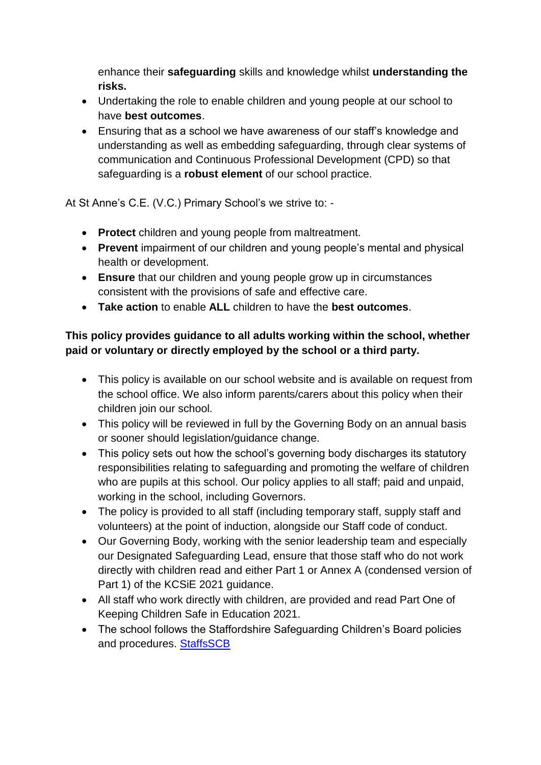enhance their **safeguarding** skills and knowledge whilst **understanding the risks.**

- Undertaking the role to enable children and young people at our school to have **best outcomes**.
- Ensuring that as a school we have awareness of our staff's knowledge and understanding as well as embedding safeguarding, through clear systems of communication and Continuous Professional Development (CPD) so that safeguarding is a **robust element** of our school practice.

At St Anne's C.E. (V.C.) Primary School's we strive to: -

- **Protect** children and young people from maltreatment.
- **Prevent** impairment of our children and young people's mental and physical health or development.
- **Ensure** that our children and young people grow up in circumstances consistent with the provisions of safe and effective care.
- **Take action** to enable **ALL** children to have the **best outcomes**.

**This policy provides guidance to all adults working within the school, whether paid or voluntary or directly employed by the school or a third party.**

- This policy is available on our school website and is available on request from the school office. We also inform parents/carers about this policy when their children join our school.
- This policy will be reviewed in full by the Governing Body on an annual basis or sooner should legislation/guidance change.
- This policy sets out how the school's governing body discharges its statutory responsibilities relating to safeguarding and promoting the welfare of children who are pupils at this school. Our policy applies to all staff; paid and unpaid, working in the school, including Governors.
- The policy is provided to all staff (including temporary staff, supply staff and volunteers) at the point of induction, alongside our Staff code of conduct.
- Our Governing Body, working with the senior leadership team and especially our Designated Safeguarding Lead, ensure that those staff who do not work directly with children read and either Part 1 or Annex A (condensed version of Part 1) of the KCSiE 2021 guidance.
- All staff who work directly with children, are provided and read Part One of Keeping Children Safe in Education 2021.
- The school follows the Staffordshire Safeguarding Children's Board policies and procedures. StaffsSCB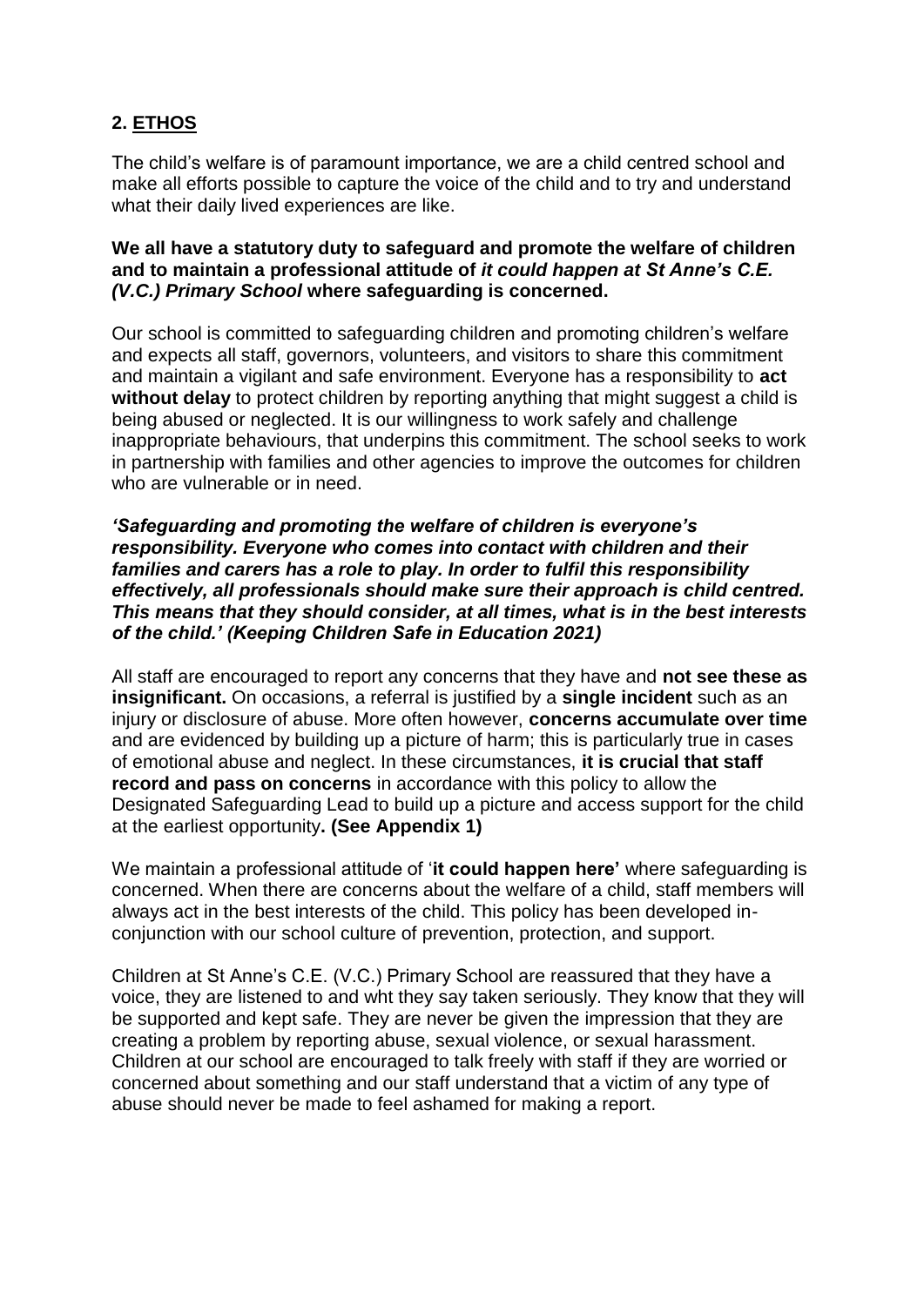## 2. ETHOS

The child's welfare is of paramount importance, we are a child centred school and make all efforts possible to capture the voice of the child and to try and understand what their daily lived experiences are like.

**We all have a statutory duty to safeguard and promote the welfare of children and to maintain a professional attitude of *it could happen at St Anne's C.E. (V.C.) Primary School* where safeguarding is concerned.**

Our school is committed to safeguarding children and promoting children's welfare and expects all staff, governors, volunteers, and visitors to share this commitment and maintain a vigilant and safe environment. Everyone has a responsibility to **act without delay** to protect children by reporting anything that might suggest a child is being abused or neglected. It is our willingness to work safely and challenge inappropriate behaviours, that underpins this commitment. The school seeks to work in partnership with families and other agencies to improve the outcomes for children who are vulnerable or in need.

***'Safeguarding and promoting the welfare of children is everyone's responsibility. Everyone who comes into contact with children and their families and carers has a role to play. In order to fulfil this responsibility effectively, all professionals should make sure their approach is child centred. This means that they should consider, at all times, what is in the best interests of the child.' (Keeping Children Safe in Education 2021)***

All staff are encouraged to report any concerns that they have and **not see these as insignificant.** On occasions, a referral is justified by a **single incident** such as an injury or disclosure of abuse. More often however, **concerns accumulate over time** and are evidenced by building up a picture of harm; this is particularly true in cases of emotional abuse and neglect. In these circumstances, **it is crucial that staff record and pass on concerns** in accordance with this policy to allow the Designated Safeguarding Lead to build up a picture and access support for the child at the earliest opportunity**. (See Appendix 1)**

We maintain a professional attitude of '**it could happen here'** where safeguarding is concerned. When there are concerns about the welfare of a child, staff members will always act in the best interests of the child. This policy has been developed in-conjunction with our school culture of prevention, protection, and support.

Children at St Anne's C.E. (V.C.) Primary School are reassured that they have a voice, they are listened to and wht they say taken seriously. They know that they will be supported and kept safe. They are never be given the impression that they are creating a problem by reporting abuse, sexual violence, or sexual harassment. Children at our school are encouraged to talk freely with staff if they are worried or concerned about something and our staff understand that a victim of any type of abuse should never be made to feel ashamed for making a report.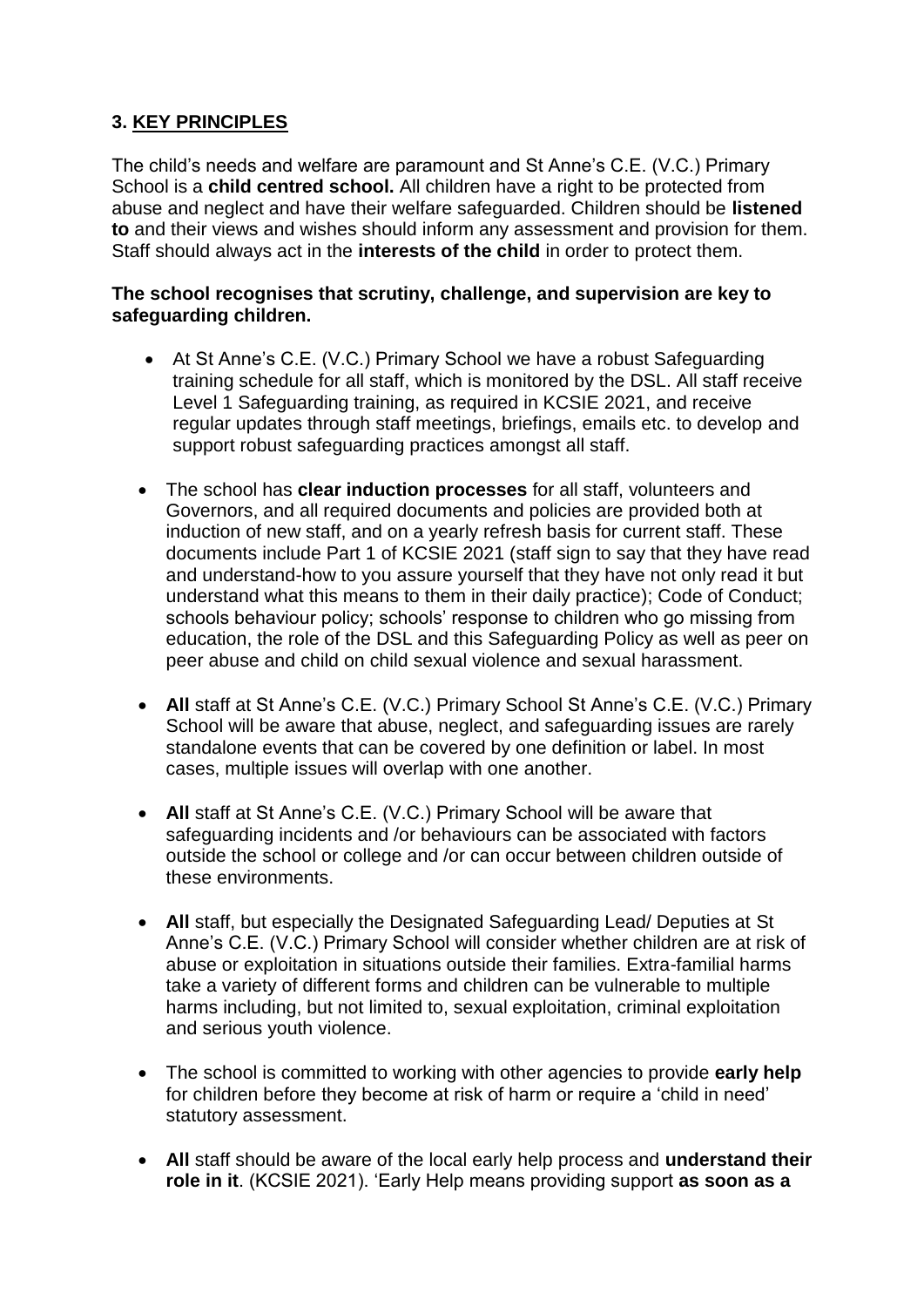## 3. KEY PRINCIPLES

The child's needs and welfare are paramount and St Anne's C.E. (V.C.) Primary School is a **child centred school.** All children have a right to be protected from abuse and neglect and have their welfare safeguarded. Children should be **listened to** and their views and wishes should inform any assessment and provision for them. Staff should always act in the **interests of the child** in order to protect them.

**The school recognises that scrutiny, challenge, and supervision are key to safeguarding children.**

- At St Anne's C.E. (V.C.) Primary School we have a robust Safeguarding training schedule for all staff, which is monitored by the DSL. All staff receive Level 1 Safeguarding training, as required in KCSIE 2021, and receive regular updates through staff meetings, briefings, emails etc. to develop and support robust safeguarding practices amongst all staff.
- The school has **clear induction processes** for all staff, volunteers and Governors, and all required documents and policies are provided both at induction of new staff, and on a yearly refresh basis for current staff. These documents include Part 1 of KCSIE 2021 (staff sign to say that they have read and understand-how to you assure yourself that they have not only read it but understand what this means to them in their daily practice); Code of Conduct; schools behaviour policy; schools' response to children who go missing from education, the role of the DSL and this Safeguarding Policy as well as peer on peer abuse and child on child sexual violence and sexual harassment.
- **All** staff at St Anne's C.E. (V.C.) Primary School St Anne's C.E. (V.C.) Primary School will be aware that abuse, neglect, and safeguarding issues are rarely standalone events that can be covered by one definition or label. In most cases, multiple issues will overlap with one another.
- **All** staff at St Anne's C.E. (V.C.) Primary School will be aware that safeguarding incidents and /or behaviours can be associated with factors outside the school or college and /or can occur between children outside of these environments.
- **All** staff, but especially the Designated Safeguarding Lead/ Deputies at St Anne's C.E. (V.C.) Primary School will consider whether children are at risk of abuse or exploitation in situations outside their families. Extra-familial harms take a variety of different forms and children can be vulnerable to multiple harms including, but not limited to, sexual exploitation, criminal exploitation and serious youth violence.
- The school is committed to working with other agencies to provide **early help** for children before they become at risk of harm or require a 'child in need' statutory assessment.
- **All** staff should be aware of the local early help process and **understand their role in it**. (KCSIE 2021). 'Early Help means providing support **as soon as a**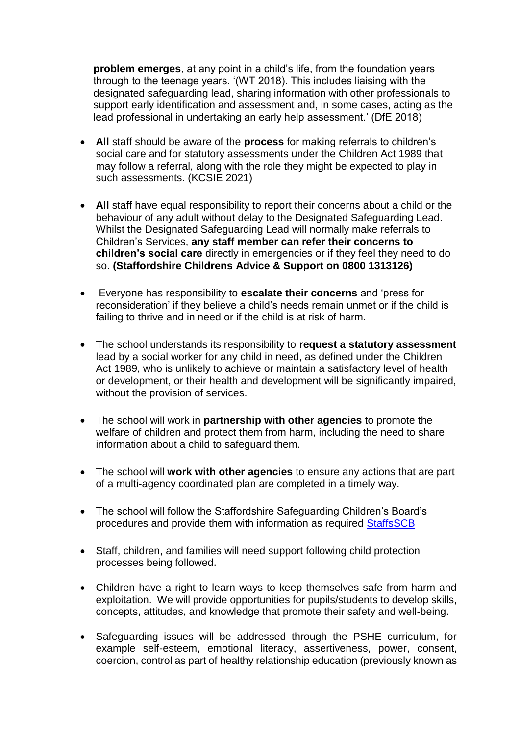**problem emerges**, at any point in a child's life, from the foundation years through to the teenage years. '(WT 2018). This includes liaising with the designated safeguarding lead, sharing information with other professionals to support early identification and assessment and, in some cases, acting as the lead professional in undertaking an early help assessment.' (DfE 2018)

- **All** staff should be aware of the **process** for making referrals to children's social care and for statutory assessments under the Children Act 1989 that may follow a referral, along with the role they might be expected to play in such assessments. (KCSIE 2021)

- **All** staff have equal responsibility to report their concerns about a child or the behaviour of any adult without delay to the Designated Safeguarding Lead. Whilst the Designated Safeguarding Lead will normally make referrals to Children's Services, **any staff member can refer their concerns to children's social care** directly in emergencies or if they feel they need to do so. **(Staffordshire Childrens Advice & Support on 0800 1313126)**

- Everyone has responsibility to **escalate their concerns** and 'press for reconsideration' if they believe a child's needs remain unmet or if the child is failing to thrive and in need or if the child is at risk of harm.

- The school understands its responsibility to **request a statutory assessment** lead by a social worker for any child in need, as defined under the Children Act 1989, who is unlikely to achieve or maintain a satisfactory level of health or development, or their health and development will be significantly impaired, without the provision of services.

- The school will work in **partnership with other agencies** to promote the welfare of children and protect them from harm, including the need to share information about a child to safeguard them.

- The school will **work with other agencies** to ensure any actions that are part of a multi-agency coordinated plan are completed in a timely way.

- The school will follow the Staffordshire Safeguarding Children's Board's procedures and provide them with information as required StaffsSCB

- Staff, children, and families will need support following child protection processes being followed.

- Children have a right to learn ways to keep themselves safe from harm and exploitation. We will provide opportunities for pupils/students to develop skills, concepts, attitudes, and knowledge that promote their safety and well-being.

- Safeguarding issues will be addressed through the PSHE curriculum, for example self-esteem, emotional literacy, assertiveness, power, consent, coercion, control as part of healthy relationship education (previously known as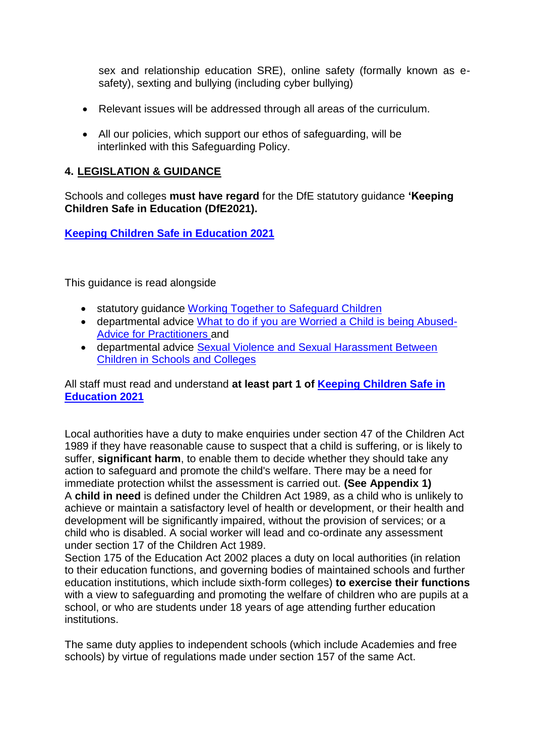sex and relationship education SRE), online safety (formally known as e-safety), sexting and bullying (including cyber bullying)

- Relevant issues will be addressed through all areas of the curriculum.
- All our policies, which support our ethos of safeguarding, will be interlinked with this Safeguarding Policy.

## 4. LEGISLATION & GUIDANCE

Schools and colleges **must have regard** for the DfE statutory guidance **'Keeping Children Safe in Education (DfE2021).**

**Keeping Children Safe in Education 2021**

This guidance is read alongside

- statutory guidance Working Together to Safeguard Children
- departmental advice What to do if you are Worried a Child is being Abused-Advice for Practitioners and
- departmental advice Sexual Violence and Sexual Harassment Between Children in Schools and Colleges

All staff must read and understand **at least part 1 of Keeping Children Safe in Education 2021**

Local authorities have a duty to make enquiries under section 47 of the Children Act 1989 if they have reasonable cause to suspect that a child is suffering, or is likely to suffer, **significant harm**, to enable them to decide whether they should take any action to safeguard and promote the child's welfare. There may be a need for immediate protection whilst the assessment is carried out. **(See Appendix 1)**
A **child in need** is defined under the Children Act 1989, as a child who is unlikely to achieve or maintain a satisfactory level of health or development, or their health and development will be significantly impaired, without the provision of services; or a child who is disabled. A social worker will lead and co-ordinate any assessment under section 17 of the Children Act 1989.
Section 175 of the Education Act 2002 places a duty on local authorities (in relation to their education functions, and governing bodies of maintained schools and further education institutions, which include sixth-form colleges) **to exercise their functions** with a view to safeguarding and promoting the welfare of children who are pupils at a school, or who are students under 18 years of age attending further education institutions.

The same duty applies to independent schools (which include Academies and free schools) by virtue of regulations made under section 157 of the same Act.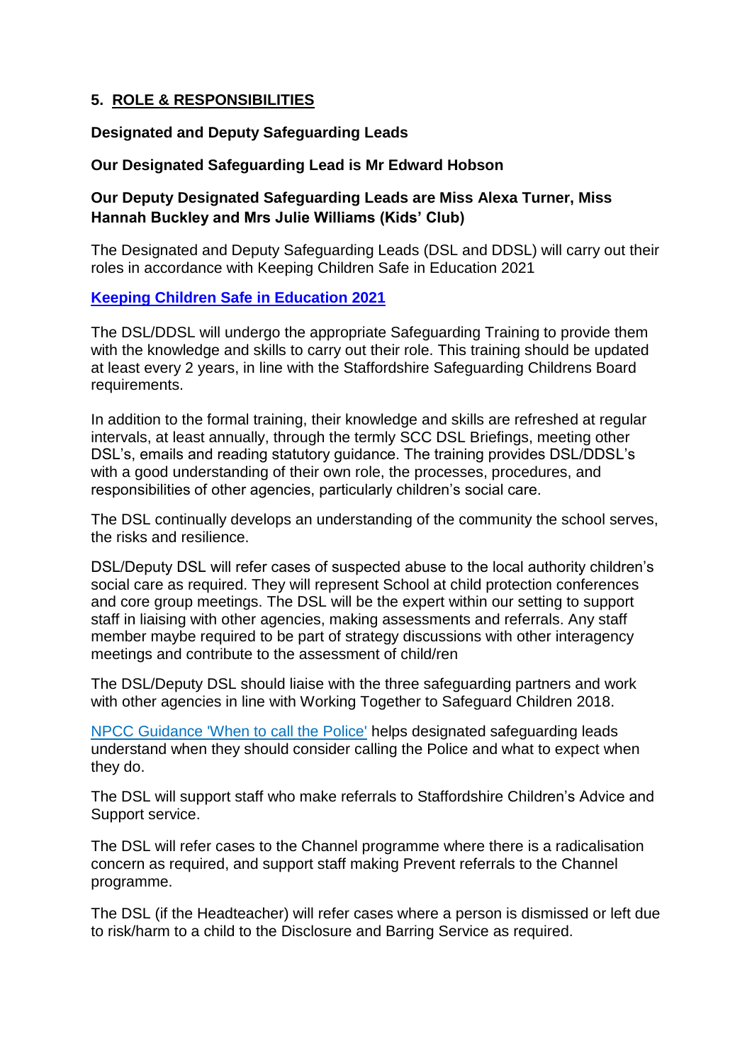## 5. ROLE & RESPONSIBILITIES

**Designated and Deputy Safeguarding Leads**

**Our Designated Safeguarding Lead is Mr Edward Hobson**

**Our Deputy Designated Safeguarding Leads are Miss Alexa Turner, Miss Hannah Buckley and Mrs Julie Williams (Kids' Club)**

The Designated and Deputy Safeguarding Leads (DSL and DDSL) will carry out their roles in accordance with Keeping Children Safe in Education 2021

**Keeping Children Safe in Education 2021**

The DSL/DDSL will undergo the appropriate Safeguarding Training to provide them with the knowledge and skills to carry out their role. This training should be updated at least every 2 years, in line with the Staffordshire Safeguarding Childrens Board requirements.

In addition to the formal training, their knowledge and skills are refreshed at regular intervals, at least annually, through the termly SCC DSL Briefings, meeting other DSL's, emails and reading statutory guidance. The training provides DSL/DDSL's with a good understanding of their own role, the processes, procedures, and responsibilities of other agencies, particularly children's social care.

The DSL continually develops an understanding of the community the school serves, the risks and resilience.

DSL/Deputy DSL will refer cases of suspected abuse to the local authority children's social care as required. They will represent School at child protection conferences and core group meetings. The DSL will be the expert within our setting to support staff in liaising with other agencies, making assessments and referrals. Any staff member maybe required to be part of strategy discussions with other interagency meetings and contribute to the assessment of child/ren

The DSL/Deputy DSL should liaise with the three safeguarding partners and work with other agencies in line with Working Together to Safeguard Children 2018.

NPCC Guidance 'When to call the Police' helps designated safeguarding leads understand when they should consider calling the Police and what to expect when they do.

The DSL will support staff who make referrals to Staffordshire Children's Advice and Support service.

The DSL will refer cases to the Channel programme where there is a radicalisation concern as required, and support staff making Prevent referrals to the Channel programme.

The DSL (if the Headteacher) will refer cases where a person is dismissed or left due to risk/harm to a child to the Disclosure and Barring Service as required.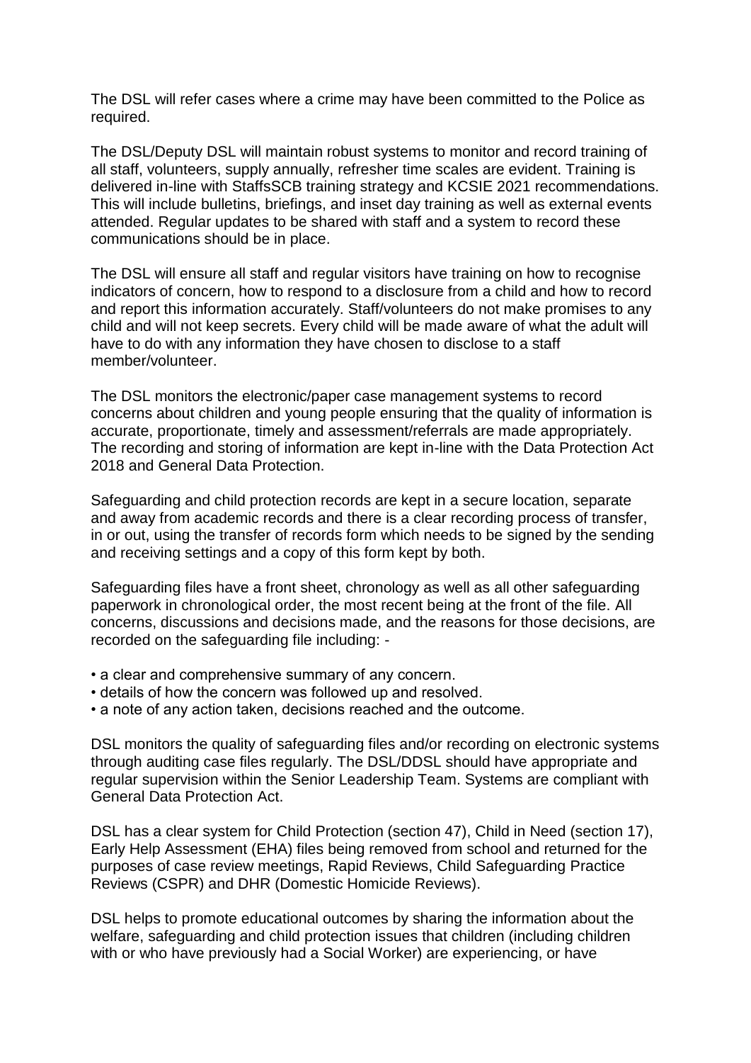The DSL will refer cases where a crime may have been committed to the Police as required.

The DSL/Deputy DSL will maintain robust systems to monitor and record training of all staff, volunteers, supply annually, refresher time scales are evident. Training is delivered in-line with StaffsSCB training strategy and KCSIE 2021 recommendations. This will include bulletins, briefings, and inset day training as well as external events attended. Regular updates to be shared with staff and a system to record these communications should be in place.

The DSL will ensure all staff and regular visitors have training on how to recognise indicators of concern, how to respond to a disclosure from a child and how to record and report this information accurately. Staff/volunteers do not make promises to any child and will not keep secrets. Every child will be made aware of what the adult will have to do with any information they have chosen to disclose to a staff member/volunteer.

The DSL monitors the electronic/paper case management systems to record concerns about children and young people ensuring that the quality of information is accurate, proportionate, timely and assessment/referrals are made appropriately. The recording and storing of information are kept in-line with the Data Protection Act 2018 and General Data Protection.

Safeguarding and child protection records are kept in a secure location, separate and away from academic records and there is a clear recording process of transfer, in or out, using the transfer of records form which needs to be signed by the sending and receiving settings and a copy of this form kept by both.

Safeguarding files have a front sheet, chronology as well as all other safeguarding paperwork in chronological order, the most recent being at the front of the file. All concerns, discussions and decisions made, and the reasons for those decisions, are recorded on the safeguarding file including: -

- a clear and comprehensive summary of any concern.
- details of how the concern was followed up and resolved.
- a note of any action taken, decisions reached and the outcome.

DSL monitors the quality of safeguarding files and/or recording on electronic systems through auditing case files regularly. The DSL/DDSL should have appropriate and regular supervision within the Senior Leadership Team. Systems are compliant with General Data Protection Act.

DSL has a clear system for Child Protection (section 47), Child in Need (section 17), Early Help Assessment (EHA) files being removed from school and returned for the purposes of case review meetings, Rapid Reviews, Child Safeguarding Practice Reviews (CSPR) and DHR (Domestic Homicide Reviews).

DSL helps to promote educational outcomes by sharing the information about the welfare, safeguarding and child protection issues that children (including children with or who have previously had a Social Worker) are experiencing, or have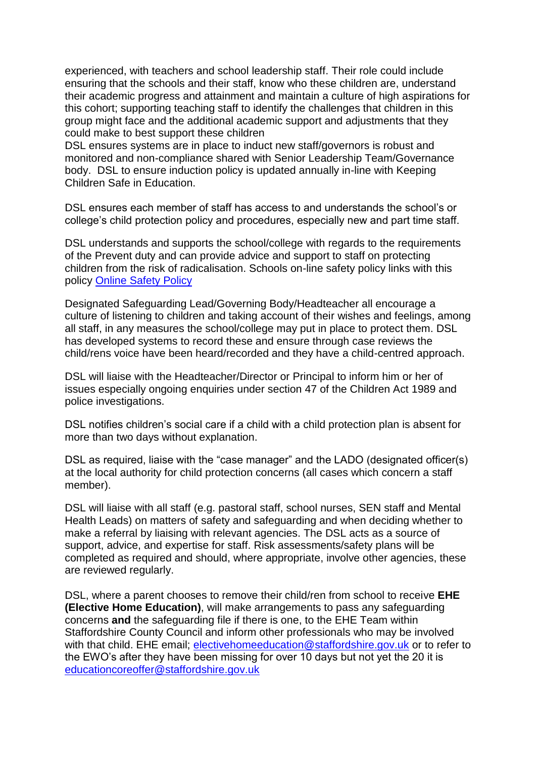experienced, with teachers and school leadership staff. Their role could include ensuring that the schools and their staff, know who these children are, understand their academic progress and attainment and maintain a culture of high aspirations for this cohort; supporting teaching staff to identify the challenges that children in this group might face and the additional academic support and adjustments that they could make to best support these children

DSL ensures systems are in place to induct new staff/governors is robust and monitored and non-compliance shared with Senior Leadership Team/Governance body. DSL to ensure induction policy is updated annually in-line with Keeping Children Safe in Education.

DSL ensures each member of staff has access to and understands the school's or college's child protection policy and procedures, especially new and part time staff.

DSL understands and supports the school/college with regards to the requirements of the Prevent duty and can provide advice and support to staff on protecting children from the risk of radicalisation. Schools on-line safety policy links with this policy [Online Safety Policy]

Designated Safeguarding Lead/Governing Body/Headteacher all encourage a culture of listening to children and taking account of their wishes and feelings, among all staff, in any measures the school/college may put in place to protect them. DSL has developed systems to record these and ensure through case reviews the child/rens voice have been heard/recorded and they have a child-centred approach.

DSL will liaise with the Headteacher/Director or Principal to inform him or her of issues especially ongoing enquiries under section 47 of the Children Act 1989 and police investigations.

DSL notifies children's social care if a child with a child protection plan is absent for more than two days without explanation.

DSL as required, liaise with the "case manager" and the LADO (designated officer(s) at the local authority for child protection concerns (all cases which concern a staff member).

DSL will liaise with all staff (e.g. pastoral staff, school nurses, SEN staff and Mental Health Leads) on matters of safety and safeguarding and when deciding whether to make a referral by liaising with relevant agencies. The DSL acts as a source of support, advice, and expertise for staff. Risk assessments/safety plans will be completed as required and should, where appropriate, involve other agencies, these are reviewed regularly.

DSL, where a parent chooses to remove their child/ren from school to receive **EHE (Elective Home Education)**, will make arrangements to pass any safeguarding concerns **and** the safeguarding file if there is one, to the EHE Team within Staffordshire County Council and inform other professionals who may be involved with that child. EHE email; electivehomeeducation@staffordshire.gov.uk or to refer to the EWO's after they have been missing for over 10 days but not yet the 20 it is educationcoreoffer@staffordshire.gov.uk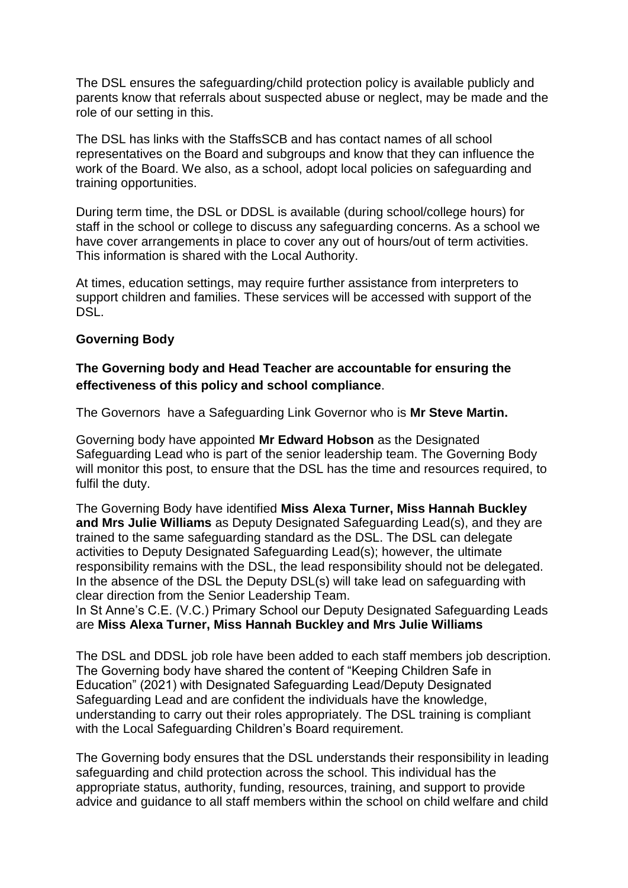The DSL ensures the safeguarding/child protection policy is available publicly and parents know that referrals about suspected abuse or neglect, may be made and the role of our setting in this.

The DSL has links with the StaffsSCB and has contact names of all school representatives on the Board and subgroups and know that they can influence the work of the Board. We also, as a school, adopt local policies on safeguarding and training opportunities.

During term time, the DSL or DDSL is available (during school/college hours) for staff in the school or college to discuss any safeguarding concerns. As a school we have cover arrangements in place to cover any out of hours/out of term activities. This information is shared with the Local Authority.

At times, education settings, may require further assistance from interpreters to support children and families. These services will be accessed with support of the DSL.

**Governing Body**

**The Governing body and Head Teacher are accountable for ensuring the effectiveness of this policy and school compliance**.

The Governors have a Safeguarding Link Governor who is **Mr Steve Martin.**

Governing body have appointed **Mr Edward Hobson** as the Designated Safeguarding Lead who is part of the senior leadership team. The Governing Body will monitor this post, to ensure that the DSL has the time and resources required, to fulfil the duty.

The Governing Body have identified **Miss Alexa Turner, Miss Hannah Buckley and Mrs Julie Williams** as Deputy Designated Safeguarding Lead(s), and they are trained to the same safeguarding standard as the DSL. The DSL can delegate activities to Deputy Designated Safeguarding Lead(s); however, the ultimate responsibility remains with the DSL, the lead responsibility should not be delegated. In the absence of the DSL the Deputy DSL(s) will take lead on safeguarding with clear direction from the Senior Leadership Team.
In St Anne's C.E. (V.C.) Primary School our Deputy Designated Safeguarding Leads are **Miss Alexa Turner, Miss Hannah Buckley and Mrs Julie Williams**

The DSL and DDSL job role have been added to each staff members job description. The Governing body have shared the content of "Keeping Children Safe in Education" (2021) with Designated Safeguarding Lead/Deputy Designated Safeguarding Lead and are confident the individuals have the knowledge, understanding to carry out their roles appropriately. The DSL training is compliant with the Local Safeguarding Children's Board requirement.

The Governing body ensures that the DSL understands their responsibility in leading safeguarding and child protection across the school. This individual has the appropriate status, authority, funding, resources, training, and support to provide advice and guidance to all staff members within the school on child welfare and child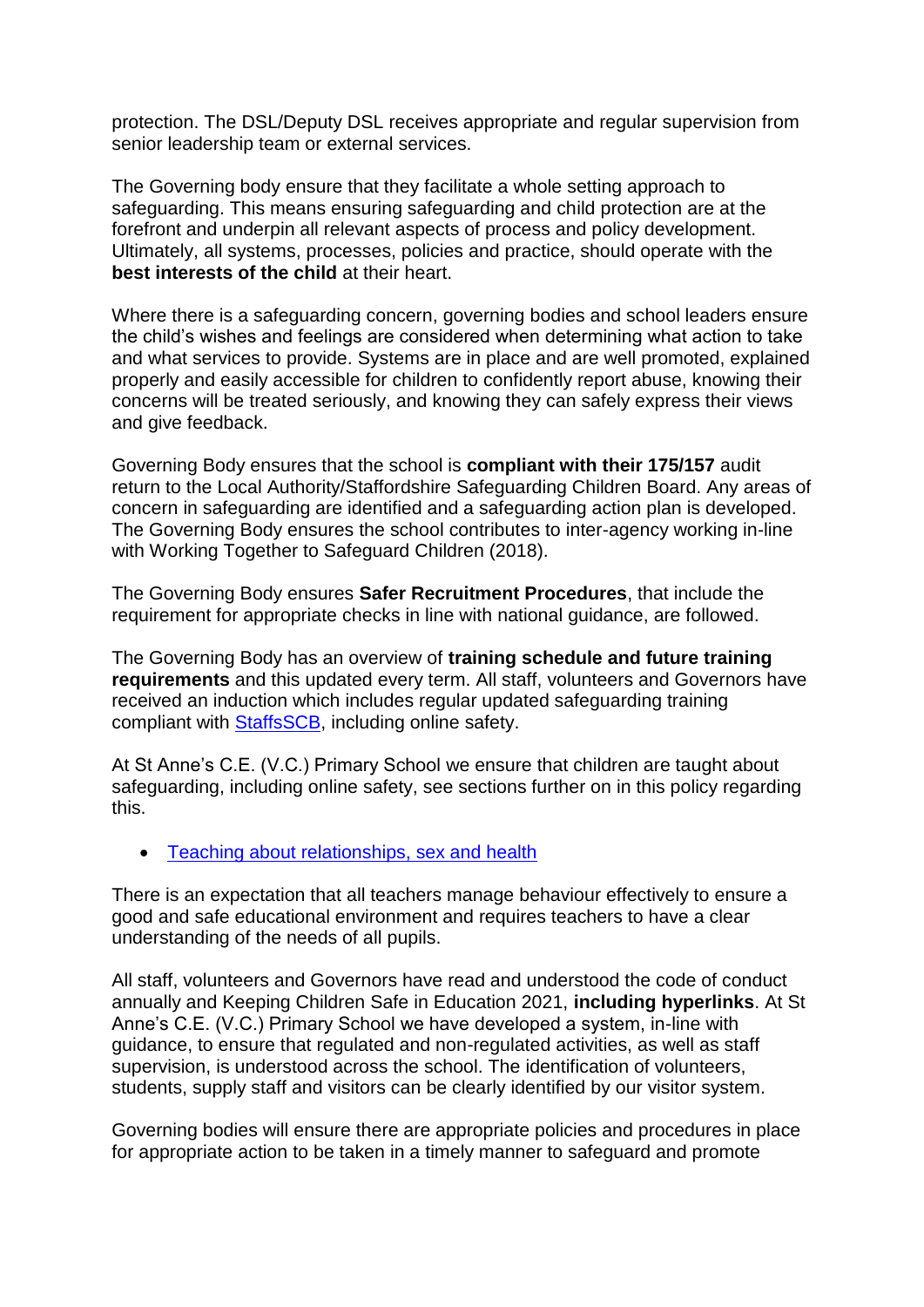protection. The DSL/Deputy DSL receives appropriate and regular supervision from senior leadership team or external services.

The Governing body ensure that they facilitate a whole setting approach to safeguarding. This means ensuring safeguarding and child protection are at the forefront and underpin all relevant aspects of process and policy development. Ultimately, all systems, processes, policies and practice, should operate with the **best interests of the child** at their heart.

Where there is a safeguarding concern, governing bodies and school leaders ensure the child's wishes and feelings are considered when determining what action to take and what services to provide. Systems are in place and are well promoted, explained properly and easily accessible for children to confidently report abuse, knowing their concerns will be treated seriously, and knowing they can safely express their views and give feedback.

Governing Body ensures that the school is **compliant with their 175/157** audit return to the Local Authority/Staffordshire Safeguarding Children Board. Any areas of concern in safeguarding are identified and a safeguarding action plan is developed. The Governing Body ensures the school contributes to inter-agency working in-line with Working Together to Safeguard Children (2018).

The Governing Body ensures **Safer Recruitment Procedures**, that include the requirement for appropriate checks in line with national guidance, are followed.

The Governing Body has an overview of **training schedule and future training requirements** and this updated every term. All staff, volunteers and Governors have received an induction which includes regular updated safeguarding training compliant with StaffsSCB, including online safety.

At St Anne's C.E. (V.C.) Primary School we ensure that children are taught about safeguarding, including online safety, see sections further on in this policy regarding this.

- Teaching about relationships, sex and health

There is an expectation that all teachers manage behaviour effectively to ensure a good and safe educational environment and requires teachers to have a clear understanding of the needs of all pupils.

All staff, volunteers and Governors have read and understood the code of conduct annually and Keeping Children Safe in Education 2021, **including hyperlinks**. At St Anne's C.E. (V.C.) Primary School we have developed a system, in-line with guidance, to ensure that regulated and non-regulated activities, as well as staff supervision, is understood across the school. The identification of volunteers, students, supply staff and visitors can be clearly identified by our visitor system.

Governing bodies will ensure there are appropriate policies and procedures in place for appropriate action to be taken in a timely manner to safeguard and promote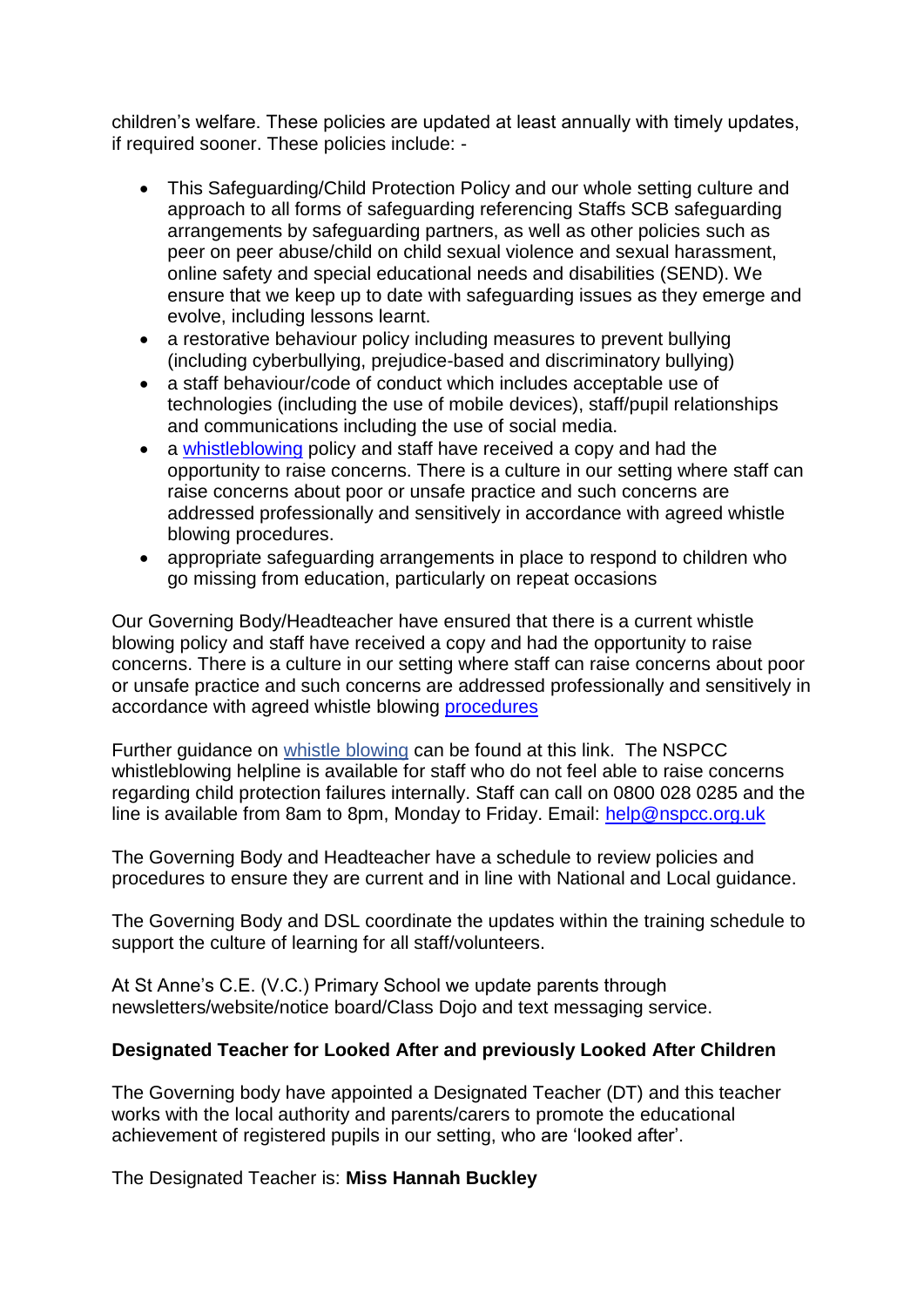children's welfare. These policies are updated at least annually with timely updates, if required sooner. These policies include: -

- This Safeguarding/Child Protection Policy and our whole setting culture and approach to all forms of safeguarding referencing Staffs SCB safeguarding arrangements by safeguarding partners, as well as other policies such as peer on peer abuse/child on child sexual violence and sexual harassment, online safety and special educational needs and disabilities (SEND). We ensure that we keep up to date with safeguarding issues as they emerge and evolve, including lessons learnt.
- a restorative behaviour policy including measures to prevent bullying (including cyberbullying, prejudice-based and discriminatory bullying)
- a staff behaviour/code of conduct which includes acceptable use of technologies (including the use of mobile devices), staff/pupil relationships and communications including the use of social media.
- a whistleblowing policy and staff have received a copy and had the opportunity to raise concerns. There is a culture in our setting where staff can raise concerns about poor or unsafe practice and such concerns are addressed professionally and sensitively in accordance with agreed whistle blowing procedures.
- appropriate safeguarding arrangements in place to respond to children who go missing from education, particularly on repeat occasions

Our Governing Body/Headteacher have ensured that there is a current whistle blowing policy and staff have received a copy and had the opportunity to raise concerns. There is a culture in our setting where staff can raise concerns about poor or unsafe practice and such concerns are addressed professionally and sensitively in accordance with agreed whistle blowing procedures

Further guidance on whistle blowing can be found at this link. The NSPCC whistleblowing helpline is available for staff who do not feel able to raise concerns regarding child protection failures internally. Staff can call on 0800 028 0285 and the line is available from 8am to 8pm, Monday to Friday. Email: help@nspcc.org.uk

The Governing Body and Headteacher have a schedule to review policies and procedures to ensure they are current and in line with National and Local guidance.

The Governing Body and DSL coordinate the updates within the training schedule to support the culture of learning for all staff/volunteers.

At St Anne's C.E. (V.C.) Primary School we update parents through newsletters/website/notice board/Class Dojo and text messaging service.

**Designated Teacher for Looked After and previously Looked After Children**

The Governing body have appointed a Designated Teacher (DT) and this teacher works with the local authority and parents/carers to promote the educational achievement of registered pupils in our setting, who are 'looked after'.

The Designated Teacher is: **Miss Hannah Buckley**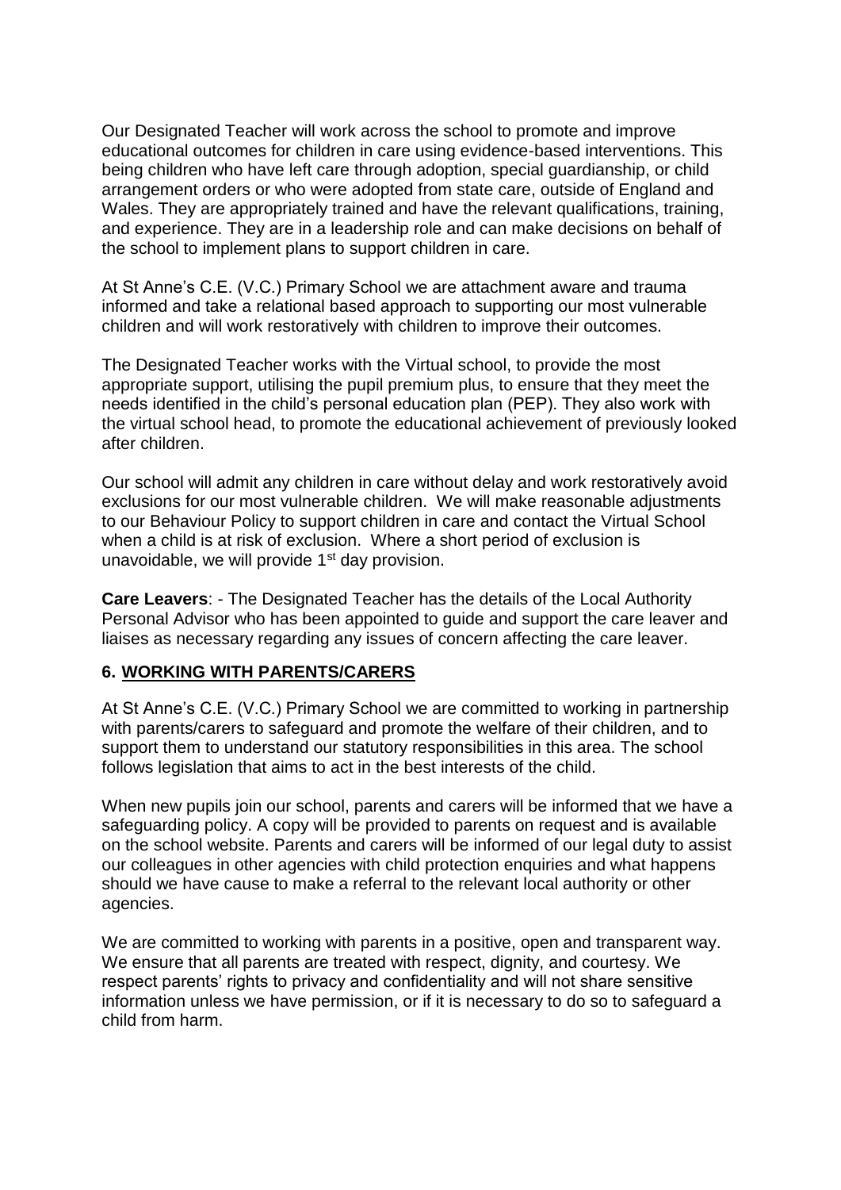Our Designated Teacher will work across the school to promote and improve educational outcomes for children in care using evidence-based interventions. This being children who have left care through adoption, special guardianship, or child arrangement orders or who were adopted from state care, outside of England and Wales. They are appropriately trained and have the relevant qualifications, training, and experience. They are in a leadership role and can make decisions on behalf of the school to implement plans to support children in care.

At St Anne's C.E. (V.C.) Primary School we are attachment aware and trauma informed and take a relational based approach to supporting our most vulnerable children and will work restoratively with children to improve their outcomes.

The Designated Teacher works with the Virtual school, to provide the most appropriate support, utilising the pupil premium plus, to ensure that they meet the needs identified in the child's personal education plan (PEP). They also work with the virtual school head, to promote the educational achievement of previously looked after children.

Our school will admit any children in care without delay and work restoratively avoid exclusions for our most vulnerable children. We will make reasonable adjustments to our Behaviour Policy to support children in care and contact the Virtual School when a child is at risk of exclusion. Where a short period of exclusion is unavoidable, we will provide 1st day provision.

**Care Leavers**: - The Designated Teacher has the details of the Local Authority Personal Advisor who has been appointed to guide and support the care leaver and liaises as necessary regarding any issues of concern affecting the care leaver.

## 6. WORKING WITH PARENTS/CARERS

At St Anne's C.E. (V.C.) Primary School we are committed to working in partnership with parents/carers to safeguard and promote the welfare of their children, and to support them to understand our statutory responsibilities in this area. The school follows legislation that aims to act in the best interests of the child.

When new pupils join our school, parents and carers will be informed that we have a safeguarding policy. A copy will be provided to parents on request and is available on the school website. Parents and carers will be informed of our legal duty to assist our colleagues in other agencies with child protection enquiries and what happens should we have cause to make a referral to the relevant local authority or other agencies.

We are committed to working with parents in a positive, open and transparent way. We ensure that all parents are treated with respect, dignity, and courtesy. We respect parents' rights to privacy and confidentiality and will not share sensitive information unless we have permission, or if it is necessary to do so to safeguard a child from harm.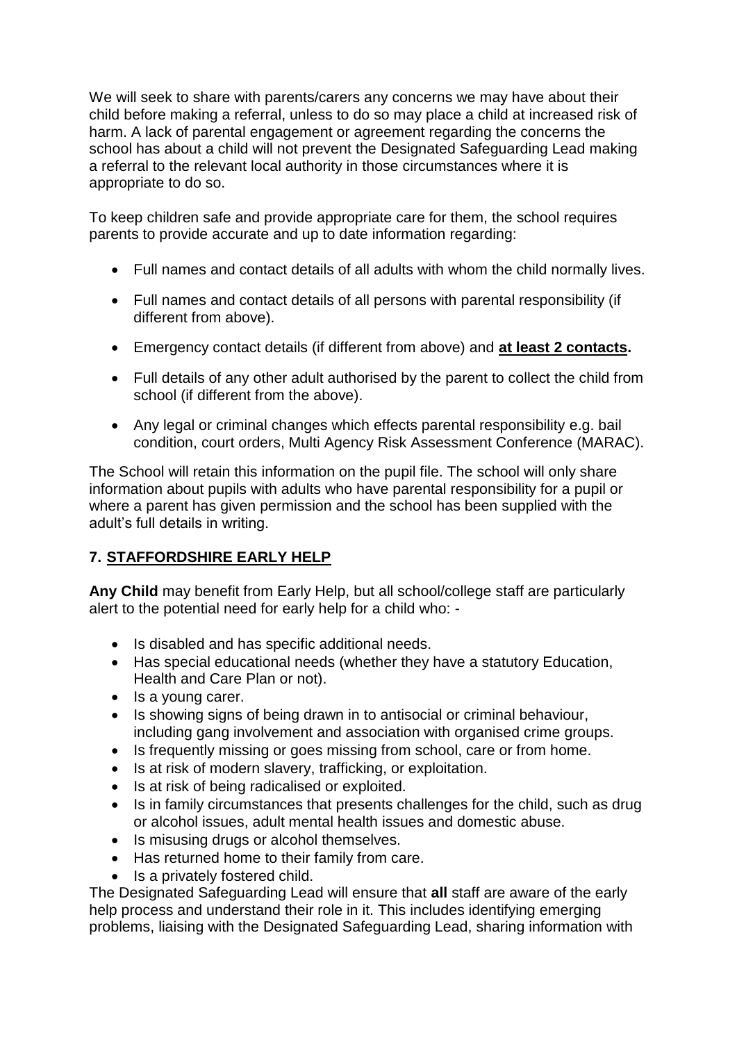We will seek to share with parents/carers any concerns we may have about their child before making a referral, unless to do so may place a child at increased risk of harm. A lack of parental engagement or agreement regarding the concerns the school has about a child will not prevent the Designated Safeguarding Lead making a referral to the relevant local authority in those circumstances where it is appropriate to do so.

To keep children safe and provide appropriate care for them, the school requires parents to provide accurate and up to date information regarding:

- Full names and contact details of all adults with whom the child normally lives.
- Full names and contact details of all persons with parental responsibility (if different from above).
- Emergency contact details (if different from above) and **at least 2 contacts.**
- Full details of any other adult authorised by the parent to collect the child from school (if different from the above).
- Any legal or criminal changes which effects parental responsibility e.g. bail condition, court orders, Multi Agency Risk Assessment Conference (MARAC).

The School will retain this information on the pupil file. The school will only share information about pupils with adults who have parental responsibility for a pupil or where a parent has given permission and the school has been supplied with the adult's full details in writing.

## 7. STAFFORDSHIRE EARLY HELP

**Any Child** may benefit from Early Help, but all school/college staff are particularly alert to the potential need for early help for a child who: -

- Is disabled and has specific additional needs.
- Has special educational needs (whether they have a statutory Education, Health and Care Plan or not).
- Is a young carer.
- Is showing signs of being drawn in to antisocial or criminal behaviour, including gang involvement and association with organised crime groups.
- Is frequently missing or goes missing from school, care or from home.
- Is at risk of modern slavery, trafficking, or exploitation.
- Is at risk of being radicalised or exploited.
- Is in family circumstances that presents challenges for the child, such as drug or alcohol issues, adult mental health issues and domestic abuse.
- Is misusing drugs or alcohol themselves.
- Has returned home to their family from care.
- Is a privately fostered child.

The Designated Safeguarding Lead will ensure that **all** staff are aware of the early help process and understand their role in it. This includes identifying emerging problems, liaising with the Designated Safeguarding Lead, sharing information with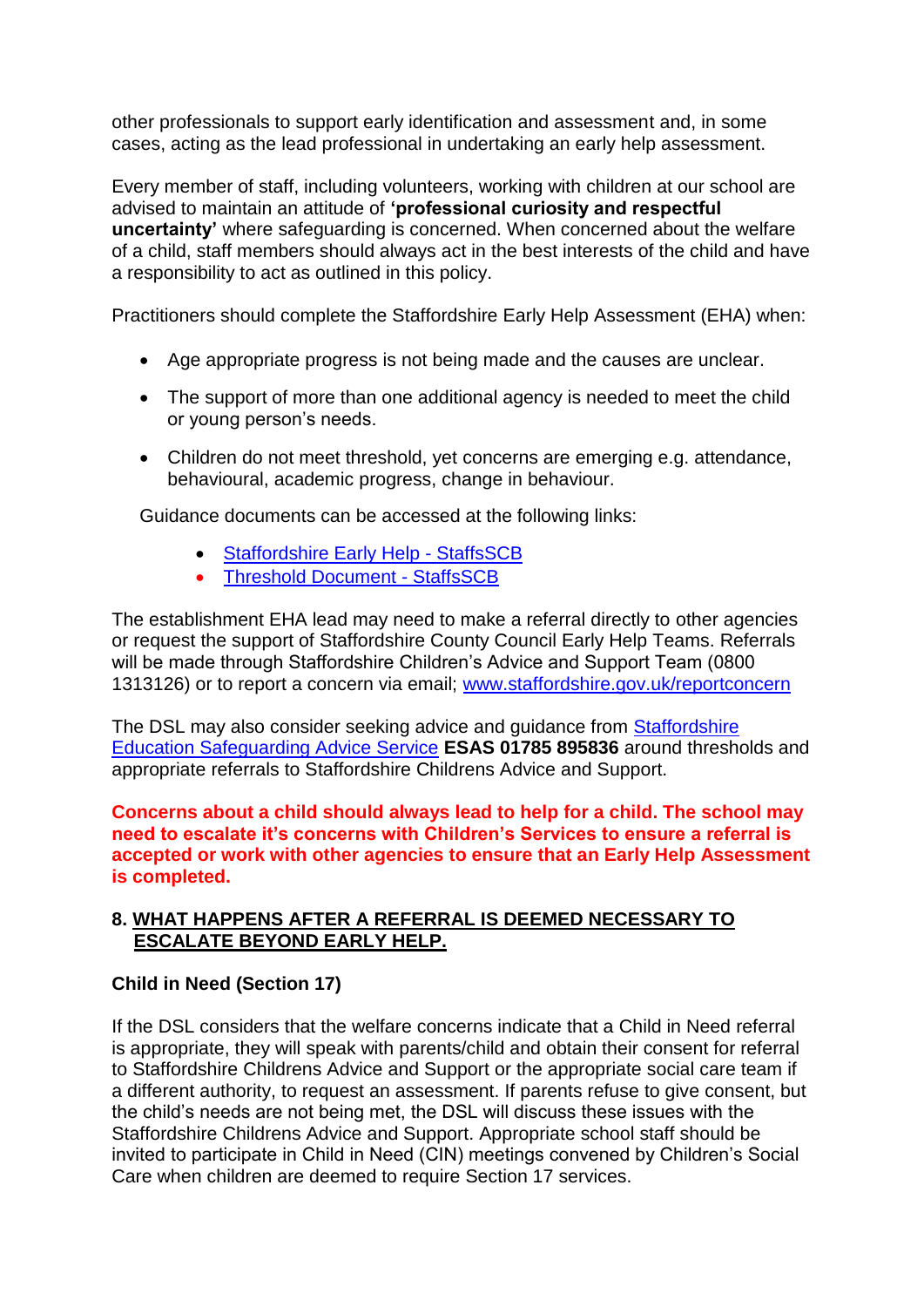other professionals to support early identification and assessment and, in some cases, acting as the lead professional in undertaking an early help assessment.

Every member of staff, including volunteers, working with children at our school are advised to maintain an attitude of **'professional curiosity and respectful uncertainty'** where safeguarding is concerned. When concerned about the welfare of a child, staff members should always act in the best interests of the child and have a responsibility to act as outlined in this policy.

Practitioners should complete the Staffordshire Early Help Assessment (EHA) when:

- Age appropriate progress is not being made and the causes are unclear.
- The support of more than one additional agency is needed to meet the child or young person's needs.
- Children do not meet threshold, yet concerns are emerging e.g. attendance, behavioural, academic progress, change in behaviour.

Guidance documents can be accessed at the following links:

- Staffordshire Early Help - StaffsSCB
- Threshold Document - StaffsSCB

The establishment EHA lead may need to make a referral directly to other agencies or request the support of Staffordshire County Council Early Help Teams. Referrals will be made through Staffordshire Children's Advice and Support Team (0800 1313126) or to report a concern via email; www.staffordshire.gov.uk/reportconcern

The DSL may also consider seeking advice and guidance from Staffordshire Education Safeguarding Advice Service **ESAS 01785 895836** around thresholds and appropriate referrals to Staffordshire Childrens Advice and Support.

**Concerns about a child should always lead to help for a child. The school may need to escalate it's concerns with Children's Services to ensure a referral is accepted or work with other agencies to ensure that an Early Help Assessment is completed.**

## 8. WHAT HAPPENS AFTER A REFERRAL IS DEEMED NECESSARY TO ESCALATE BEYOND EARLY HELP.

### Child in Need (Section 17)

If the DSL considers that the welfare concerns indicate that a Child in Need referral is appropriate, they will speak with parents/child and obtain their consent for referral to Staffordshire Childrens Advice and Support or the appropriate social care team if a different authority, to request an assessment. If parents refuse to give consent, but the child's needs are not being met, the DSL will discuss these issues with the Staffordshire Childrens Advice and Support. Appropriate school staff should be invited to participate in Child in Need (CIN) meetings convened by Children's Social Care when children are deemed to require Section 17 services.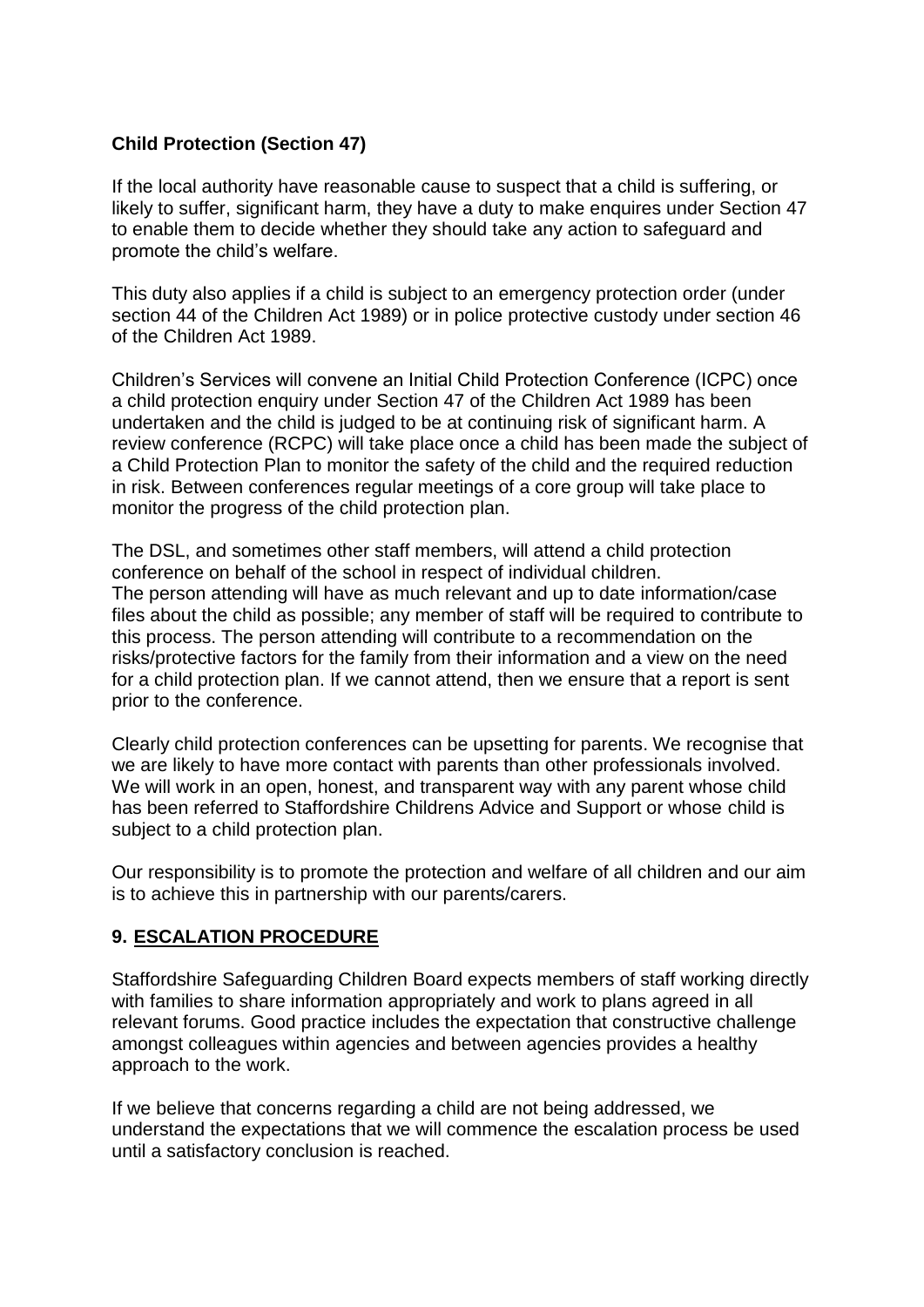**Child Protection (Section 47)**

If the local authority have reasonable cause to suspect that a child is suffering, or likely to suffer, significant harm, they have a duty to make enquires under Section 47 to enable them to decide whether they should take any action to safeguard and promote the child's welfare.

This duty also applies if a child is subject to an emergency protection order (under section 44 of the Children Act 1989) or in police protective custody under section 46 of the Children Act 1989.

Children's Services will convene an Initial Child Protection Conference (ICPC) once a child protection enquiry under Section 47 of the Children Act 1989 has been undertaken and the child is judged to be at continuing risk of significant harm. A review conference (RCPC) will take place once a child has been made the subject of a Child Protection Plan to monitor the safety of the child and the required reduction in risk. Between conferences regular meetings of a core group will take place to monitor the progress of the child protection plan.

The DSL, and sometimes other staff members, will attend a child protection conference on behalf of the school in respect of individual children.
The person attending will have as much relevant and up to date information/case files about the child as possible; any member of staff will be required to contribute to this process. The person attending will contribute to a recommendation on the risks/protective factors for the family from their information and a view on the need for a child protection plan. If we cannot attend, then we ensure that a report is sent prior to the conference.

Clearly child protection conferences can be upsetting for parents. We recognise that we are likely to have more contact with parents than other professionals involved. We will work in an open, honest, and transparent way with any parent whose child has been referred to Staffordshire Childrens Advice and Support or whose child is subject to a child protection plan.

Our responsibility is to promote the protection and welfare of all children and our aim is to achieve this in partnership with our parents/carers.

## 9. ESCALATION PROCEDURE

Staffordshire Safeguarding Children Board expects members of staff working directly with families to share information appropriately and work to plans agreed in all relevant forums. Good practice includes the expectation that constructive challenge amongst colleagues within agencies and between agencies provides a healthy approach to the work.

If we believe that concerns regarding a child are not being addressed, we understand the expectations that we will commence the escalation process be used until a satisfactory conclusion is reached.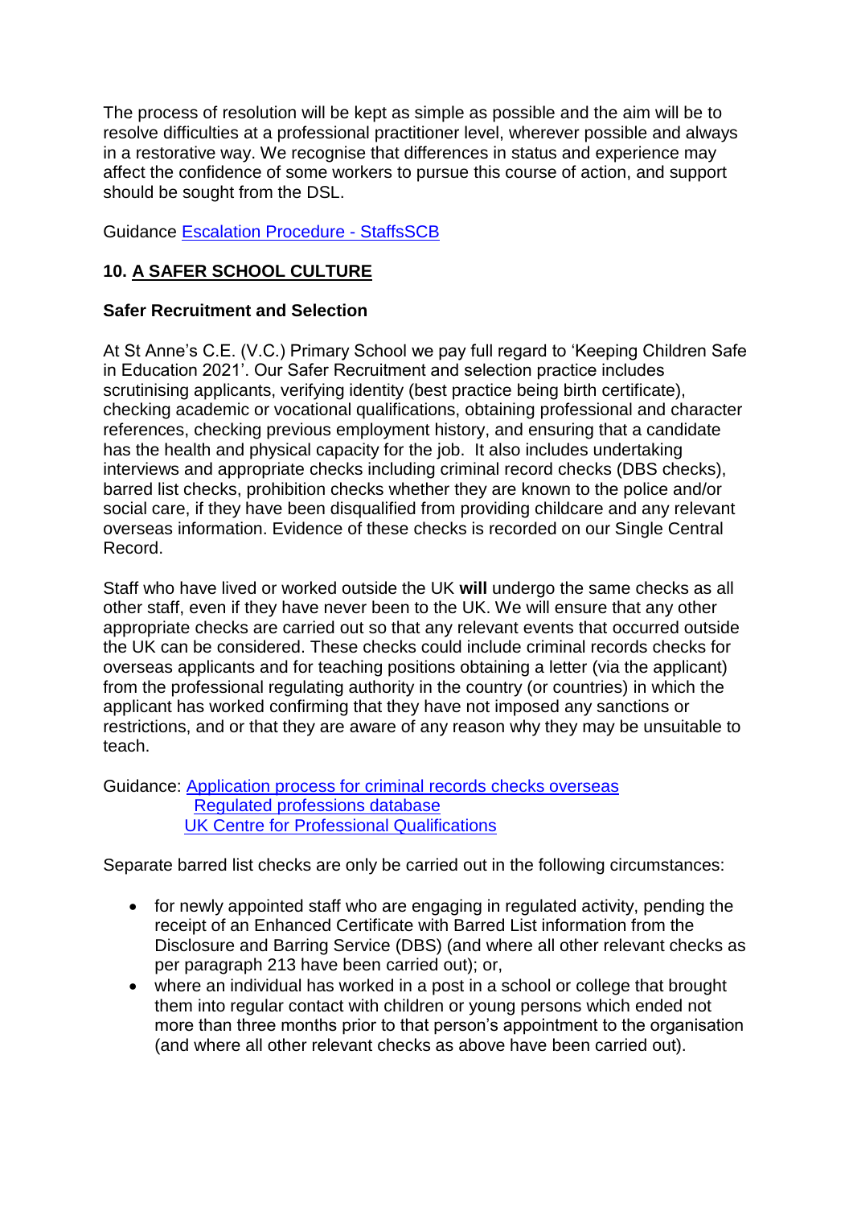The process of resolution will be kept as simple as possible and the aim will be to resolve difficulties at a professional practitioner level, wherever possible and always in a restorative way. We recognise that differences in status and experience may affect the confidence of some workers to pursue this course of action, and support should be sought from the DSL.

Guidance [Escalation Procedure - StaffsSCB]

## 10. A SAFER SCHOOL CULTURE

### Safer Recruitment and Selection

At St Anne's C.E. (V.C.) Primary School we pay full regard to 'Keeping Children Safe in Education 2021'. Our Safer Recruitment and selection practice includes scrutinising applicants, verifying identity (best practice being birth certificate), checking academic or vocational qualifications, obtaining professional and character references, checking previous employment history, and ensuring that a candidate has the health and physical capacity for the job. It also includes undertaking interviews and appropriate checks including criminal record checks (DBS checks), barred list checks, prohibition checks whether they are known to the police and/or social care, if they have been disqualified from providing childcare and any relevant overseas information. Evidence of these checks is recorded on our Single Central Record.

Staff who have lived or worked outside the UK **will** undergo the same checks as all other staff, even if they have never been to the UK. We will ensure that any other appropriate checks are carried out so that any relevant events that occurred outside the UK can be considered. These checks could include criminal records checks for overseas applicants and for teaching positions obtaining a letter (via the applicant) from the professional regulating authority in the country (or countries) in which the applicant has worked confirming that they have not imposed any sanctions or restrictions, and or that they are aware of any reason why they may be unsuitable to teach.

Guidance: [Application process for criminal records checks overseas]
[Regulated professions database]
[UK Centre for Professional Qualifications]

Separate barred list checks are only be carried out in the following circumstances:

- for newly appointed staff who are engaging in regulated activity, pending the receipt of an Enhanced Certificate with Barred List information from the Disclosure and Barring Service (DBS) (and where all other relevant checks as per paragraph 213 have been carried out); or,
- where an individual has worked in a post in a school or college that brought them into regular contact with children or young persons which ended not more than three months prior to that person's appointment to the organisation (and where all other relevant checks as above have been carried out).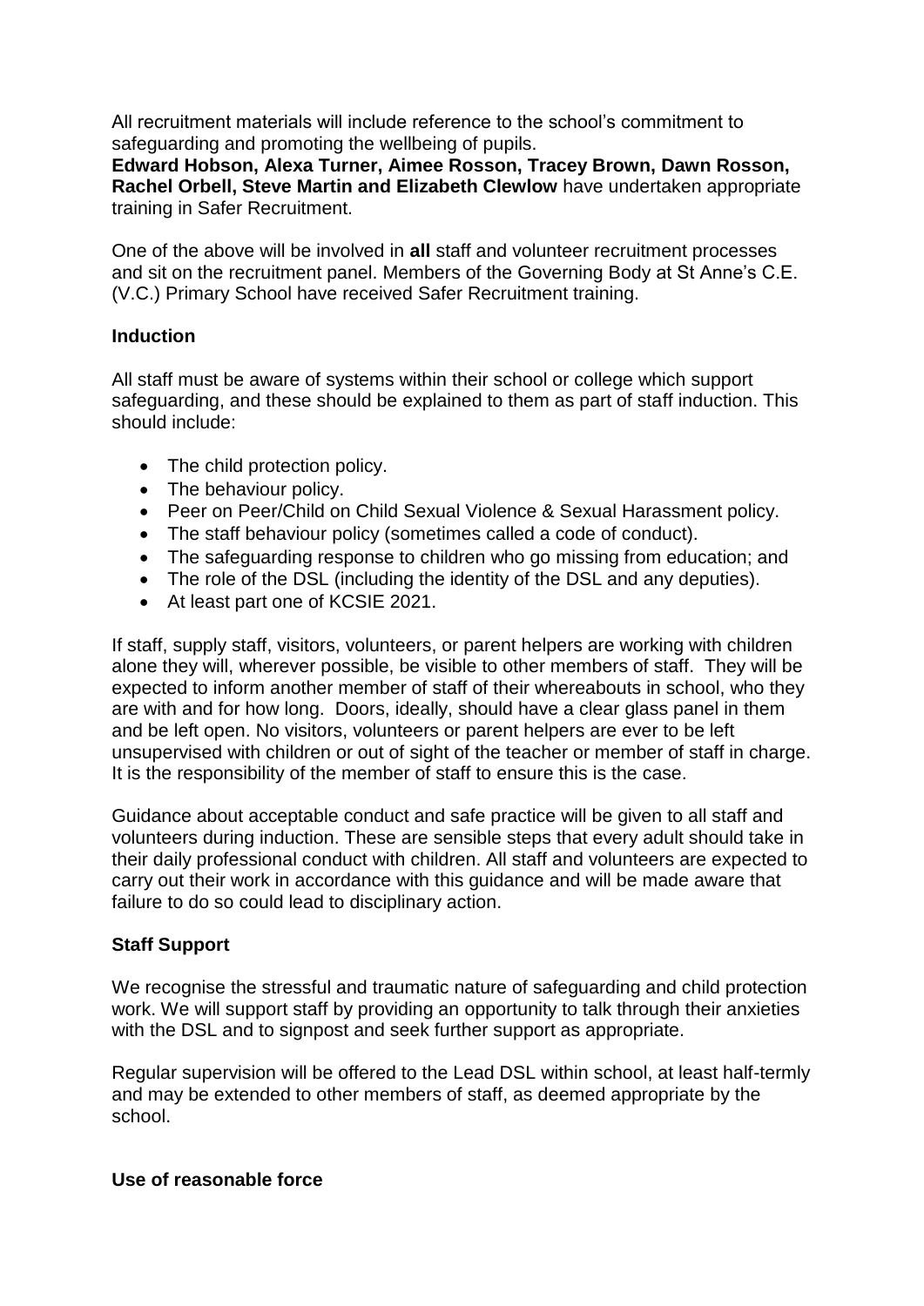All recruitment materials will include reference to the school's commitment to safeguarding and promoting the wellbeing of pupils.
**Edward Hobson, Alexa Turner, Aimee Rosson, Tracey Brown, Dawn Rosson, Rachel Orbell, Steve Martin and Elizabeth Clewlow** have undertaken appropriate training in Safer Recruitment.

One of the above will be involved in **all** staff and volunteer recruitment processes and sit on the recruitment panel. Members of the Governing Body at St Anne's C.E. (V.C.) Primary School have received Safer Recruitment training.

**Induction**

All staff must be aware of systems within their school or college which support safeguarding, and these should be explained to them as part of staff induction. This should include:

- The child protection policy.
- The behaviour policy.
- Peer on Peer/Child on Child Sexual Violence & Sexual Harassment policy.
- The staff behaviour policy (sometimes called a code of conduct).
- The safeguarding response to children who go missing from education; and
- The role of the DSL (including the identity of the DSL and any deputies).
- At least part one of KCSIE 2021.

If staff, supply staff, visitors, volunteers, or parent helpers are working with children alone they will, wherever possible, be visible to other members of staff. They will be expected to inform another member of staff of their whereabouts in school, who they are with and for how long. Doors, ideally, should have a clear glass panel in them and be left open. No visitors, volunteers or parent helpers are ever to be left unsupervised with children or out of sight of the teacher or member of staff in charge. It is the responsibility of the member of staff to ensure this is the case.

Guidance about acceptable conduct and safe practice will be given to all staff and volunteers during induction. These are sensible steps that every adult should take in their daily professional conduct with children. All staff and volunteers are expected to carry out their work in accordance with this guidance and will be made aware that failure to do so could lead to disciplinary action.

**Staff Support**

We recognise the stressful and traumatic nature of safeguarding and child protection work. We will support staff by providing an opportunity to talk through their anxieties with the DSL and to signpost and seek further support as appropriate.

Regular supervision will be offered to the Lead DSL within school, at least half-termly and may be extended to other members of staff, as deemed appropriate by the school.

**Use of reasonable force**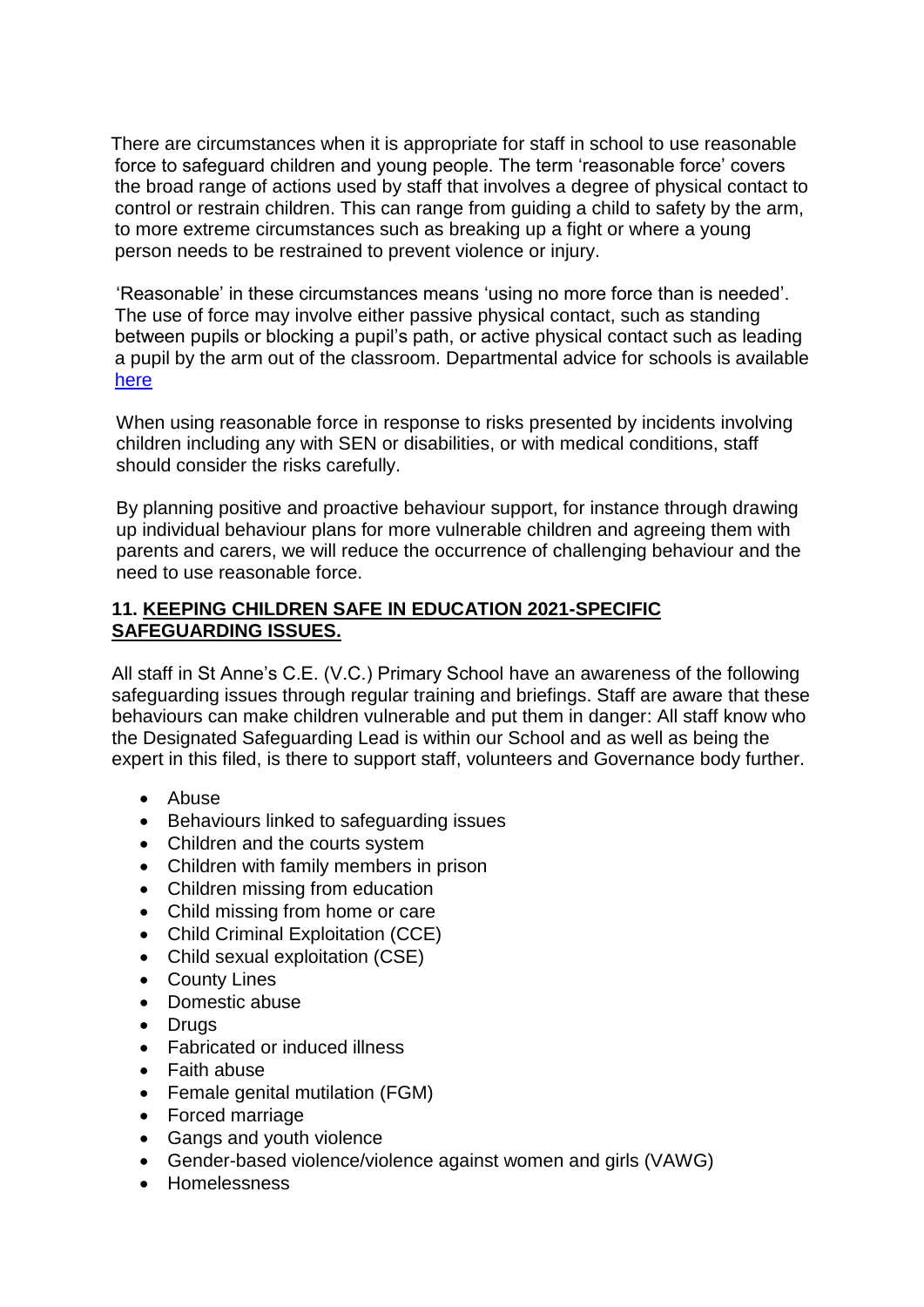There are circumstances when it is appropriate for staff in school to use reasonable force to safeguard children and young people. The term 'reasonable force' covers the broad range of actions used by staff that involves a degree of physical contact to control or restrain children. This can range from guiding a child to safety by the arm, to more extreme circumstances such as breaking up a fight or where a young person needs to be restrained to prevent violence or injury.

'Reasonable' in these circumstances means 'using no more force than is needed'. The use of force may involve either passive physical contact, such as standing between pupils or blocking a pupil's path, or active physical contact such as leading a pupil by the arm out of the classroom. Departmental advice for schools is available [here]

When using reasonable force in response to risks presented by incidents involving children including any with SEN or disabilities, or with medical conditions, staff should consider the risks carefully.

By planning positive and proactive behaviour support, for instance through drawing up individual behaviour plans for more vulnerable children and agreeing them with parents and carers, we will reduce the occurrence of challenging behaviour and the need to use reasonable force.

## 11. KEEPING CHILDREN SAFE IN EDUCATION 2021-SPECIFIC SAFEGUARDING ISSUES.

All staff in St Anne's C.E. (V.C.) Primary School have an awareness of the following safeguarding issues through regular training and briefings. Staff are aware that these behaviours can make children vulnerable and put them in danger: All staff know who the Designated Safeguarding Lead is within our School and as well as being the expert in this filed, is there to support staff, volunteers and Governance body further.

- Abuse
- Behaviours linked to safeguarding issues
- Children and the courts system
- Children with family members in prison
- Children missing from education
- Child missing from home or care
- Child Criminal Exploitation (CCE)
- Child sexual exploitation (CSE)
- County Lines
- Domestic abuse
- Drugs
- Fabricated or induced illness
- Faith abuse
- Female genital mutilation (FGM)
- Forced marriage
- Gangs and youth violence
- Gender-based violence/violence against women and girls (VAWG)
- Homelessness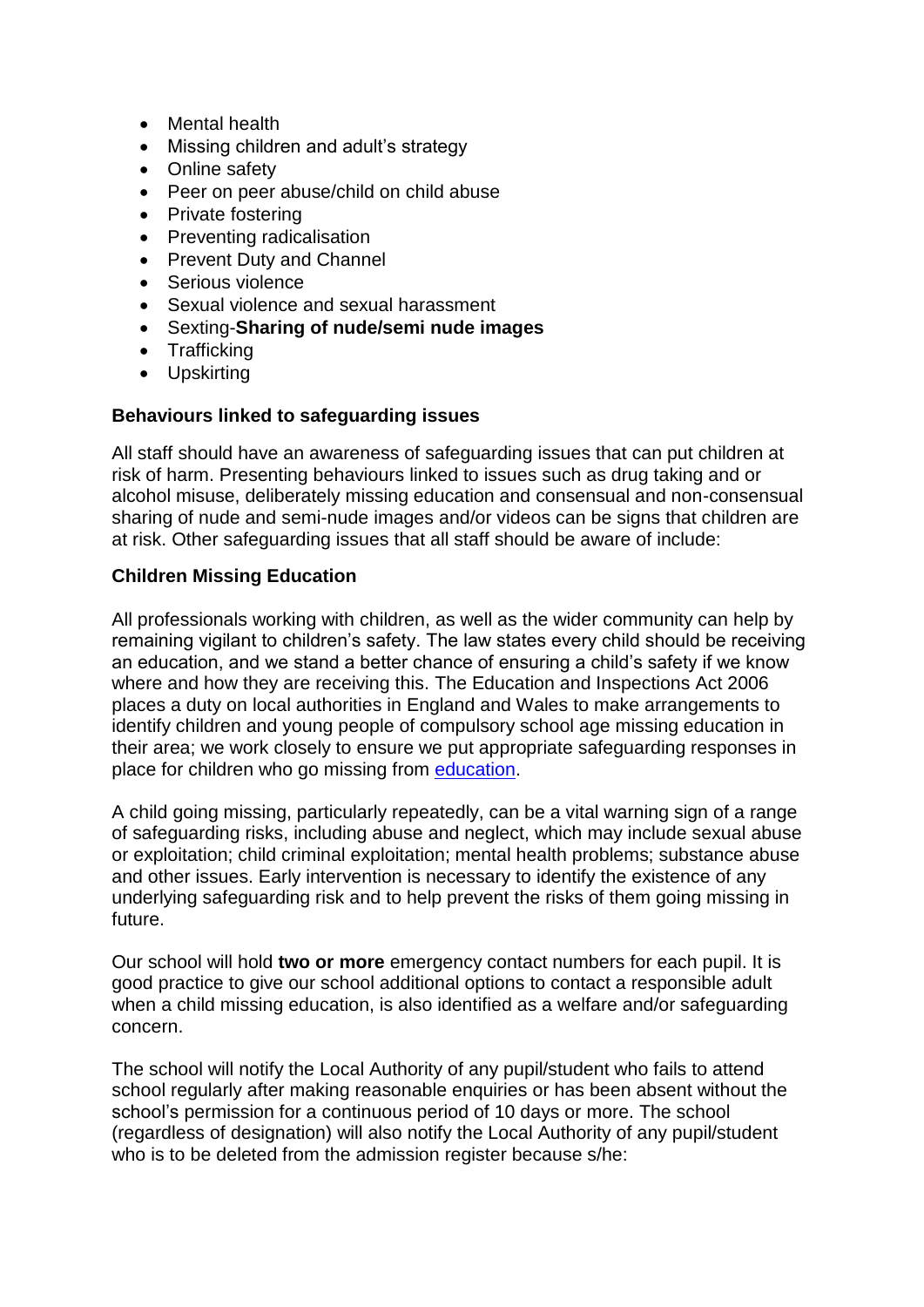- Mental health
- Missing children and adult's strategy
- Online safety
- Peer on peer abuse/child on child abuse
- Private fostering
- Preventing radicalisation
- Prevent Duty and Channel
- Serious violence
- Sexual violence and sexual harassment
- Sexting-**Sharing of nude/semi nude images**
- Trafficking
- Upskirting

**Behaviours linked to safeguarding issues**

All staff should have an awareness of safeguarding issues that can put children at risk of harm. Presenting behaviours linked to issues such as drug taking and or alcohol misuse, deliberately missing education and consensual and non-consensual sharing of nude and semi-nude images and/or videos can be signs that children are at risk. Other safeguarding issues that all staff should be aware of include:

**Children Missing Education**

All professionals working with children, as well as the wider community can help by remaining vigilant to children's safety. The law states every child should be receiving an education, and we stand a better chance of ensuring a child's safety if we know where and how they are receiving this. The Education and Inspections Act 2006 places a duty on local authorities in England and Wales to make arrangements to identify children and young people of compulsory school age missing education in their area; we work closely to ensure we put appropriate safeguarding responses in place for children who go missing from education.

A child going missing, particularly repeatedly, can be a vital warning sign of a range of safeguarding risks, including abuse and neglect, which may include sexual abuse or exploitation; child criminal exploitation; mental health problems; substance abuse and other issues. Early intervention is necessary to identify the existence of any underlying safeguarding risk and to help prevent the risks of them going missing in future.

Our school will hold **two or more** emergency contact numbers for each pupil. It is good practice to give our school additional options to contact a responsible adult when a child missing education, is also identified as a welfare and/or safeguarding concern.

The school will notify the Local Authority of any pupil/student who fails to attend school regularly after making reasonable enquiries or has been absent without the school's permission for a continuous period of 10 days or more. The school (regardless of designation) will also notify the Local Authority of any pupil/student who is to be deleted from the admission register because s/he: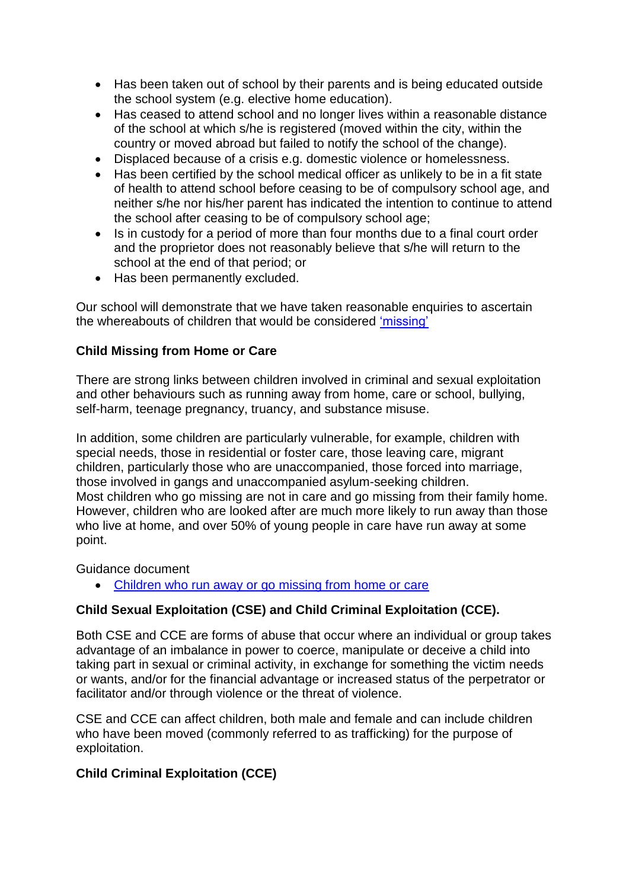- Has been taken out of school by their parents and is being educated outside the school system (e.g. elective home education).
- Has ceased to attend school and no longer lives within a reasonable distance of the school at which s/he is registered (moved within the city, within the country or moved abroad but failed to notify the school of the change).
- Displaced because of a crisis e.g. domestic violence or homelessness.
- Has been certified by the school medical officer as unlikely to be in a fit state of health to attend school before ceasing to be of compulsory school age, and neither s/he nor his/her parent has indicated the intention to continue to attend the school after ceasing to be of compulsory school age;
- Is in custody for a period of more than four months due to a final court order and the proprietor does not reasonably believe that s/he will return to the school at the end of that period; or
- Has been permanently excluded.

Our school will demonstrate that we have taken reasonable enquiries to ascertain the whereabouts of children that would be considered 'missing'

**Child Missing from Home or Care**

There are strong links between children involved in criminal and sexual exploitation and other behaviours such as running away from home, care or school, bullying, self-harm, teenage pregnancy, truancy, and substance misuse.

In addition, some children are particularly vulnerable, for example, children with special needs, those in residential or foster care, those leaving care, migrant children, particularly those who are unaccompanied, those forced into marriage, those involved in gangs and unaccompanied asylum-seeking children.
Most children who go missing are not in care and go missing from their family home. However, children who are looked after are much more likely to run away than those who live at home, and over 50% of young people in care have run away at some point.

Guidance document

- Children who run away or go missing from home or care

**Child Sexual Exploitation (CSE) and Child Criminal Exploitation (CCE).**

Both CSE and CCE are forms of abuse that occur where an individual or group takes advantage of an imbalance in power to coerce, manipulate or deceive a child into taking part in sexual or criminal activity, in exchange for something the victim needs or wants, and/or for the financial advantage or increased status of the perpetrator or facilitator and/or through violence or the threat of violence.

CSE and CCE can affect children, both male and female and can include children who have been moved (commonly referred to as trafficking) for the purpose of exploitation.

**Child Criminal Exploitation (CCE)**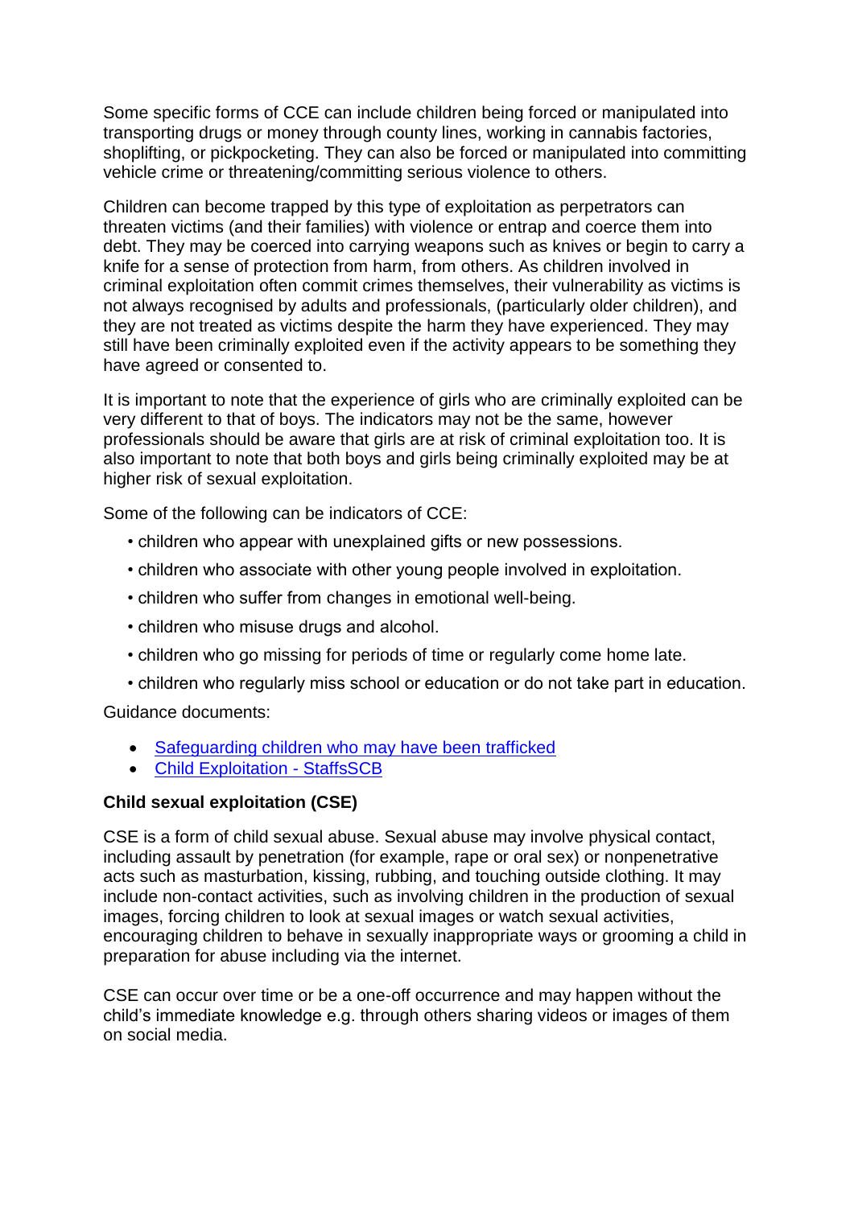Some specific forms of CCE can include children being forced or manipulated into transporting drugs or money through county lines, working in cannabis factories, shoplifting, or pickpocketing. They can also be forced or manipulated into committing vehicle crime or threatening/committing serious violence to others.

Children can become trapped by this type of exploitation as perpetrators can threaten victims (and their families) with violence or entrap and coerce them into debt. They may be coerced into carrying weapons such as knives or begin to carry a knife for a sense of protection from harm, from others. As children involved in criminal exploitation often commit crimes themselves, their vulnerability as victims is not always recognised by adults and professionals, (particularly older children), and they are not treated as victims despite the harm they have experienced. They may still have been criminally exploited even if the activity appears to be something they have agreed or consented to.

It is important to note that the experience of girls who are criminally exploited can be very different to that of boys. The indicators may not be the same, however professionals should be aware that girls are at risk of criminal exploitation too. It is also important to note that both boys and girls being criminally exploited may be at higher risk of sexual exploitation.

Some of the following can be indicators of CCE:

- children who appear with unexplained gifts or new possessions.
- children who associate with other young people involved in exploitation.
- children who suffer from changes in emotional well-being.
- children who misuse drugs and alcohol.
- children who go missing for periods of time or regularly come home late.
- children who regularly miss school or education or do not take part in education.

Guidance documents:

- Safeguarding children who may have been trafficked
- Child Exploitation - StaffsSCB

**Child sexual exploitation (CSE)**

CSE is a form of child sexual abuse. Sexual abuse may involve physical contact, including assault by penetration (for example, rape or oral sex) or nonpenetrative acts such as masturbation, kissing, rubbing, and touching outside clothing. It may include non-contact activities, such as involving children in the production of sexual images, forcing children to look at sexual images or watch sexual activities, encouraging children to behave in sexually inappropriate ways or grooming a child in preparation for abuse including via the internet.

CSE can occur over time or be a one-off occurrence and may happen without the child's immediate knowledge e.g. through others sharing videos or images of them on social media.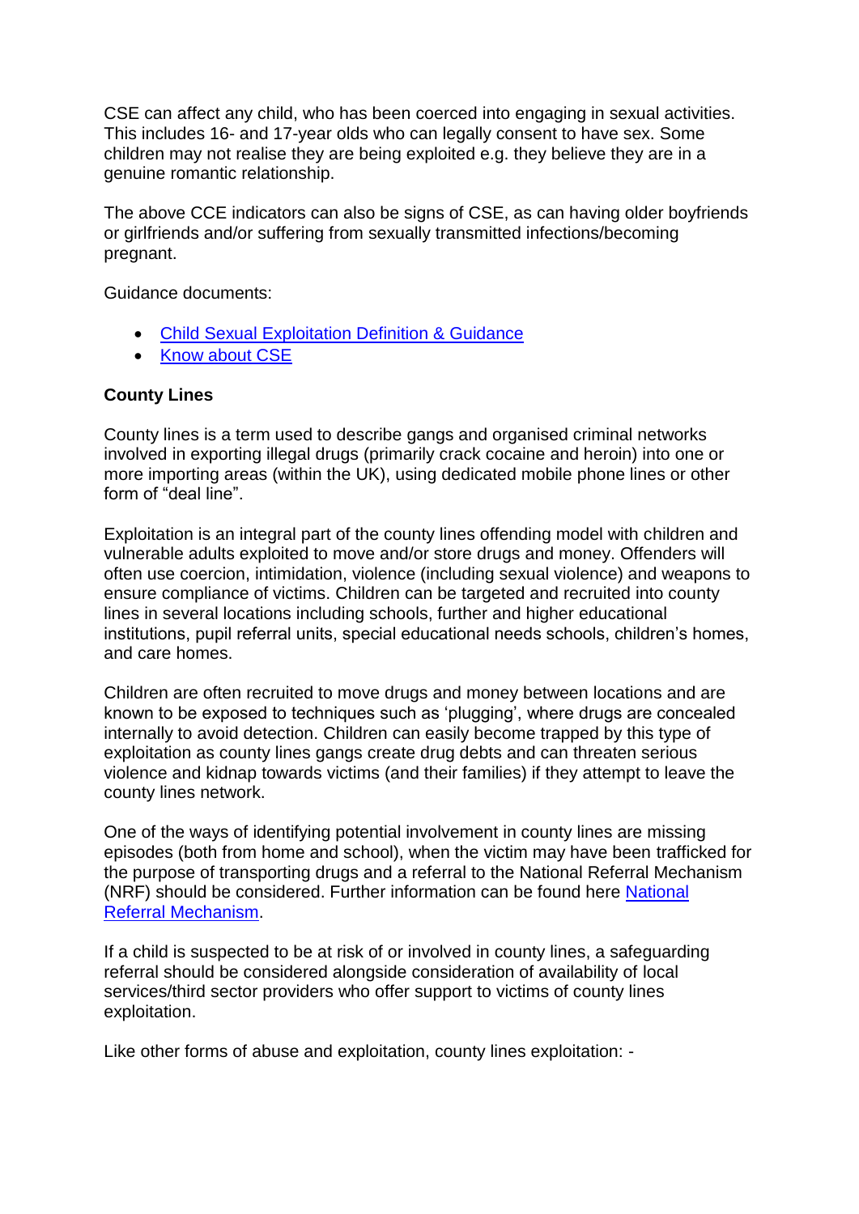CSE can affect any child, who has been coerced into engaging in sexual activities. This includes 16- and 17-year olds who can legally consent to have sex. Some children may not realise they are being exploited e.g. they believe they are in a genuine romantic relationship.

The above CCE indicators can also be signs of CSE, as can having older boyfriends or girlfriends and/or suffering from sexually transmitted infections/becoming pregnant.

Guidance documents:

- Child Sexual Exploitation Definition & Guidance
- Know about CSE

**County Lines**

County lines is a term used to describe gangs and organised criminal networks involved in exporting illegal drugs (primarily crack cocaine and heroin) into one or more importing areas (within the UK), using dedicated mobile phone lines or other form of "deal line".

Exploitation is an integral part of the county lines offending model with children and vulnerable adults exploited to move and/or store drugs and money. Offenders will often use coercion, intimidation, violence (including sexual violence) and weapons to ensure compliance of victims. Children can be targeted and recruited into county lines in several locations including schools, further and higher educational institutions, pupil referral units, special educational needs schools, children's homes, and care homes.

Children are often recruited to move drugs and money between locations and are known to be exposed to techniques such as 'plugging', where drugs are concealed internally to avoid detection. Children can easily become trapped by this type of exploitation as county lines gangs create drug debts and can threaten serious violence and kidnap towards victims (and their families) if they attempt to leave the county lines network.

One of the ways of identifying potential involvement in county lines are missing episodes (both from home and school), when the victim may have been trafficked for the purpose of transporting drugs and a referral to the National Referral Mechanism (NRF) should be considered. Further information can be found here National Referral Mechanism.

If a child is suspected to be at risk of or involved in county lines, a safeguarding referral should be considered alongside consideration of availability of local services/third sector providers who offer support to victims of county lines exploitation.

Like other forms of abuse and exploitation, county lines exploitation: -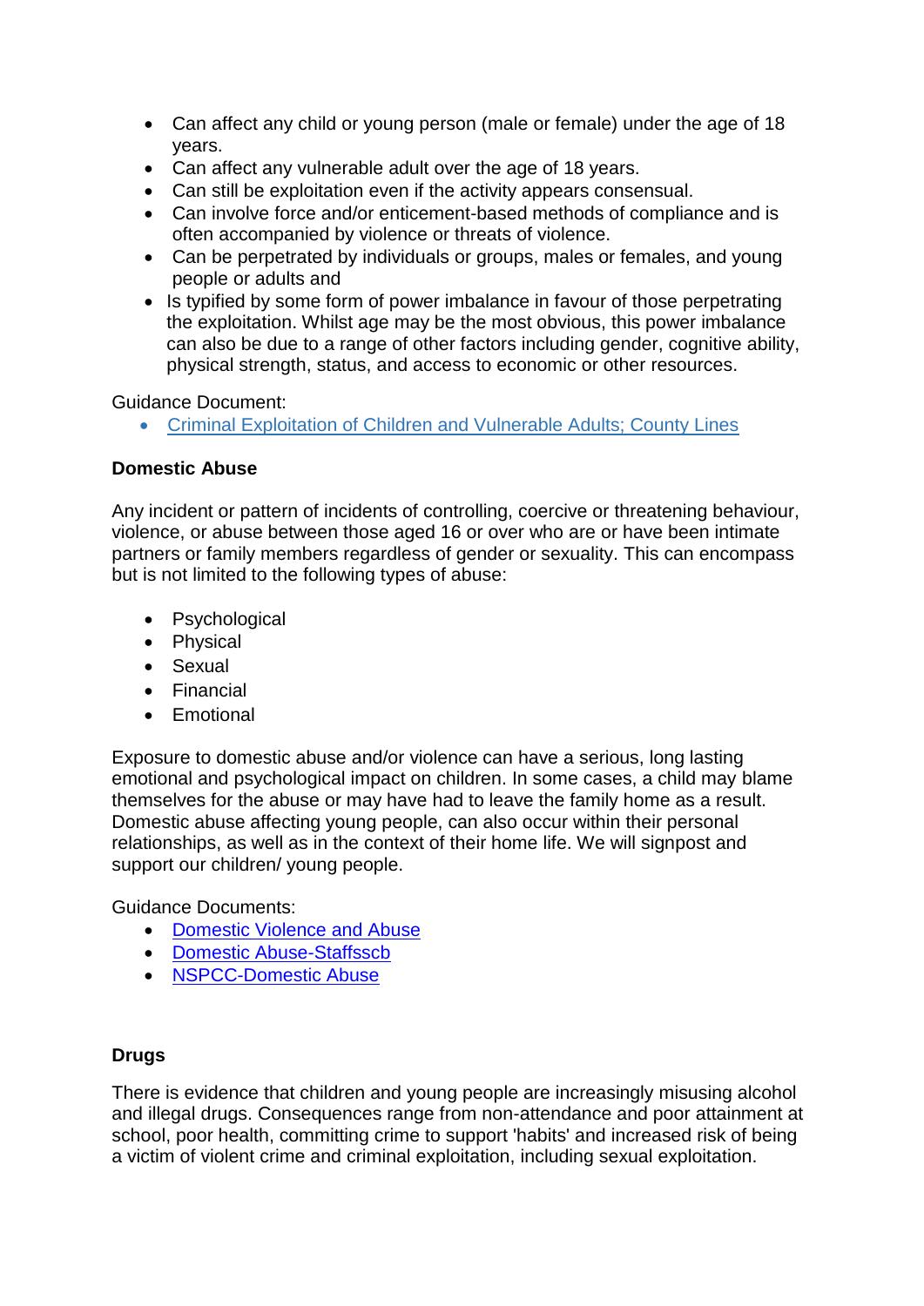- Can affect any child or young person (male or female) under the age of 18 years.
- Can affect any vulnerable adult over the age of 18 years.
- Can still be exploitation even if the activity appears consensual.
- Can involve force and/or enticement-based methods of compliance and is often accompanied by violence or threats of violence.
- Can be perpetrated by individuals or groups, males or females, and young people or adults and
- Is typified by some form of power imbalance in favour of those perpetrating the exploitation. Whilst age may be the most obvious, this power imbalance can also be due to a range of other factors including gender, cognitive ability, physical strength, status, and access to economic or other resources.

Guidance Document:

- Criminal Exploitation of Children and Vulnerable Adults; County Lines

**Domestic Abuse**

Any incident or pattern of incidents of controlling, coercive or threatening behaviour, violence, or abuse between those aged 16 or over who are or have been intimate partners or family members regardless of gender or sexuality. This can encompass but is not limited to the following types of abuse:

- Psychological
- Physical
- Sexual
- Financial
- Emotional

Exposure to domestic abuse and/or violence can have a serious, long lasting emotional and psychological impact on children. In some cases, a child may blame themselves for the abuse or may have had to leave the family home as a result. Domestic abuse affecting young people, can also occur within their personal relationships, as well as in the context of their home life. We will signpost and support our children/ young people.

Guidance Documents:

- Domestic Violence and Abuse
- Domestic Abuse-Staffsscb
- NSPCC-Domestic Abuse

**Drugs**

There is evidence that children and young people are increasingly misusing alcohol and illegal drugs. Consequences range from non-attendance and poor attainment at school, poor health, committing crime to support 'habits' and increased risk of being a victim of violent crime and criminal exploitation, including sexual exploitation.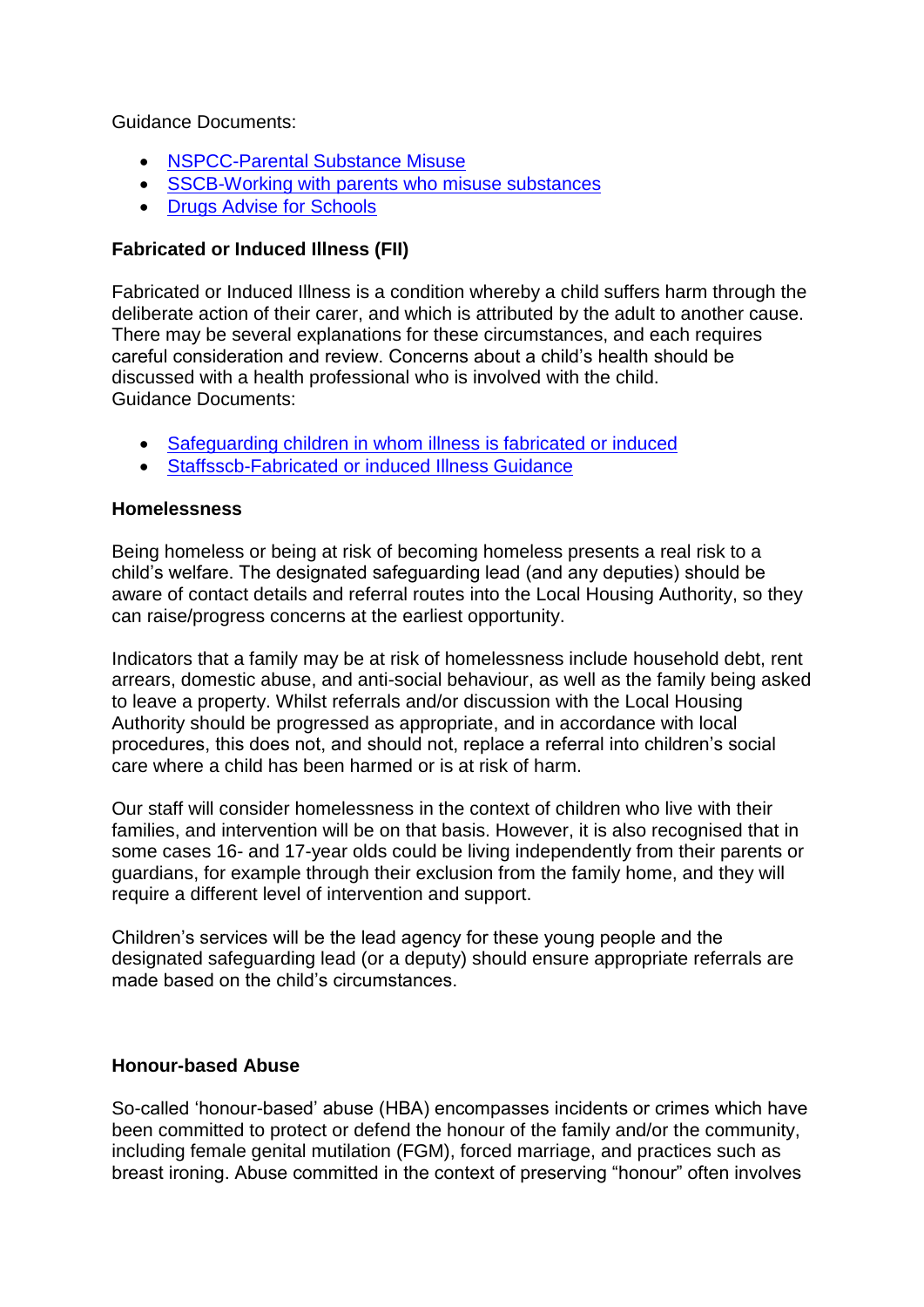Guidance Documents:

- NSPCC-Parental Substance Misuse
- SSCB-Working with parents who misuse substances
- Drugs Advise for Schools

**Fabricated or Induced Illness (FII)**

Fabricated or Induced Illness is a condition whereby a child suffers harm through the deliberate action of their carer, and which is attributed by the adult to another cause. There may be several explanations for these circumstances, and each requires careful consideration and review. Concerns about a child's health should be discussed with a health professional who is involved with the child.
Guidance Documents:

- Safeguarding children in whom illness is fabricated or induced
- Staffsscb-Fabricated or induced Illness Guidance

**Homelessness**

Being homeless or being at risk of becoming homeless presents a real risk to a child's welfare. The designated safeguarding lead (and any deputies) should be aware of contact details and referral routes into the Local Housing Authority, so they can raise/progress concerns at the earliest opportunity.

Indicators that a family may be at risk of homelessness include household debt, rent arrears, domestic abuse, and anti-social behaviour, as well as the family being asked to leave a property. Whilst referrals and/or discussion with the Local Housing Authority should be progressed as appropriate, and in accordance with local procedures, this does not, and should not, replace a referral into children's social care where a child has been harmed or is at risk of harm.

Our staff will consider homelessness in the context of children who live with their families, and intervention will be on that basis. However, it is also recognised that in some cases 16- and 17-year olds could be living independently from their parents or guardians, for example through their exclusion from the family home, and they will require a different level of intervention and support.

Children's services will be the lead agency for these young people and the designated safeguarding lead (or a deputy) should ensure appropriate referrals are made based on the child's circumstances.

**Honour-based Abuse**

So-called 'honour-based' abuse (HBA) encompasses incidents or crimes which have been committed to protect or defend the honour of the family and/or the community, including female genital mutilation (FGM), forced marriage, and practices such as breast ironing. Abuse committed in the context of preserving "honour" often involves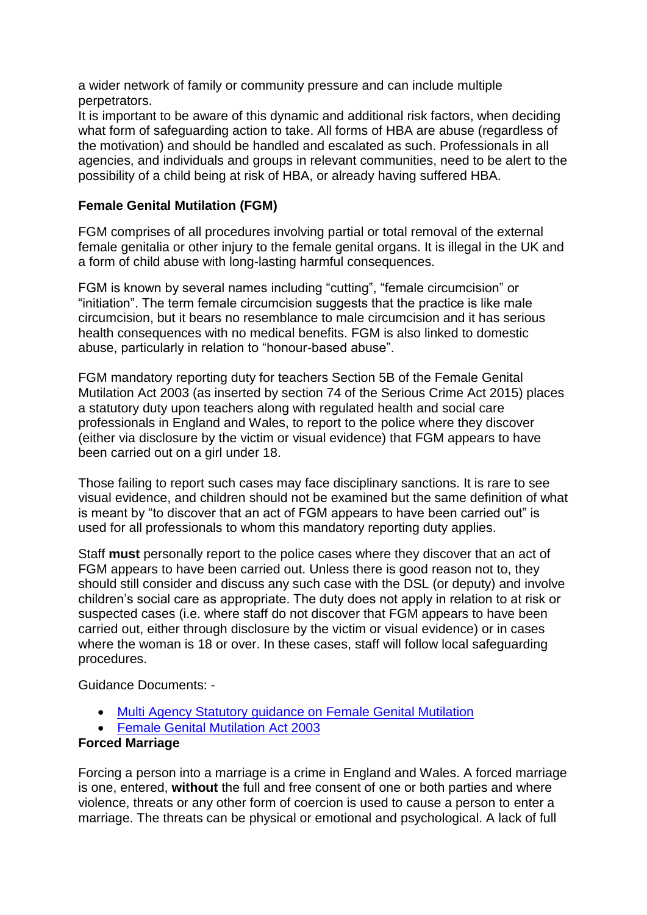a wider network of family or community pressure and can include multiple perpetrators.
It is important to be aware of this dynamic and additional risk factors, when deciding what form of safeguarding action to take. All forms of HBA are abuse (regardless of the motivation) and should be handled and escalated as such. Professionals in all agencies, and individuals and groups in relevant communities, need to be alert to the possibility of a child being at risk of HBA, or already having suffered HBA.

**Female Genital Mutilation (FGM)**

FGM comprises of all procedures involving partial or total removal of the external female genitalia or other injury to the female genital organs. It is illegal in the UK and a form of child abuse with long-lasting harmful consequences.

FGM is known by several names including "cutting", "female circumcision" or "initiation". The term female circumcision suggests that the practice is like male circumcision, but it bears no resemblance to male circumcision and it has serious health consequences with no medical benefits. FGM is also linked to domestic abuse, particularly in relation to "honour-based abuse".

FGM mandatory reporting duty for teachers Section 5B of the Female Genital Mutilation Act 2003 (as inserted by section 74 of the Serious Crime Act 2015) places a statutory duty upon teachers along with regulated health and social care professionals in England and Wales, to report to the police where they discover (either via disclosure by the victim or visual evidence) that FGM appears to have been carried out on a girl under 18.

Those failing to report such cases may face disciplinary sanctions. It is rare to see visual evidence, and children should not be examined but the same definition of what is meant by "to discover that an act of FGM appears to have been carried out" is used for all professionals to whom this mandatory reporting duty applies.

Staff **must** personally report to the police cases where they discover that an act of FGM appears to have been carried out. Unless there is good reason not to, they should still consider and discuss any such case with the DSL (or deputy) and involve children's social care as appropriate. The duty does not apply in relation to at risk or suspected cases (i.e. where staff do not discover that FGM appears to have been carried out, either through disclosure by the victim or visual evidence) or in cases where the woman is 18 or over. In these cases, staff will follow local safeguarding procedures.

Guidance Documents: -

- Multi Agency Statutory guidance on Female Genital Mutilation
- Female Genital Mutilation Act 2003

**Forced Marriage**

Forcing a person into a marriage is a crime in England and Wales. A forced marriage is one, entered, **without** the full and free consent of one or both parties and where violence, threats or any other form of coercion is used to cause a person to enter a marriage. The threats can be physical or emotional and psychological. A lack of full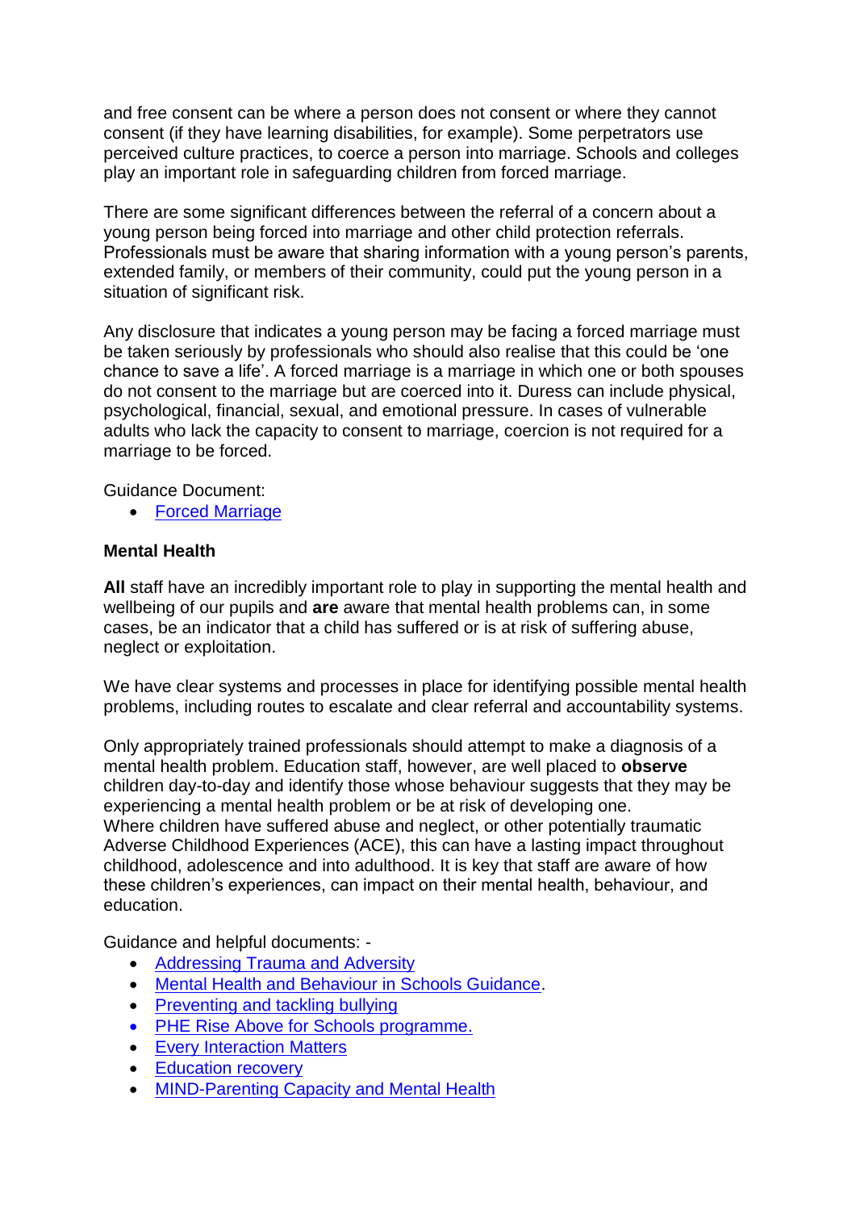and free consent can be where a person does not consent or where they cannot consent (if they have learning disabilities, for example). Some perpetrators use perceived culture practices, to coerce a person into marriage. Schools and colleges play an important role in safeguarding children from forced marriage.

There are some significant differences between the referral of a concern about a young person being forced into marriage and other child protection referrals. Professionals must be aware that sharing information with a young person's parents, extended family, or members of their community, could put the young person in a situation of significant risk.

Any disclosure that indicates a young person may be facing a forced marriage must be taken seriously by professionals who should also realise that this could be 'one chance to save a life'. A forced marriage is a marriage in which one or both spouses do not consent to the marriage but are coerced into it. Duress can include physical, psychological, financial, sexual, and emotional pressure. In cases of vulnerable adults who lack the capacity to consent to marriage, coercion is not required for a marriage to be forced.

Guidance Document:

- Forced Marriage

**Mental Health**

**All** staff have an incredibly important role to play in supporting the mental health and wellbeing of our pupils and **are** aware that mental health problems can, in some cases, be an indicator that a child has suffered or is at risk of suffering abuse, neglect or exploitation.

We have clear systems and processes in place for identifying possible mental health problems, including routes to escalate and clear referral and accountability systems.

Only appropriately trained professionals should attempt to make a diagnosis of a mental health problem. Education staff, however, are well placed to **observe** children day-to-day and identify those whose behaviour suggests that they may be experiencing a mental health problem or be at risk of developing one.
Where children have suffered abuse and neglect, or other potentially traumatic Adverse Childhood Experiences (ACE), this can have a lasting impact throughout childhood, adolescence and into adulthood. It is key that staff are aware of how these children's experiences, can impact on their mental health, behaviour, and education.

Guidance and helpful documents: -

- Addressing Trauma and Adversity
- Mental Health and Behaviour in Schools Guidance.
- Preventing and tackling bullying
- PHE Rise Above for Schools programme.
- Every Interaction Matters
- Education recovery
- MIND-Parenting Capacity and Mental Health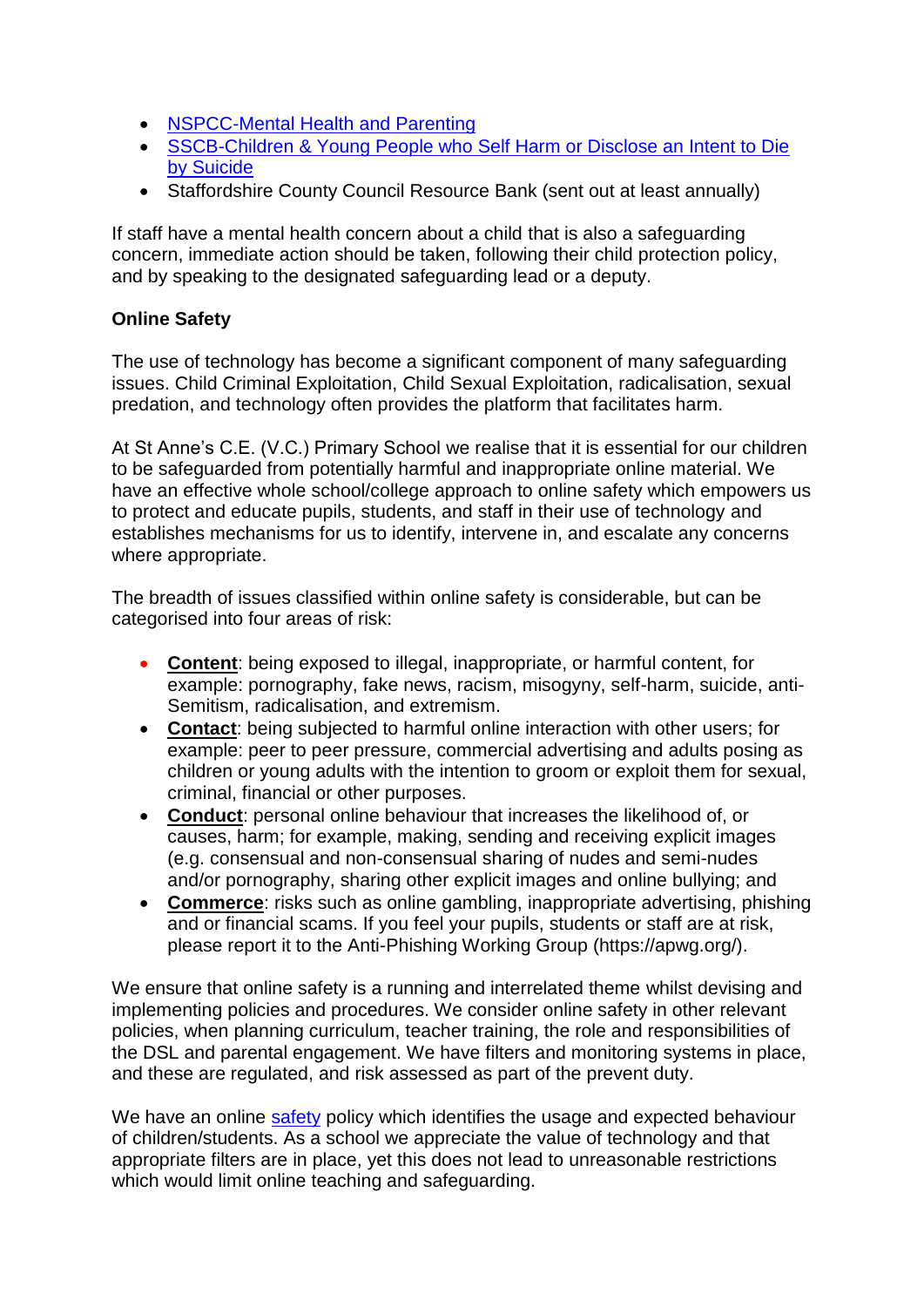- NSPCC-Mental Health and Parenting
- SSCB-Children & Young People who Self Harm or Disclose an Intent to Die by Suicide
- Staffordshire County Council Resource Bank (sent out at least annually)

If staff have a mental health concern about a child that is also a safeguarding concern, immediate action should be taken, following their child protection policy, and by speaking to the designated safeguarding lead or a deputy.

**Online Safety**

The use of technology has become a significant component of many safeguarding issues. Child Criminal Exploitation, Child Sexual Exploitation, radicalisation, sexual predation, and technology often provides the platform that facilitates harm.

At St Anne's C.E. (V.C.) Primary School we realise that it is essential for our children to be safeguarded from potentially harmful and inappropriate online material. We have an effective whole school/college approach to online safety which empowers us to protect and educate pupils, students, and staff in their use of technology and establishes mechanisms for us to identify, intervene in, and escalate any concerns where appropriate.

The breadth of issues classified within online safety is considerable, but can be categorised into four areas of risk:

- **Content**: being exposed to illegal, inappropriate, or harmful content, for example: pornography, fake news, racism, misogyny, self-harm, suicide, anti-Semitism, radicalisation, and extremism.
- **Contact**: being subjected to harmful online interaction with other users; for example: peer to peer pressure, commercial advertising and adults posing as children or young adults with the intention to groom or exploit them for sexual, criminal, financial or other purposes.
- **Conduct**: personal online behaviour that increases the likelihood of, or causes, harm; for example, making, sending and receiving explicit images (e.g. consensual and non-consensual sharing of nudes and semi-nudes and/or pornography, sharing other explicit images and online bullying; and
- **Commerce**: risks such as online gambling, inappropriate advertising, phishing and or financial scams. If you feel your pupils, students or staff are at risk, please report it to the Anti-Phishing Working Group (https://apwg.org/).

We ensure that online safety is a running and interrelated theme whilst devising and implementing policies and procedures. We consider online safety in other relevant policies, when planning curriculum, teacher training, the role and responsibilities of the DSL and parental engagement. We have filters and monitoring systems in place, and these are regulated, and risk assessed as part of the prevent duty.

We have an online safety policy which identifies the usage and expected behaviour of children/students. As a school we appreciate the value of technology and that appropriate filters are in place, yet this does not lead to unreasonable restrictions which would limit online teaching and safeguarding.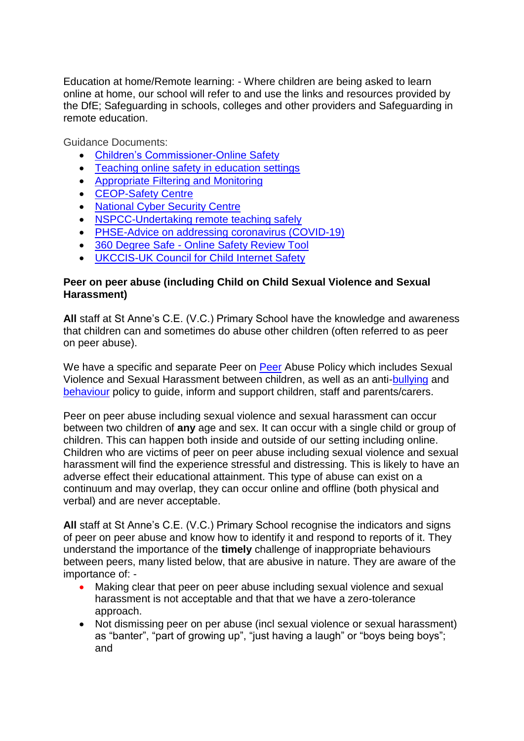Education at home/Remote learning: - Where children are being asked to learn online at home, our school will refer to and use the links and resources provided by the DfE; Safeguarding in schools, colleges and other providers and Safeguarding in remote education.

Guidance Documents:

- Children's Commissioner-Online Safety
- Teaching online safety in education settings
- Appropriate Filtering and Monitoring
- CEOP-Safety Centre
- National Cyber Security Centre
- NSPCC-Undertaking remote teaching safely
- PHSE-Advice on addressing coronavirus (COVID-19)
- 360 Degree Safe - Online Safety Review Tool
- UKCCIS-UK Council for Child Internet Safety

**Peer on peer abuse (including Child on Child Sexual Violence and Sexual Harassment)**

**All** staff at St Anne's C.E. (V.C.) Primary School have the knowledge and awareness that children can and sometimes do abuse other children (often referred to as peer on peer abuse).

We have a specific and separate Peer on Peer Abuse Policy which includes Sexual Violence and Sexual Harassment between children, as well as an anti-bullying and behaviour policy to guide, inform and support children, staff and parents/carers.

Peer on peer abuse including sexual violence and sexual harassment can occur between two children of **any** age and sex. It can occur with a single child or group of children. This can happen both inside and outside of our setting including online. Children who are victims of peer on peer abuse including sexual violence and sexual harassment will find the experience stressful and distressing. This is likely to have an adverse effect their educational attainment. This type of abuse can exist on a continuum and may overlap, they can occur online and offline (both physical and verbal) and are never acceptable.

**All** staff at St Anne's C.E. (V.C.) Primary School recognise the indicators and signs of peer on peer abuse and know how to identify it and respond to reports of it. They understand the importance of the **timely** challenge of inappropriate behaviours between peers, many listed below, that are abusive in nature. They are aware of the importance of: -

- Making clear that peer on peer abuse including sexual violence and sexual harassment is not acceptable and that that we have a zero-tolerance approach.
- Not dismissing peer on per abuse (incl sexual violence or sexual harassment) as "banter", "part of growing up", "just having a laugh" or "boys being boys"; and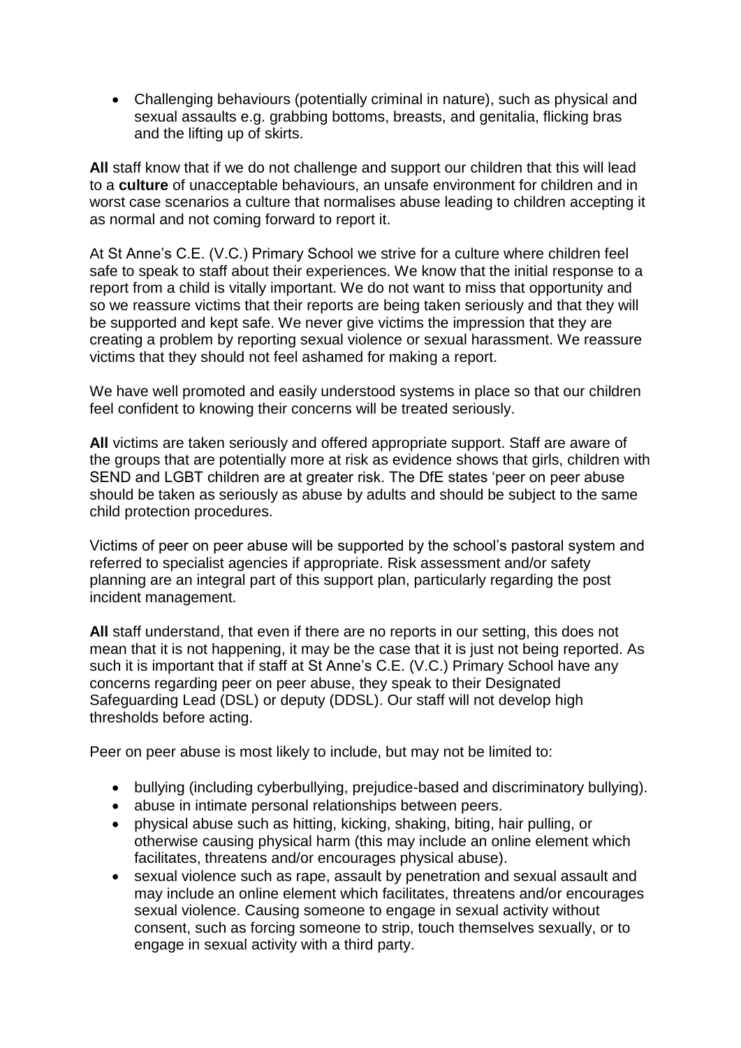- Challenging behaviours (potentially criminal in nature), such as physical and sexual assaults e.g. grabbing bottoms, breasts, and genitalia, flicking bras and the lifting up of skirts.

**All** staff know that if we do not challenge and support our children that this will lead to a **culture** of unacceptable behaviours, an unsafe environment for children and in worst case scenarios a culture that normalises abuse leading to children accepting it as normal and not coming forward to report it.

At St Anne's C.E. (V.C.) Primary School we strive for a culture where children feel safe to speak to staff about their experiences. We know that the initial response to a report from a child is vitally important. We do not want to miss that opportunity and so we reassure victims that their reports are being taken seriously and that they will be supported and kept safe. We never give victims the impression that they are creating a problem by reporting sexual violence or sexual harassment. We reassure victims that they should not feel ashamed for making a report.

We have well promoted and easily understood systems in place so that our children feel confident to knowing their concerns will be treated seriously.

**All** victims are taken seriously and offered appropriate support. Staff are aware of the groups that are potentially more at risk as evidence shows that girls, children with SEND and LGBT children are at greater risk. The DfE states 'peer on peer abuse should be taken as seriously as abuse by adults and should be subject to the same child protection procedures.

Victims of peer on peer abuse will be supported by the school's pastoral system and referred to specialist agencies if appropriate. Risk assessment and/or safety planning are an integral part of this support plan, particularly regarding the post incident management.

**All** staff understand, that even if there are no reports in our setting, this does not mean that it is not happening, it may be the case that it is just not being reported. As such it is important that if staff at St Anne's C.E. (V.C.) Primary School have any concerns regarding peer on peer abuse, they speak to their Designated Safeguarding Lead (DSL) or deputy (DDSL). Our staff will not develop high thresholds before acting.

Peer on peer abuse is most likely to include, but may not be limited to:

- bullying (including cyberbullying, prejudice-based and discriminatory bullying).
- abuse in intimate personal relationships between peers.
- physical abuse such as hitting, kicking, shaking, biting, hair pulling, or otherwise causing physical harm (this may include an online element which facilitates, threatens and/or encourages physical abuse).
- sexual violence such as rape, assault by penetration and sexual assault and may include an online element which facilitates, threatens and/or encourages sexual violence. Causing someone to engage in sexual activity without consent, such as forcing someone to strip, touch themselves sexually, or to engage in sexual activity with a third party.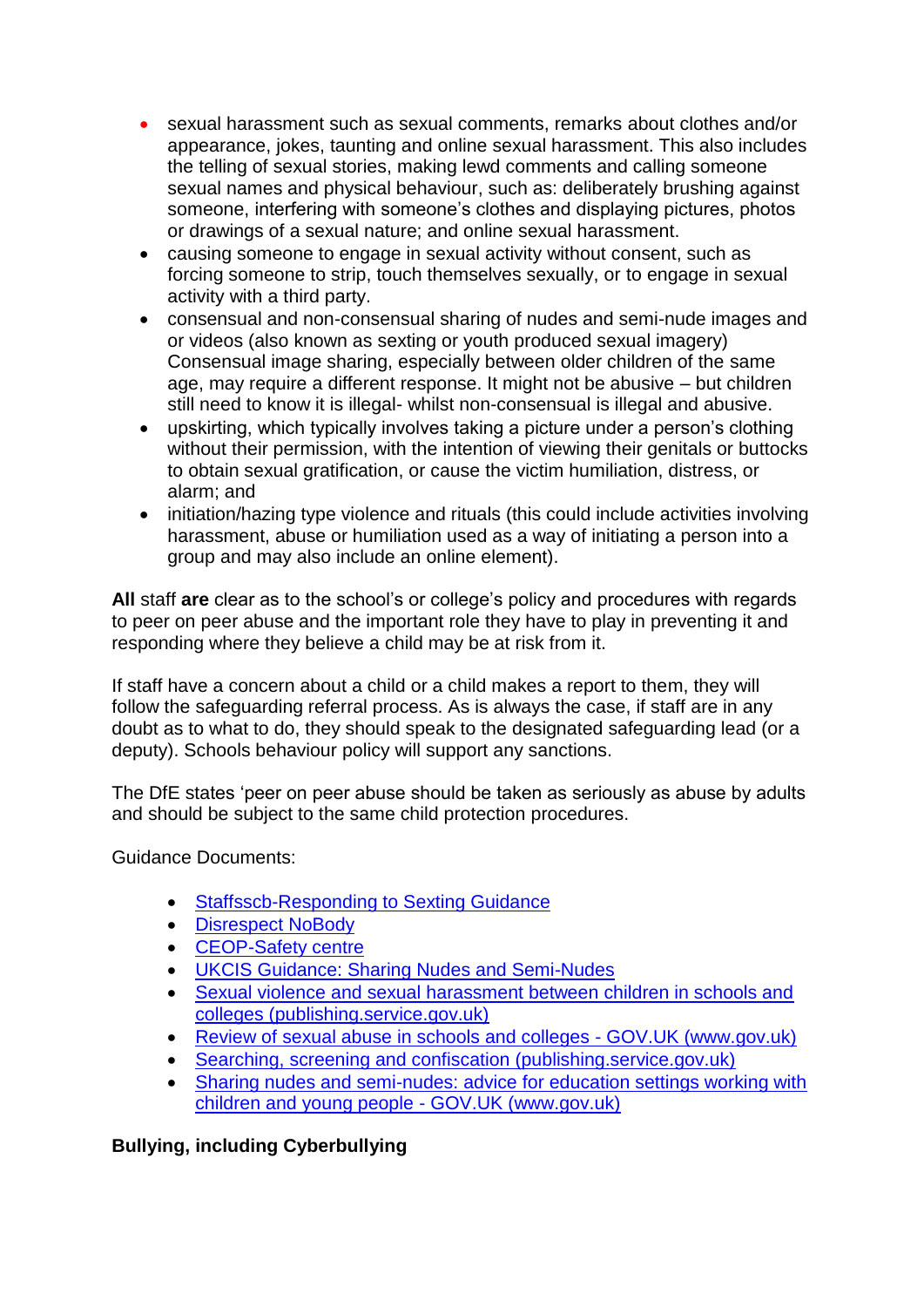- sexual harassment such as sexual comments, remarks about clothes and/or appearance, jokes, taunting and online sexual harassment. This also includes the telling of sexual stories, making lewd comments and calling someone sexual names and physical behaviour, such as: deliberately brushing against someone, interfering with someone's clothes and displaying pictures, photos or drawings of a sexual nature; and online sexual harassment.
- causing someone to engage in sexual activity without consent, such as forcing someone to strip, touch themselves sexually, or to engage in sexual activity with a third party.
- consensual and non-consensual sharing of nudes and semi-nude images and or videos (also known as sexting or youth produced sexual imagery) Consensual image sharing, especially between older children of the same age, may require a different response. It might not be abusive – but children still need to know it is illegal- whilst non-consensual is illegal and abusive.
- upskirting, which typically involves taking a picture under a person's clothing without their permission, with the intention of viewing their genitals or buttocks to obtain sexual gratification, or cause the victim humiliation, distress, or alarm; and
- initiation/hazing type violence and rituals (this could include activities involving harassment, abuse or humiliation used as a way of initiating a person into a group and may also include an online element).

**All** staff **are** clear as to the school's or college's policy and procedures with regards to peer on peer abuse and the important role they have to play in preventing it and responding where they believe a child may be at risk from it.

If staff have a concern about a child or a child makes a report to them, they will follow the safeguarding referral process. As is always the case, if staff are in any doubt as to what to do, they should speak to the designated safeguarding lead (or a deputy). Schools behaviour policy will support any sanctions.

The DfE states 'peer on peer abuse should be taken as seriously as abuse by adults and should be subject to the same child protection procedures.

Guidance Documents:

- Staffsscb-Responding to Sexting Guidance
- Disrespect NoBody
- CEOP-Safety centre
- UKCIS Guidance: Sharing Nudes and Semi-Nudes
- Sexual violence and sexual harassment between children in schools and colleges (publishing.service.gov.uk)
- Review of sexual abuse in schools and colleges - GOV.UK (www.gov.uk)
- Searching, screening and confiscation (publishing.service.gov.uk)
- Sharing nudes and semi-nudes: advice for education settings working with children and young people - GOV.UK (www.gov.uk)

**Bullying, including Cyberbullying**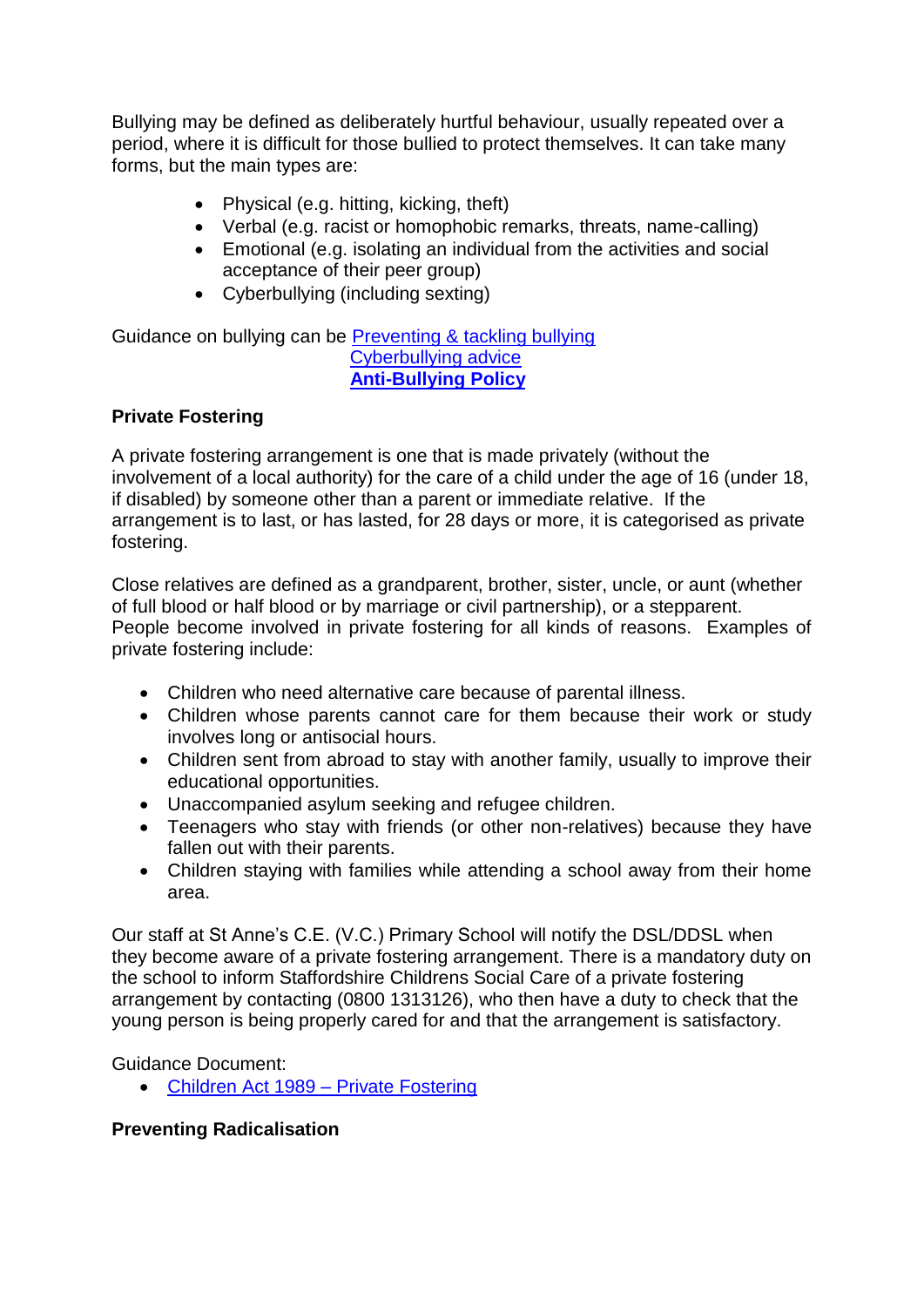Bullying may be defined as deliberately hurtful behaviour, usually repeated over a period, where it is difficult for those bullied to protect themselves. It can take many forms, but the main types are:

- Physical (e.g. hitting, kicking, theft)
- Verbal (e.g. racist or homophobic remarks, threats, name-calling)
- Emotional (e.g. isolating an individual from the activities and social acceptance of their peer group)
- Cyberbullying (including sexting)

Guidance on bullying can be Preventing & tackling bullying
Cyberbullying advice
**Anti-Bullying Policy**

**Private Fostering**

A private fostering arrangement is one that is made privately (without the involvement of a local authority) for the care of a child under the age of 16 (under 18, if disabled) by someone other than a parent or immediate relative. If the arrangement is to last, or has lasted, for 28 days or more, it is categorised as private fostering.

Close relatives are defined as a grandparent, brother, sister, uncle, or aunt (whether of full blood or half blood or by marriage or civil partnership), or a stepparent. People become involved in private fostering for all kinds of reasons. Examples of private fostering include:

- Children who need alternative care because of parental illness.
- Children whose parents cannot care for them because their work or study involves long or antisocial hours.
- Children sent from abroad to stay with another family, usually to improve their educational opportunities.
- Unaccompanied asylum seeking and refugee children.
- Teenagers who stay with friends (or other non-relatives) because they have fallen out with their parents.
- Children staying with families while attending a school away from their home area.

Our staff at St Anne's C.E. (V.C.) Primary School will notify the DSL/DDSL when they become aware of a private fostering arrangement. There is a mandatory duty on the school to inform Staffordshire Childrens Social Care of a private fostering arrangement by contacting (0800 1313126), who then have a duty to check that the young person is being properly cared for and that the arrangement is satisfactory.

Guidance Document:

- Children Act 1989 – Private Fostering

**Preventing Radicalisation**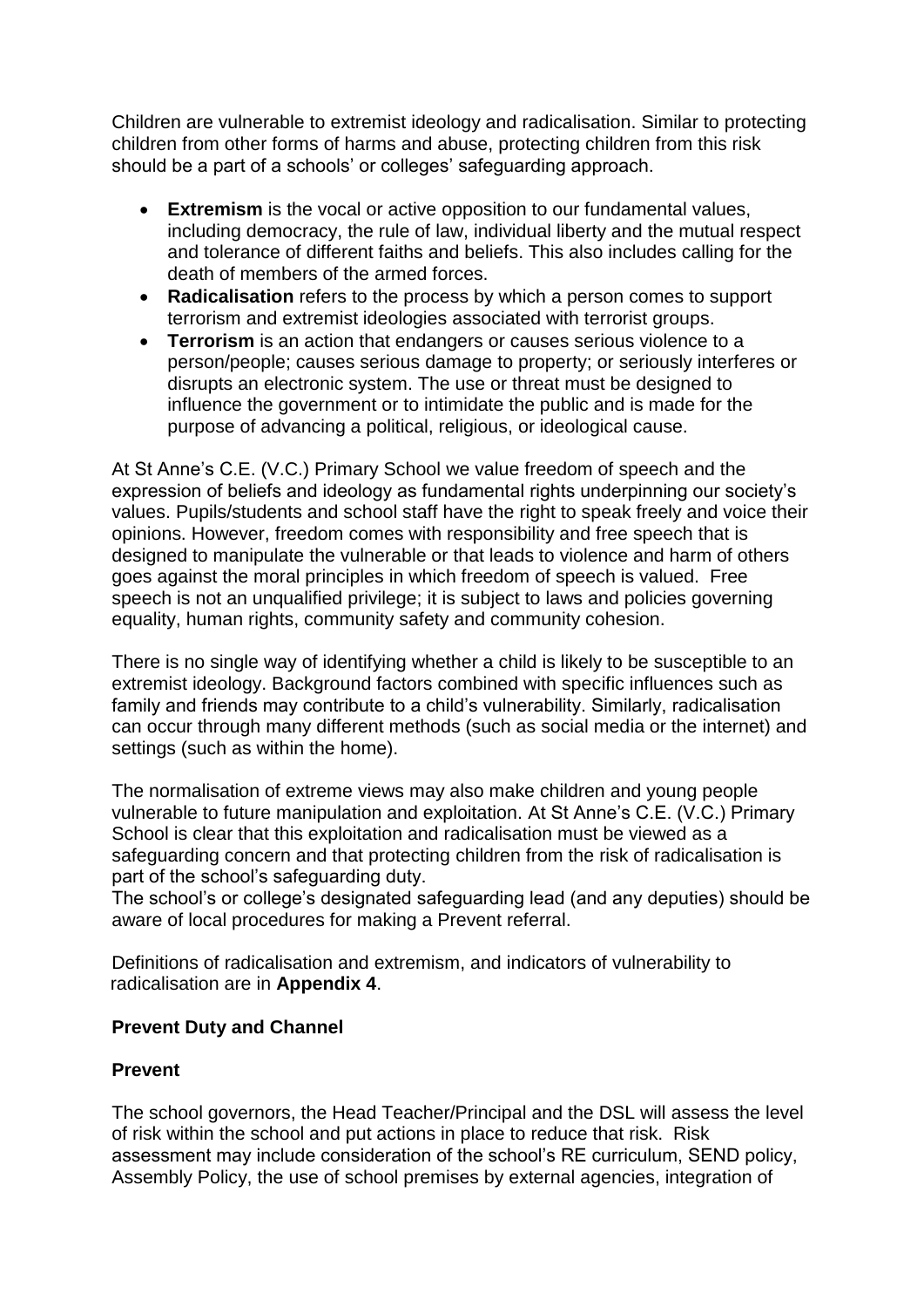Children are vulnerable to extremist ideology and radicalisation. Similar to protecting children from other forms of harms and abuse, protecting children from this risk should be a part of a schools' or colleges' safeguarding approach.

- **Extremism** is the vocal or active opposition to our fundamental values, including democracy, the rule of law, individual liberty and the mutual respect and tolerance of different faiths and beliefs. This also includes calling for the death of members of the armed forces.
- **Radicalisation** refers to the process by which a person comes to support terrorism and extremist ideologies associated with terrorist groups.
- **Terrorism** is an action that endangers or causes serious violence to a person/people; causes serious damage to property; or seriously interferes or disrupts an electronic system. The use or threat must be designed to influence the government or to intimidate the public and is made for the purpose of advancing a political, religious, or ideological cause.

At St Anne's C.E. (V.C.) Primary School we value freedom of speech and the expression of beliefs and ideology as fundamental rights underpinning our society's values. Pupils/students and school staff have the right to speak freely and voice their opinions. However, freedom comes with responsibility and free speech that is designed to manipulate the vulnerable or that leads to violence and harm of others goes against the moral principles in which freedom of speech is valued. Free speech is not an unqualified privilege; it is subject to laws and policies governing equality, human rights, community safety and community cohesion.

There is no single way of identifying whether a child is likely to be susceptible to an extremist ideology. Background factors combined with specific influences such as family and friends may contribute to a child's vulnerability. Similarly, radicalisation can occur through many different methods (such as social media or the internet) and settings (such as within the home).

The normalisation of extreme views may also make children and young people vulnerable to future manipulation and exploitation. At St Anne's C.E. (V.C.) Primary School is clear that this exploitation and radicalisation must be viewed as a safeguarding concern and that protecting children from the risk of radicalisation is part of the school's safeguarding duty.
The school's or college's designated safeguarding lead (and any deputies) should be aware of local procedures for making a Prevent referral.

Definitions of radicalisation and extremism, and indicators of vulnerability to radicalisation are in **Appendix 4**.

**Prevent Duty and Channel**

**Prevent**

The school governors, the Head Teacher/Principal and the DSL will assess the level of risk within the school and put actions in place to reduce that risk. Risk assessment may include consideration of the school's RE curriculum, SEND policy, Assembly Policy, the use of school premises by external agencies, integration of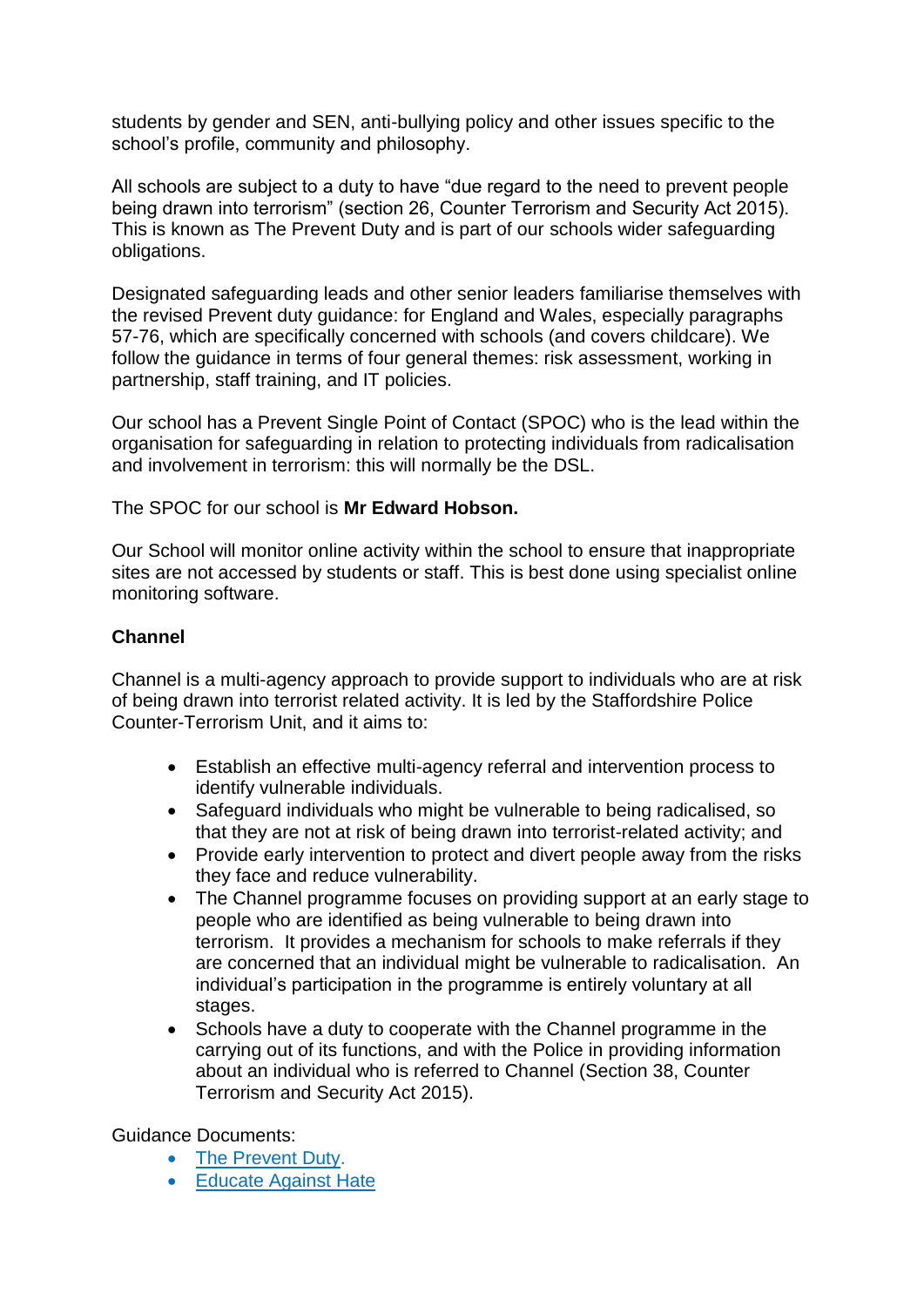students by gender and SEN, anti-bullying policy and other issues specific to the school's profile, community and philosophy.

All schools are subject to a duty to have "due regard to the need to prevent people being drawn into terrorism" (section 26, Counter Terrorism and Security Act 2015). This is known as The Prevent Duty and is part of our schools wider safeguarding obligations.

Designated safeguarding leads and other senior leaders familiarise themselves with the revised Prevent duty guidance: for England and Wales, especially paragraphs 57-76, which are specifically concerned with schools (and covers childcare). We follow the guidance in terms of four general themes: risk assessment, working in partnership, staff training, and IT policies.

Our school has a Prevent Single Point of Contact (SPOC) who is the lead within the organisation for safeguarding in relation to protecting individuals from radicalisation and involvement in terrorism: this will normally be the DSL.

The SPOC for our school is **Mr Edward Hobson.**

Our School will monitor online activity within the school to ensure that inappropriate sites are not accessed by students or staff. This is best done using specialist online monitoring software.

**Channel**

Channel is a multi-agency approach to provide support to individuals who are at risk of being drawn into terrorist related activity. It is led by the Staffordshire Police Counter-Terrorism Unit, and it aims to:

- Establish an effective multi-agency referral and intervention process to identify vulnerable individuals.
- Safeguard individuals who might be vulnerable to being radicalised, so that they are not at risk of being drawn into terrorist-related activity; and
- Provide early intervention to protect and divert people away from the risks they face and reduce vulnerability.
- The Channel programme focuses on providing support at an early stage to people who are identified as being vulnerable to being drawn into terrorism. It provides a mechanism for schools to make referrals if they are concerned that an individual might be vulnerable to radicalisation. An individual's participation in the programme is entirely voluntary at all stages.
- Schools have a duty to cooperate with the Channel programme in the carrying out of its functions, and with the Police in providing information about an individual who is referred to Channel (Section 38, Counter Terrorism and Security Act 2015).

Guidance Documents:

- The Prevent Duty.
- Educate Against Hate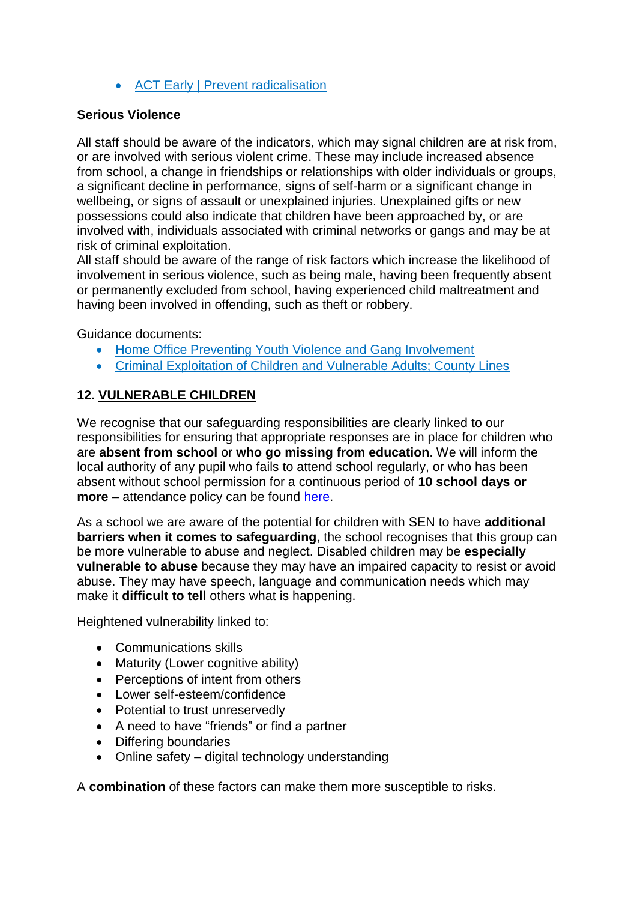- [ACT Early | Prevent radicalisation]()

**Serious Violence**

All staff should be aware of the indicators, which may signal children are at risk from, or are involved with serious violent crime. These may include increased absence from school, a change in friendships or relationships with older individuals or groups, a significant decline in performance, signs of self-harm or a significant change in wellbeing, or signs of assault or unexplained injuries. Unexplained gifts or new possessions could also indicate that children have been approached by, or are involved with, individuals associated with criminal networks or gangs and may be at risk of criminal exploitation.
All staff should be aware of the range of risk factors which increase the likelihood of involvement in serious violence, such as being male, having been frequently absent or permanently excluded from school, having experienced child maltreatment and having been involved in offending, such as theft or robbery.

Guidance documents:

- [Home Office Preventing Youth Violence and Gang Involvement]()
- [Criminal Exploitation of Children and Vulnerable Adults; County Lines]()

## 12. VULNERABLE CHILDREN

We recognise that our safeguarding responsibilities are clearly linked to our responsibilities for ensuring that appropriate responses are in place for children who are **absent from school** or **who go missing from education**. We will inform the local authority of any pupil who fails to attend school regularly, or who has been absent without school permission for a continuous period of **10 school days or more** – attendance policy can be found [here]().

As a school we are aware of the potential for children with SEN to have **additional barriers when it comes to safeguarding**, the school recognises that this group can be more vulnerable to abuse and neglect. Disabled children may be **especially vulnerable to abuse** because they may have an impaired capacity to resist or avoid abuse. They may have speech, language and communication needs which may make it **difficult to tell** others what is happening.

Heightened vulnerability linked to:

- Communications skills
- Maturity (Lower cognitive ability)
- Perceptions of intent from others
- Lower self-esteem/confidence
- Potential to trust unreservedly
- A need to have "friends" or find a partner
- Differing boundaries
- Online safety – digital technology understanding

A **combination** of these factors can make them more susceptible to risks.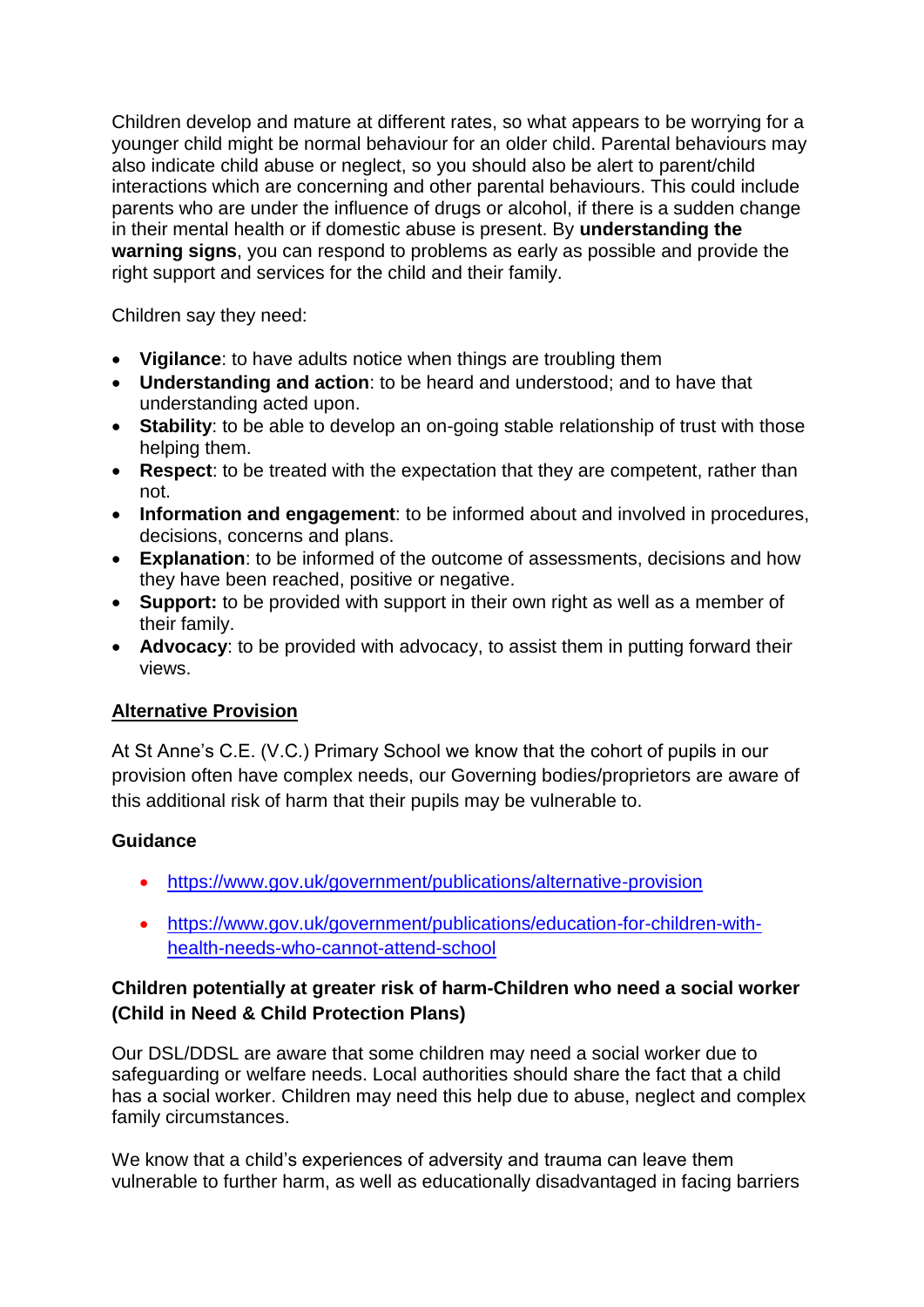Children develop and mature at different rates, so what appears to be worrying for a younger child might be normal behaviour for an older child. Parental behaviours may also indicate child abuse or neglect, so you should also be alert to parent/child interactions which are concerning and other parental behaviours. This could include parents who are under the influence of drugs or alcohol, if there is a sudden change in their mental health or if domestic abuse is present. By **understanding the warning signs**, you can respond to problems as early as possible and provide the right support and services for the child and their family.

Children say they need:

- **Vigilance**: to have adults notice when things are troubling them
- **Understanding and action**: to be heard and understood; and to have that understanding acted upon.
- **Stability**: to be able to develop an on-going stable relationship of trust with those helping them.
- **Respect**: to be treated with the expectation that they are competent, rather than not.
- **Information and engagement**: to be informed about and involved in procedures, decisions, concerns and plans.
- **Explanation**: to be informed of the outcome of assessments, decisions and how they have been reached, positive or negative.
- **Support:** to be provided with support in their own right as well as a member of their family.
- **Advocacy**: to be provided with advocacy, to assist them in putting forward their views.

## Alternative Provision

At St Anne's C.E. (V.C.) Primary School we know that the cohort of pupils in our provision often have complex needs, our Governing bodies/proprietors are aware of this additional risk of harm that their pupils may be vulnerable to.

### Guidance

- https://www.gov.uk/government/publications/alternative-provision
- https://www.gov.uk/government/publications/education-for-children-with-health-needs-who-cannot-attend-school

### Children potentially at greater risk of harm-Children who need a social worker (Child in Need & Child Protection Plans)

Our DSL/DDSL are aware that some children may need a social worker due to safeguarding or welfare needs. Local authorities should share the fact that a child has a social worker. Children may need this help due to abuse, neglect and complex family circumstances.

We know that a child's experiences of adversity and trauma can leave them vulnerable to further harm, as well as educationally disadvantaged in facing barriers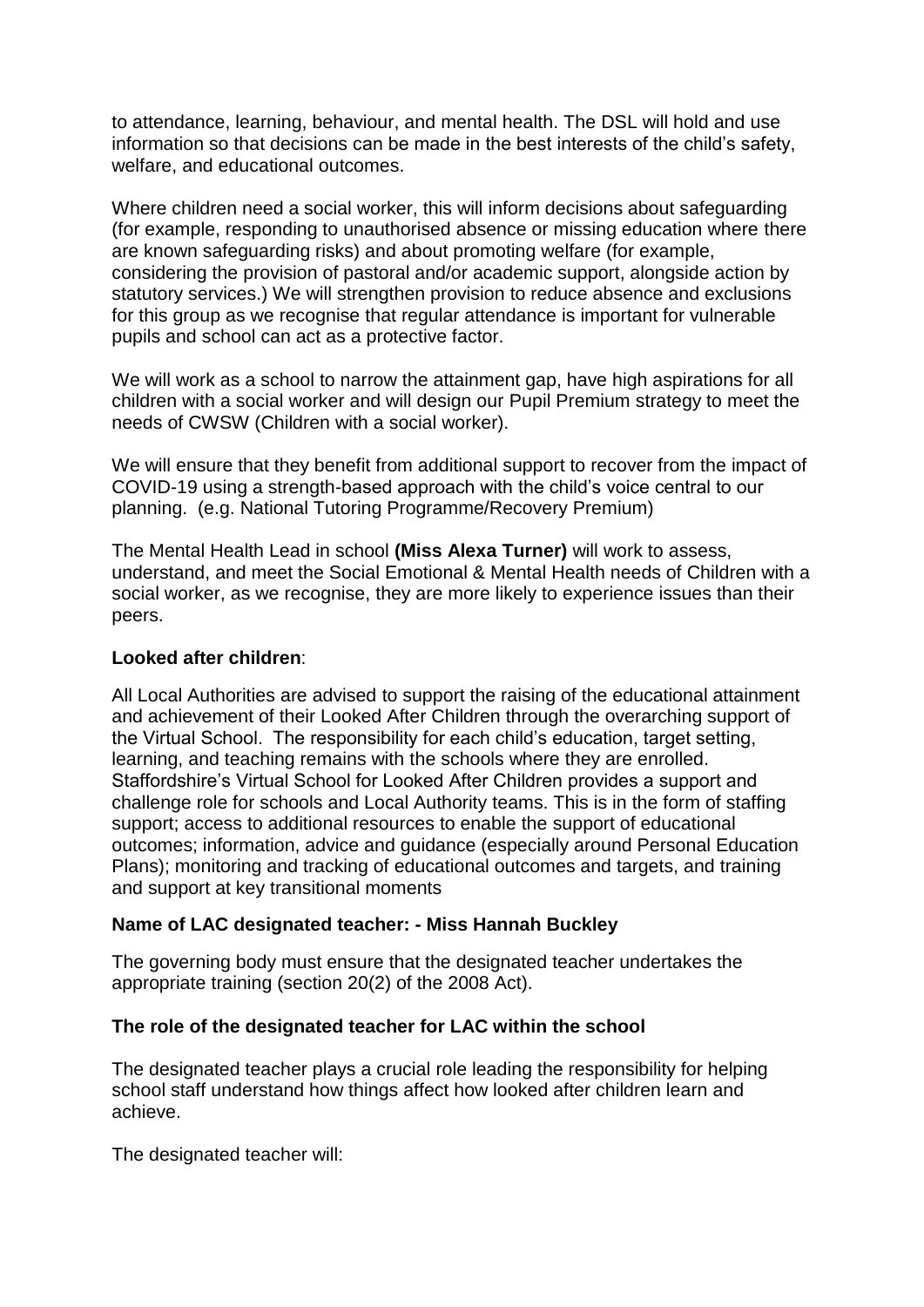to attendance, learning, behaviour, and mental health. The DSL will hold and use information so that decisions can be made in the best interests of the child's safety, welfare, and educational outcomes.

Where children need a social worker, this will inform decisions about safeguarding (for example, responding to unauthorised absence or missing education where there are known safeguarding risks) and about promoting welfare (for example, considering the provision of pastoral and/or academic support, alongside action by statutory services.) We will strengthen provision to reduce absence and exclusions for this group as we recognise that regular attendance is important for vulnerable pupils and school can act as a protective factor.

We will work as a school to narrow the attainment gap, have high aspirations for all children with a social worker and will design our Pupil Premium strategy to meet the needs of CWSW (Children with a social worker).

We will ensure that they benefit from additional support to recover from the impact of COVID-19 using a strength-based approach with the child's voice central to our planning. (e.g. National Tutoring Programme/Recovery Premium)

The Mental Health Lead in school **(Miss Alexa Turner)** will work to assess, understand, and meet the Social Emotional & Mental Health needs of Children with a social worker, as we recognise, they are more likely to experience issues than their peers.

**Looked after children**:

All Local Authorities are advised to support the raising of the educational attainment and achievement of their Looked After Children through the overarching support of the Virtual School. The responsibility for each child's education, target setting, learning, and teaching remains with the schools where they are enrolled. Staffordshire's Virtual School for Looked After Children provides a support and challenge role for schools and Local Authority teams. This is in the form of staffing support; access to additional resources to enable the support of educational outcomes; information, advice and guidance (especially around Personal Education Plans); monitoring and tracking of educational outcomes and targets, and training and support at key transitional moments

**Name of LAC designated teacher: - Miss Hannah Buckley**

The governing body must ensure that the designated teacher undertakes the appropriate training (section 20(2) of the 2008 Act).

**The role of the designated teacher for LAC within the school**

The designated teacher plays a crucial role leading the responsibility for helping school staff understand how things affect how looked after children learn and achieve.

The designated teacher will: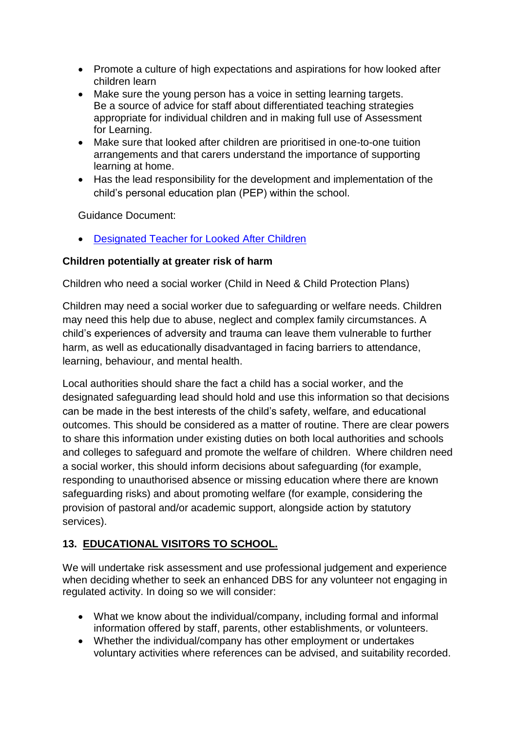- Promote a culture of high expectations and aspirations for how looked after children learn
- Make sure the young person has a voice in setting learning targets. Be a source of advice for staff about differentiated teaching strategies appropriate for individual children and in making full use of Assessment for Learning.
- Make sure that looked after children are prioritised in one-to-one tuition arrangements and that carers understand the importance of supporting learning at home.
- Has the lead responsibility for the development and implementation of the child's personal education plan (PEP) within the school.

Guidance Document:

- [Designated Teacher for Looked After Children]()

**Children potentially at greater risk of harm**

Children who need a social worker (Child in Need & Child Protection Plans)

Children may need a social worker due to safeguarding or welfare needs. Children may need this help due to abuse, neglect and complex family circumstances. A child's experiences of adversity and trauma can leave them vulnerable to further harm, as well as educationally disadvantaged in facing barriers to attendance, learning, behaviour, and mental health.

Local authorities should share the fact a child has a social worker, and the designated safeguarding lead should hold and use this information so that decisions can be made in the best interests of the child's safety, welfare, and educational outcomes. This should be considered as a matter of routine. There are clear powers to share this information under existing duties on both local authorities and schools and colleges to safeguard and promote the welfare of children. Where children need a social worker, this should inform decisions about safeguarding (for example, responding to unauthorised absence or missing education where there are known safeguarding risks) and about promoting welfare (for example, considering the provision of pastoral and/or academic support, alongside action by statutory services).

## 13. EDUCATIONAL VISITORS TO SCHOOL.

We will undertake risk assessment and use professional judgement and experience when deciding whether to seek an enhanced DBS for any volunteer not engaging in regulated activity. In doing so we will consider:

- What we know about the individual/company, including formal and informal information offered by staff, parents, other establishments, or volunteers.
- Whether the individual/company has other employment or undertakes voluntary activities where references can be advised, and suitability recorded.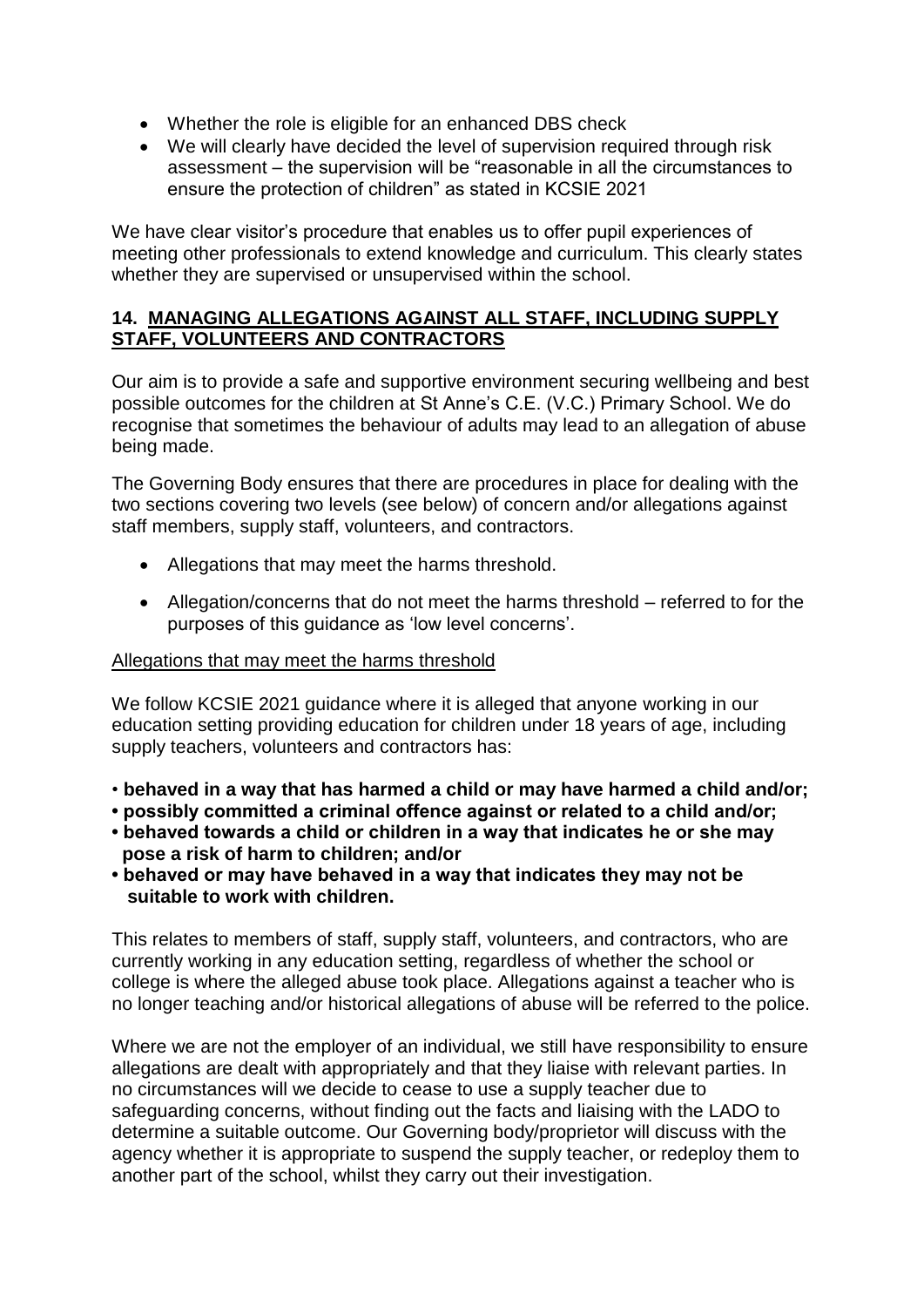- Whether the role is eligible for an enhanced DBS check
- We will clearly have decided the level of supervision required through risk assessment – the supervision will be "reasonable in all the circumstances to ensure the protection of children" as stated in KCSIE 2021

We have clear visitor's procedure that enables us to offer pupil experiences of meeting other professionals to extend knowledge and curriculum. This clearly states whether they are supervised or unsupervised within the school.

## 14. MANAGING ALLEGATIONS AGAINST ALL STAFF, INCLUDING SUPPLY STAFF, VOLUNTEERS AND CONTRACTORS

Our aim is to provide a safe and supportive environment securing wellbeing and best possible outcomes for the children at St Anne's C.E. (V.C.) Primary School. We do recognise that sometimes the behaviour of adults may lead to an allegation of abuse being made.

The Governing Body ensures that there are procedures in place for dealing with the two sections covering two levels (see below) of concern and/or allegations against staff members, supply staff, volunteers, and contractors.

- Allegations that may meet the harms threshold.
- Allegation/concerns that do not meet the harms threshold – referred to for the purposes of this guidance as 'low level concerns'.

<u>Allegations that may meet the harms threshold</u>

We follow KCSIE 2021 guidance where it is alleged that anyone working in our education setting providing education for children under 18 years of age, including supply teachers, volunteers and contractors has:

- **behaved in a way that has harmed a child or may have harmed a child and/or;**
- **possibly committed a criminal offence against or related to a child and/or;**
- **behaved towards a child or children in a way that indicates he or she may pose a risk of harm to children; and/or**
- **behaved or may have behaved in a way that indicates they may not be suitable to work with children.**

This relates to members of staff, supply staff, volunteers, and contractors, who are currently working in any education setting, regardless of whether the school or college is where the alleged abuse took place. Allegations against a teacher who is no longer teaching and/or historical allegations of abuse will be referred to the police.

Where we are not the employer of an individual, we still have responsibility to ensure allegations are dealt with appropriately and that they liaise with relevant parties. In no circumstances will we decide to cease to use a supply teacher due to safeguarding concerns, without finding out the facts and liaising with the LADO to determine a suitable outcome. Our Governing body/proprietor will discuss with the agency whether it is appropriate to suspend the supply teacher, or redeploy them to another part of the school, whilst they carry out their investigation.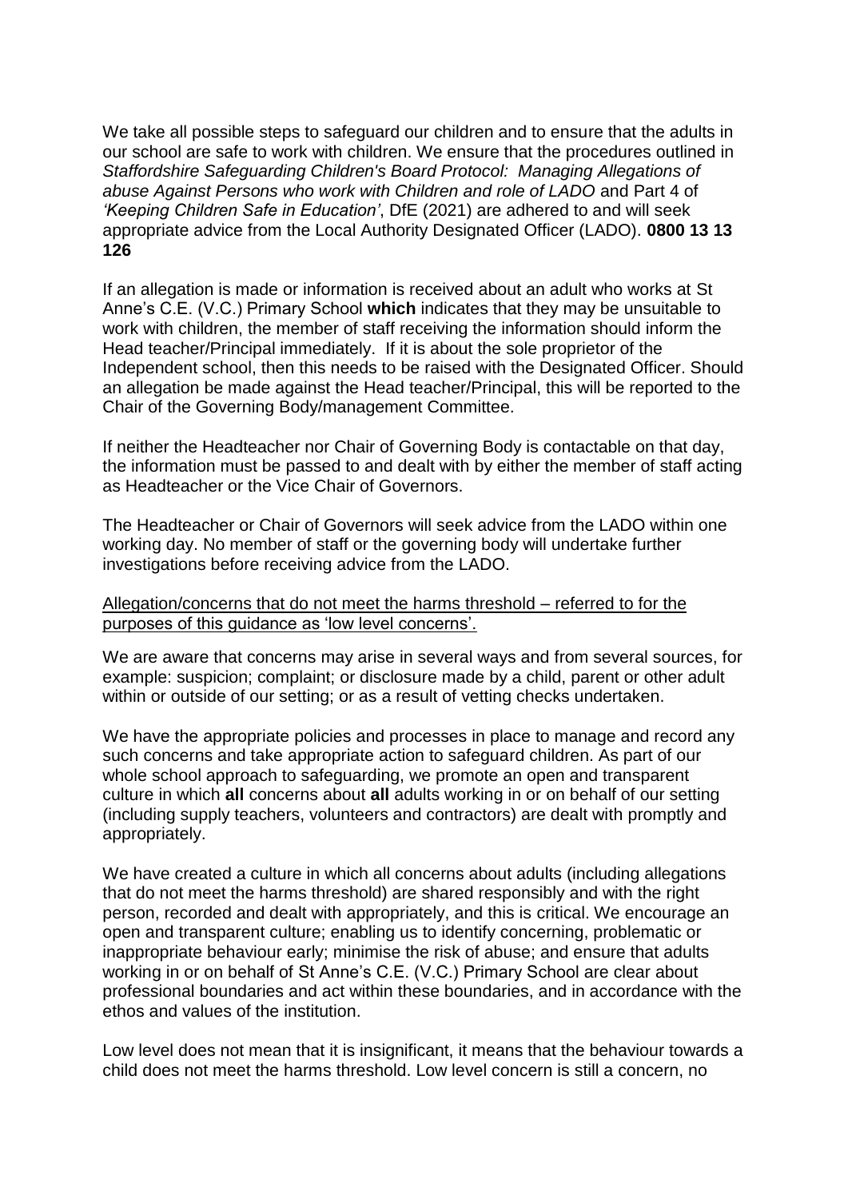We take all possible steps to safeguard our children and to ensure that the adults in our school are safe to work with children. We ensure that the procedures outlined in *Staffordshire Safeguarding Children's Board Protocol: Managing Allegations of abuse Against Persons who work with Children and role of LADO* and Part 4 of *'Keeping Children Safe in Education'*, DfE (2021) are adhered to and will seek appropriate advice from the Local Authority Designated Officer (LADO). **0800 13 13 126**

If an allegation is made or information is received about an adult who works at St Anne's C.E. (V.C.) Primary School **which** indicates that they may be unsuitable to work with children, the member of staff receiving the information should inform the Head teacher/Principal immediately. If it is about the sole proprietor of the Independent school, then this needs to be raised with the Designated Officer. Should an allegation be made against the Head teacher/Principal, this will be reported to the Chair of the Governing Body/management Committee.

If neither the Headteacher nor Chair of Governing Body is contactable on that day, the information must be passed to and dealt with by either the member of staff acting as Headteacher or the Vice Chair of Governors.

The Headteacher or Chair of Governors will seek advice from the LADO within one working day. No member of staff or the governing body will undertake further investigations before receiving advice from the LADO.

<u>Allegation/concerns that do not meet the harms threshold – referred to for the purposes of this guidance as 'low level concerns'.</u>

We are aware that concerns may arise in several ways and from several sources, for example: suspicion; complaint; or disclosure made by a child, parent or other adult within or outside of our setting; or as a result of vetting checks undertaken.

We have the appropriate policies and processes in place to manage and record any such concerns and take appropriate action to safeguard children. As part of our whole school approach to safeguarding, we promote an open and transparent culture in which **all** concerns about **all** adults working in or on behalf of our setting (including supply teachers, volunteers and contractors) are dealt with promptly and appropriately.

We have created a culture in which all concerns about adults (including allegations that do not meet the harms threshold) are shared responsibly and with the right person, recorded and dealt with appropriately, and this is critical. We encourage an open and transparent culture; enabling us to identify concerning, problematic or inappropriate behaviour early; minimise the risk of abuse; and ensure that adults working in or on behalf of St Anne's C.E. (V.C.) Primary School are clear about professional boundaries and act within these boundaries, and in accordance with the ethos and values of the institution.

Low level does not mean that it is insignificant, it means that the behaviour towards a child does not meet the harms threshold. Low level concern is still a concern, no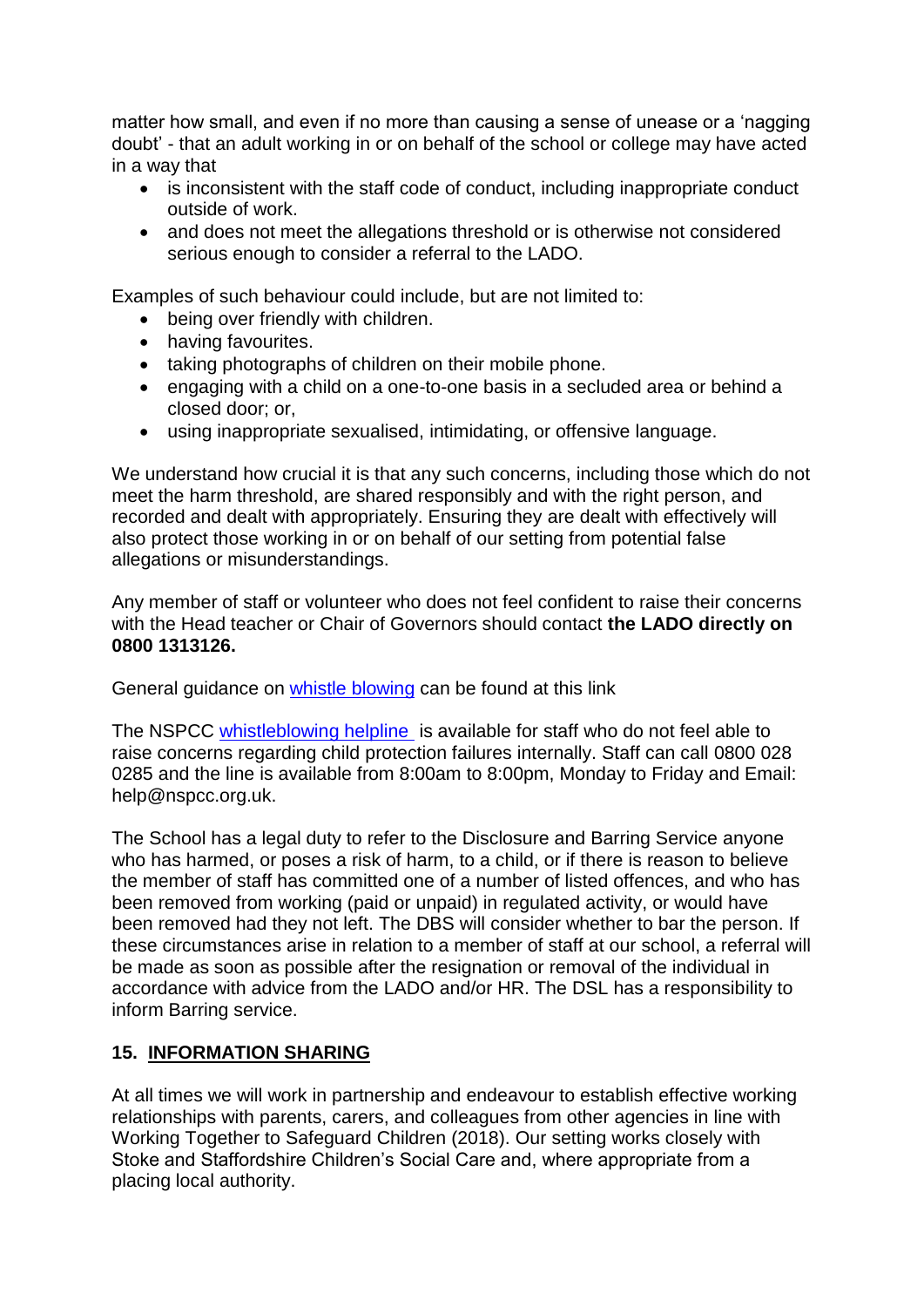matter how small, and even if no more than causing a sense of unease or a 'nagging doubt' - that an adult working in or on behalf of the school or college may have acted in a way that

- is inconsistent with the staff code of conduct, including inappropriate conduct outside of work.
- and does not meet the allegations threshold or is otherwise not considered serious enough to consider a referral to the LADO.

Examples of such behaviour could include, but are not limited to:

- being over friendly with children.
- having favourites.
- taking photographs of children on their mobile phone.
- engaging with a child on a one-to-one basis in a secluded area or behind a closed door; or,
- using inappropriate sexualised, intimidating, or offensive language.

We understand how crucial it is that any such concerns, including those which do not meet the harm threshold, are shared responsibly and with the right person, and recorded and dealt with appropriately. Ensuring they are dealt with effectively will also protect those working in or on behalf of our setting from potential false allegations or misunderstandings.

Any member of staff or volunteer who does not feel confident to raise their concerns with the Head teacher or Chair of Governors should contact **the LADO directly on 0800 1313126.**

General guidance on whistle blowing can be found at this link

The NSPCC whistleblowing helpline is available for staff who do not feel able to raise concerns regarding child protection failures internally. Staff can call 0800 028 0285 and the line is available from 8:00am to 8:00pm, Monday to Friday and Email: help@nspcc.org.uk.

The School has a legal duty to refer to the Disclosure and Barring Service anyone who has harmed, or poses a risk of harm, to a child, or if there is reason to believe the member of staff has committed one of a number of listed offences, and who has been removed from working (paid or unpaid) in regulated activity, or would have been removed had they not left. The DBS will consider whether to bar the person. If these circumstances arise in relation to a member of staff at our school, a referral will be made as soon as possible after the resignation or removal of the individual in accordance with advice from the LADO and/or HR. The DSL has a responsibility to inform Barring service.

## 15. INFORMATION SHARING

At all times we will work in partnership and endeavour to establish effective working relationships with parents, carers, and colleagues from other agencies in line with Working Together to Safeguard Children (2018). Our setting works closely with Stoke and Staffordshire Children's Social Care and, where appropriate from a placing local authority.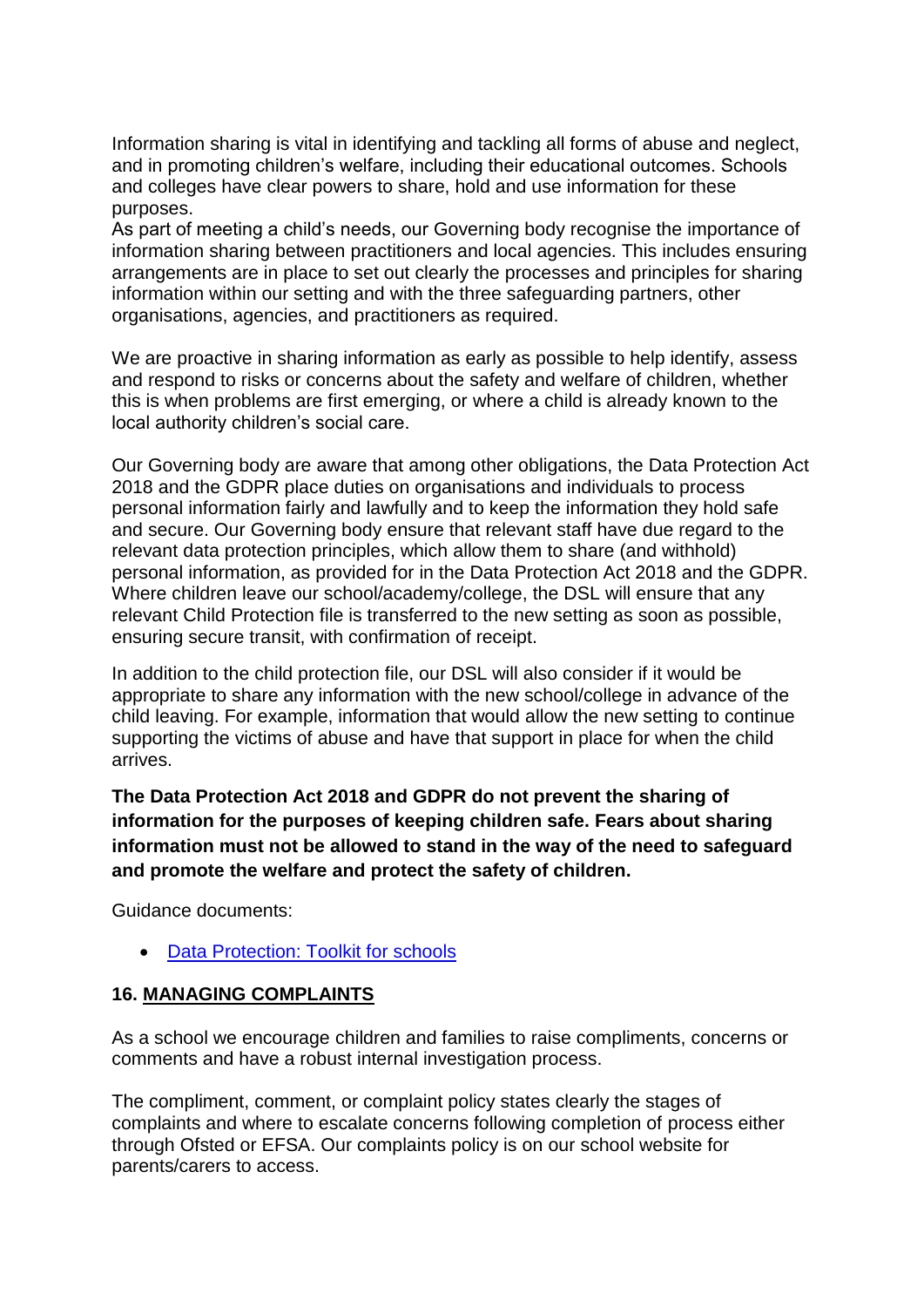Information sharing is vital in identifying and tackling all forms of abuse and neglect, and in promoting children's welfare, including their educational outcomes. Schools and colleges have clear powers to share, hold and use information for these purposes.
As part of meeting a child's needs, our Governing body recognise the importance of information sharing between practitioners and local agencies. This includes ensuring arrangements are in place to set out clearly the processes and principles for sharing information within our setting and with the three safeguarding partners, other organisations, agencies, and practitioners as required.

We are proactive in sharing information as early as possible to help identify, assess and respond to risks or concerns about the safety and welfare of children, whether this is when problems are first emerging, or where a child is already known to the local authority children's social care.

Our Governing body are aware that among other obligations, the Data Protection Act 2018 and the GDPR place duties on organisations and individuals to process personal information fairly and lawfully and to keep the information they hold safe and secure. Our Governing body ensure that relevant staff have due regard to the relevant data protection principles, which allow them to share (and withhold) personal information, as provided for in the Data Protection Act 2018 and the GDPR. Where children leave our school/academy/college, the DSL will ensure that any relevant Child Protection file is transferred to the new setting as soon as possible, ensuring secure transit, with confirmation of receipt.

In addition to the child protection file, our DSL will also consider if it would be appropriate to share any information with the new school/college in advance of the child leaving. For example, information that would allow the new setting to continue supporting the victims of abuse and have that support in place for when the child arrives.

**The Data Protection Act 2018 and GDPR do not prevent the sharing of information for the purposes of keeping children safe. Fears about sharing information must not be allowed to stand in the way of the need to safeguard and promote the welfare and protect the safety of children.**

Guidance documents:

- Data Protection: Toolkit for schools

## 16. MANAGING COMPLAINTS

As a school we encourage children and families to raise compliments, concerns or comments and have a robust internal investigation process.

The compliment, comment, or complaint policy states clearly the stages of complaints and where to escalate concerns following completion of process either through Ofsted or EFSA. Our complaints policy is on our school website for parents/carers to access.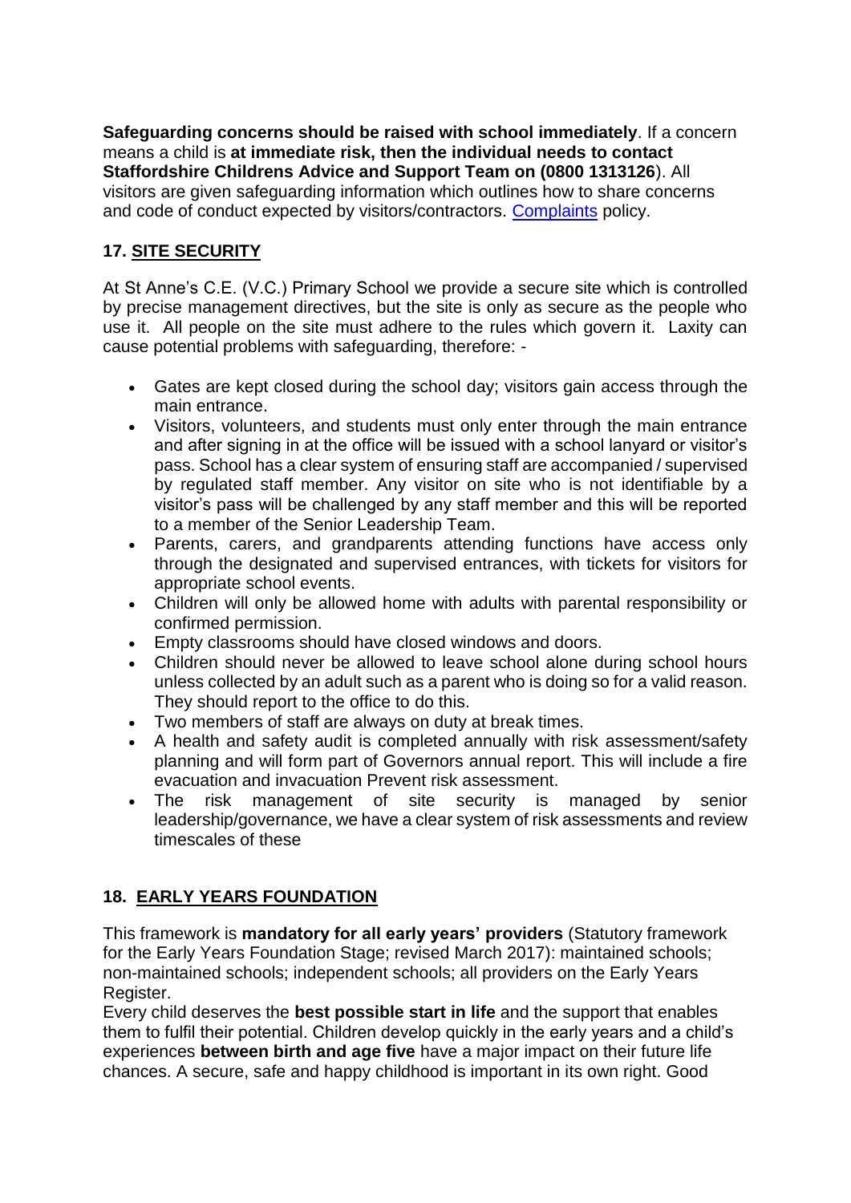**Safeguarding concerns should be raised with school immediately**. If a concern means a child is **at immediate risk, then the individual needs to contact Staffordshire Childrens Advice and Support Team on (0800 1313126**). All visitors are given safeguarding information which outlines how to share concerns and code of conduct expected by visitors/contractors. Complaints policy.

## 17. SITE SECURITY

At St Anne's C.E. (V.C.) Primary School we provide a secure site which is controlled by precise management directives, but the site is only as secure as the people who use it. All people on the site must adhere to the rules which govern it. Laxity can cause potential problems with safeguarding, therefore: -

- Gates are kept closed during the school day; visitors gain access through the main entrance.
- Visitors, volunteers, and students must only enter through the main entrance and after signing in at the office will be issued with a school lanyard or visitor's pass. School has a clear system of ensuring staff are accompanied / supervised by regulated staff member. Any visitor on site who is not identifiable by a visitor's pass will be challenged by any staff member and this will be reported to a member of the Senior Leadership Team.
- Parents, carers, and grandparents attending functions have access only through the designated and supervised entrances, with tickets for visitors for appropriate school events.
- Children will only be allowed home with adults with parental responsibility or confirmed permission.
- Empty classrooms should have closed windows and doors.
- Children should never be allowed to leave school alone during school hours unless collected by an adult such as a parent who is doing so for a valid reason. They should report to the office to do this.
- Two members of staff are always on duty at break times.
- A health and safety audit is completed annually with risk assessment/safety planning and will form part of Governors annual report. This will include a fire evacuation and invacuation Prevent risk assessment.
- The risk management of site security is managed by senior leadership/governance, we have a clear system of risk assessments and review timescales of these

## 18. EARLY YEARS FOUNDATION

This framework is **mandatory for all early years' providers** (Statutory framework for the Early Years Foundation Stage; revised March 2017): maintained schools; non-maintained schools; independent schools; all providers on the Early Years Register.

Every child deserves the **best possible start in life** and the support that enables them to fulfil their potential. Children develop quickly in the early years and a child's experiences **between birth and age five** have a major impact on their future life chances. A secure, safe and happy childhood is important in its own right. Good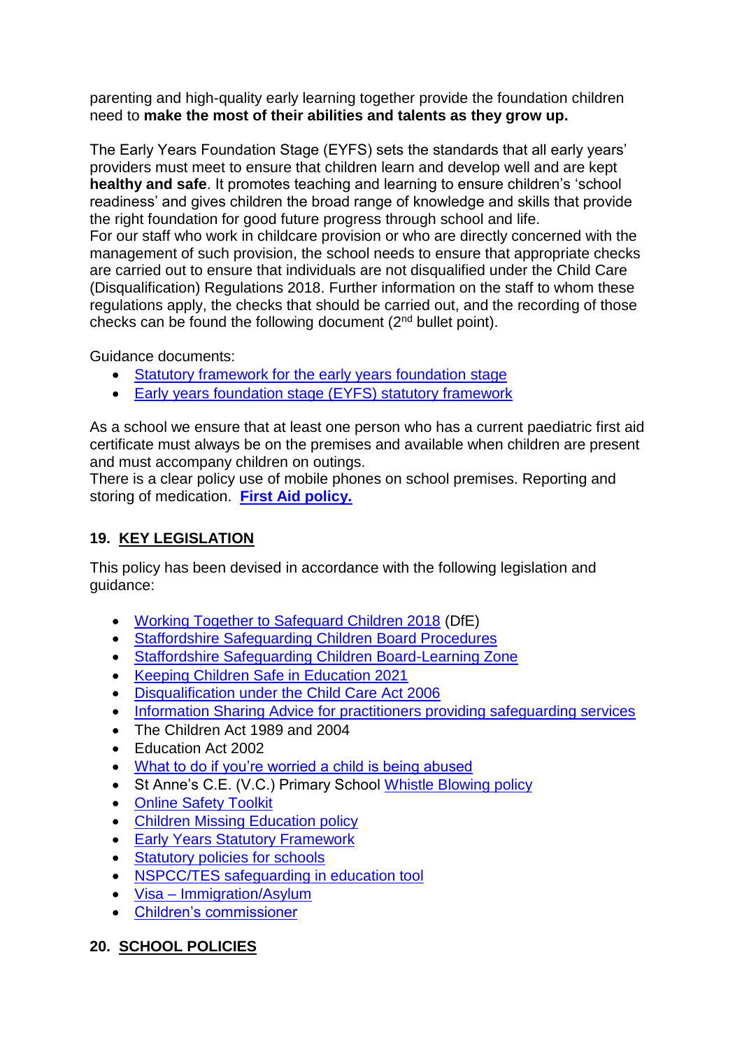parenting and high-quality early learning together provide the foundation children need to **make the most of their abilities and talents as they grow up.**

The Early Years Foundation Stage (EYFS) sets the standards that all early years' providers must meet to ensure that children learn and develop well and are kept **healthy and safe**. It promotes teaching and learning to ensure children's 'school readiness' and gives children the broad range of knowledge and skills that provide the right foundation for good future progress through school and life.
For our staff who work in childcare provision or who are directly concerned with the management of such provision, the school needs to ensure that appropriate checks are carried out to ensure that individuals are not disqualified under the Child Care (Disqualification) Regulations 2018. Further information on the staff to whom these regulations apply, the checks that should be carried out, and the recording of those checks can be found the following document (2nd bullet point).

Guidance documents:

- Statutory framework for the early years foundation stage
- Early years foundation stage (EYFS) statutory framework

As a school we ensure that at least one person who has a current paediatric first aid certificate must always be on the premises and available when children are present and must accompany children on outings.
There is a clear policy use of mobile phones on school premises. Reporting and storing of medication. **First Aid policy.**

## 19. KEY LEGISLATION

This policy has been devised in accordance with the following legislation and guidance:

- Working Together to Safeguard Children 2018 (DfE)
- Staffordshire Safeguarding Children Board Procedures
- Staffordshire Safeguarding Children Board-Learning Zone
- Keeping Children Safe in Education 2021
- Disqualification under the Child Care Act 2006
- Information Sharing Advice for practitioners providing safeguarding services
- The Children Act 1989 and 2004
- Education Act 2002
- What to do if you're worried a child is being abused
- St Anne's C.E. (V.C.) Primary School Whistle Blowing policy
- Online Safety Toolkit
- Children Missing Education policy
- Early Years Statutory Framework
- Statutory policies for schools
- NSPCC/TES safeguarding in education tool
- Visa – Immigration/Asylum
- Children's commissioner

## 20. SCHOOL POLICIES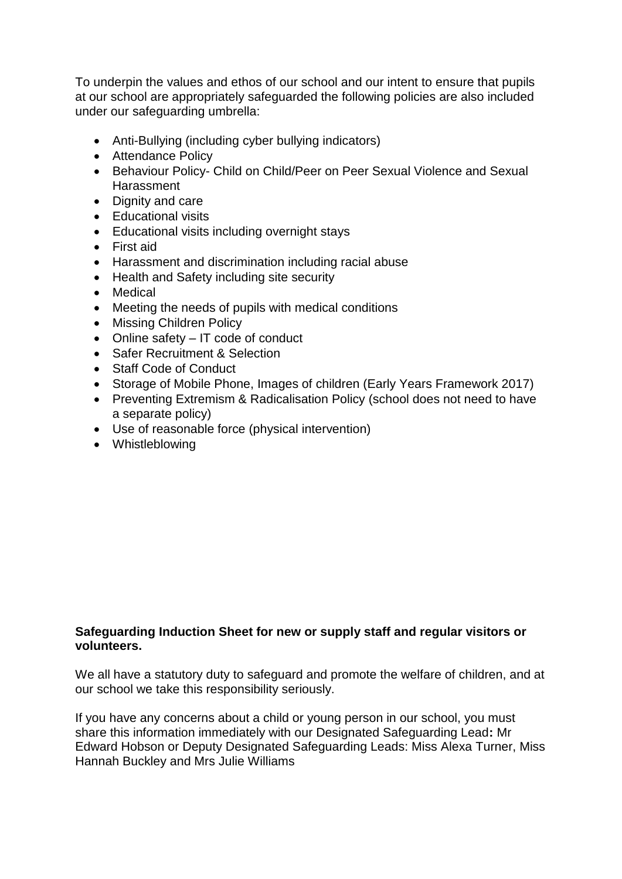To underpin the values and ethos of our school and our intent to ensure that pupils at our school are appropriately safeguarded the following policies are also included under our safeguarding umbrella:

- Anti-Bullying (including cyber bullying indicators)
- Attendance Policy
- Behaviour Policy- Child on Child/Peer on Peer Sexual Violence and Sexual Harassment
- Dignity and care
- Educational visits
- Educational visits including overnight stays
- First aid
- Harassment and discrimination including racial abuse
- Health and Safety including site security
- Medical
- Meeting the needs of pupils with medical conditions
- Missing Children Policy
- Online safety – IT code of conduct
- Safer Recruitment & Selection
- Staff Code of Conduct
- Storage of Mobile Phone, Images of children (Early Years Framework 2017)
- Preventing Extremism & Radicalisation Policy (school does not need to have a separate policy)
- Use of reasonable force (physical intervention)
- Whistleblowing

**Safeguarding Induction Sheet for new or supply staff and regular visitors or volunteers.**

We all have a statutory duty to safeguard and promote the welfare of children, and at our school we take this responsibility seriously.

If you have any concerns about a child or young person in our school, you must share this information immediately with our Designated Safeguarding Lead**:** Mr Edward Hobson or Deputy Designated Safeguarding Leads: Miss Alexa Turner, Miss Hannah Buckley and Mrs Julie Williams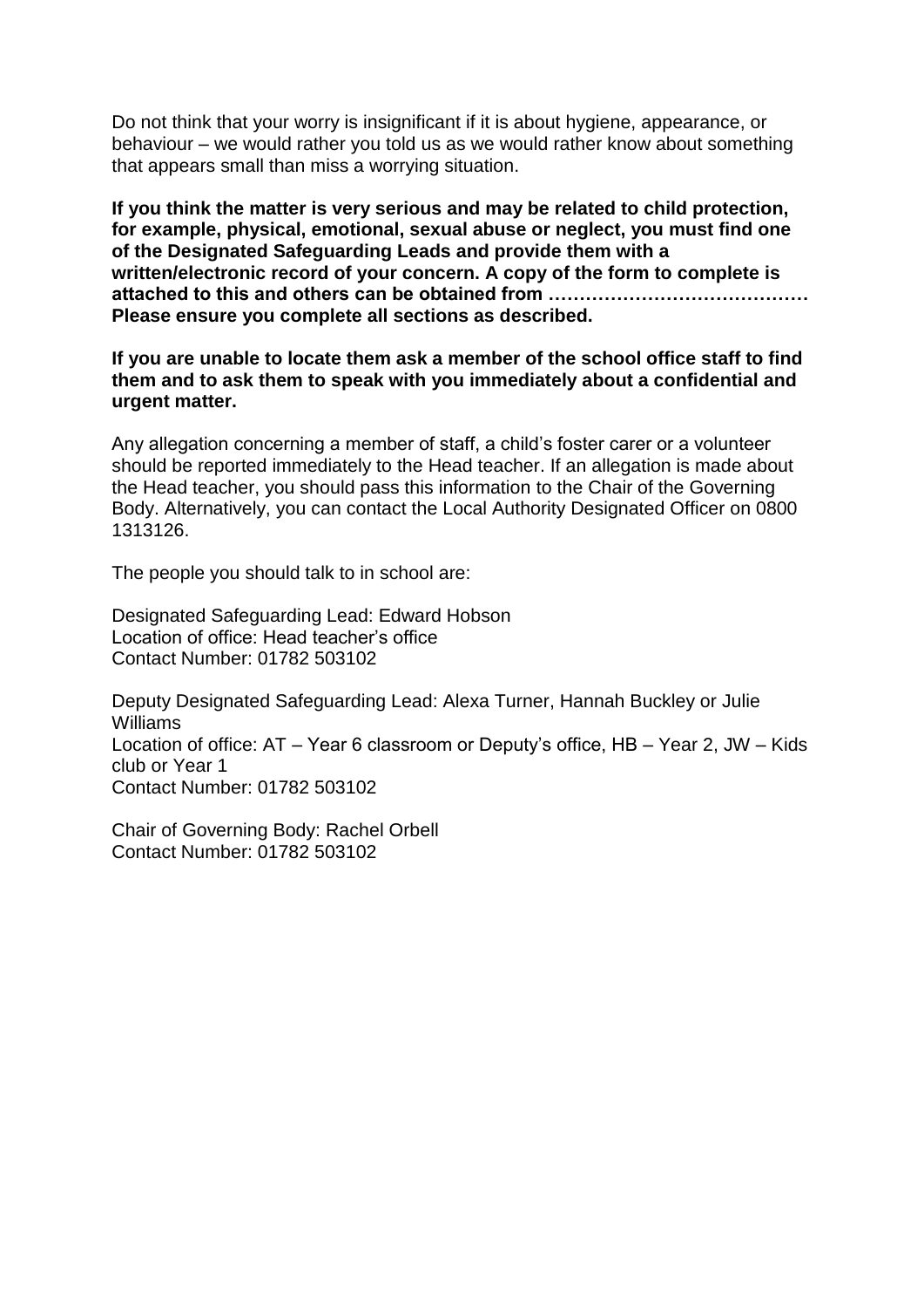Do not think that your worry is insignificant if it is about hygiene, appearance, or behaviour – we would rather you told us as we would rather know about something that appears small than miss a worrying situation.

**If you think the matter is very serious and may be related to child protection, for example, physical, emotional, sexual abuse or neglect, you must find one of the Designated Safeguarding Leads and provide them with a written/electronic record of your concern. A copy of the form to complete is attached to this and others can be obtained from …………………………………… Please ensure you complete all sections as described.**

**If you are unable to locate them ask a member of the school office staff to find them and to ask them to speak with you immediately about a confidential and urgent matter.**

Any allegation concerning a member of staff, a child's foster carer or a volunteer should be reported immediately to the Head teacher. If an allegation is made about the Head teacher, you should pass this information to the Chair of the Governing Body. Alternatively, you can contact the Local Authority Designated Officer on 0800 1313126.

The people you should talk to in school are:

Designated Safeguarding Lead: Edward Hobson
Location of office: Head teacher's office
Contact Number: 01782 503102

Deputy Designated Safeguarding Lead: Alexa Turner, Hannah Buckley or Julie Williams
Location of office: AT – Year 6 classroom or Deputy's office, HB – Year 2, JW – Kids club or Year 1
Contact Number: 01782 503102

Chair of Governing Body: Rachel Orbell
Contact Number: 01782 503102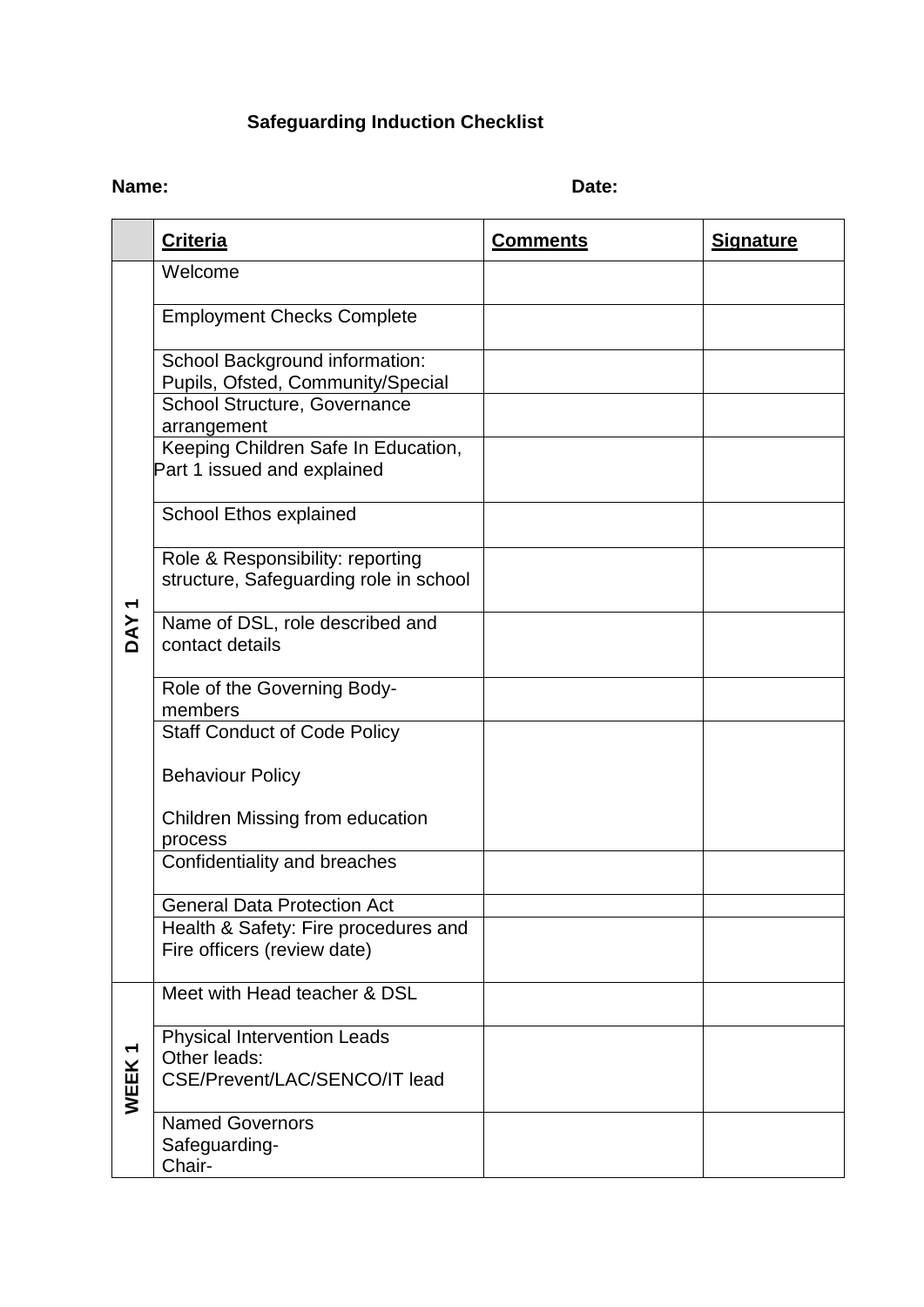**Safeguarding Induction Checklist**

**Name:** **Date:**

| | **Criteria** | **Comments** | **Signature** |
|---|---|---|---|
| **DAY 1** | Welcome | | |
| | Employment Checks Complete | | |
| | School Background information: Pupils, Ofsted, Community/Special | | |
| | School Structure, Governance arrangement | | |
| | Keeping Children Safe In Education, Part 1 issued and explained | | |
| | School Ethos explained | | |
| | Role & Responsibility: reporting structure, Safeguarding role in school | | |
| | Name of DSL, role described and contact details | | |
| | Role of the Governing Body-members | | |
| | Staff Conduct of Code Policy<br><br>Behaviour Policy<br><br>Children Missing from education process | | |
| | Confidentiality and breaches | | |
| | General Data Protection Act | | |
| | Health & Safety: Fire procedures and Fire officers (review date) | | |
| **WEEK 1** | Meet with Head teacher & DSL | | |
| | Physical Intervention Leads<br>Other leads:<br>CSE/Prevent/LAC/SENCO/IT lead | | |
| | Named Governors<br>Safeguarding-<br>Chair- | | |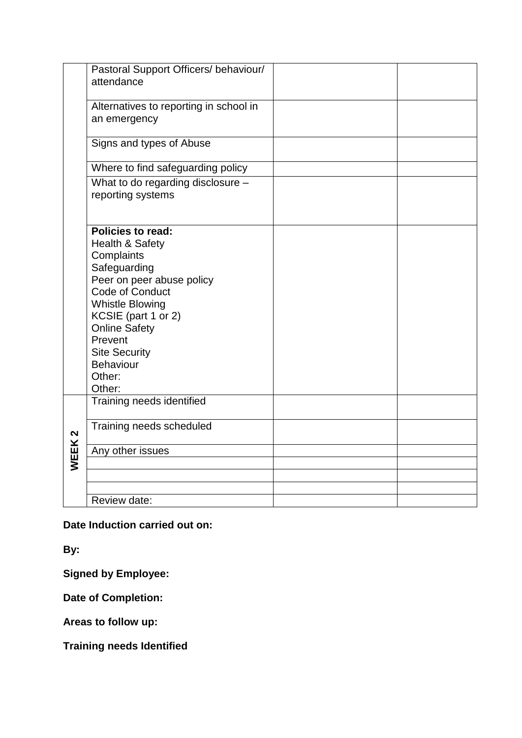| | | | |
|---|---|---|---|
| | Pastoral Support Officers/ behaviour/ attendance | | |
| | Alternatives to reporting in school in an emergency | | |
| | Signs and types of Abuse | | |
| | Where to find safeguarding policy | | |
| | What to do regarding disclosure – reporting systems | | |
| | **Policies to read:**<br>Health & Safety<br>Complaints<br>Safeguarding<br>Peer on peer abuse policy<br>Code of Conduct<br>Whistle Blowing<br>KCSIE (part 1 or 2)<br>Online Safety<br>Prevent<br>Site Security<br>Behaviour<br>Other:<br>Other: | | |
| **WEEK 2** | Training needs identified | | |
| | Training needs scheduled | | |
| | Any other issues | | |
| | | | |
| | | | |
| | | | |
| | Review date: | | |

**Date Induction carried out on:**

**By:**

**Signed by Employee:**

**Date of Completion:**

**Areas to follow up:**

**Training needs Identified**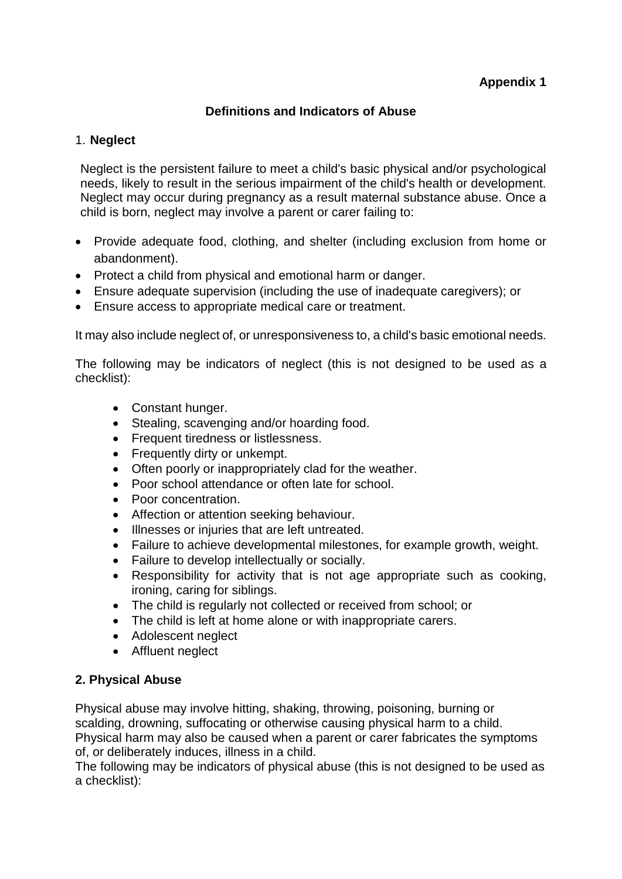**Appendix 1**

## Definitions and Indicators of Abuse

### 1. Neglect

Neglect is the persistent failure to meet a child's basic physical and/or psychological needs, likely to result in the serious impairment of the child's health or development. Neglect may occur during pregnancy as a result maternal substance abuse. Once a child is born, neglect may involve a parent or carer failing to:

- Provide adequate food, clothing, and shelter (including exclusion from home or abandonment).
- Protect a child from physical and emotional harm or danger.
- Ensure adequate supervision (including the use of inadequate caregivers); or
- Ensure access to appropriate medical care or treatment.

It may also include neglect of, or unresponsiveness to, a child's basic emotional needs.

The following may be indicators of neglect (this is not designed to be used as a checklist):

- Constant hunger.
- Stealing, scavenging and/or hoarding food.
- Frequent tiredness or listlessness.
- Frequently dirty or unkempt.
- Often poorly or inappropriately clad for the weather.
- Poor school attendance or often late for school.
- Poor concentration.
- Affection or attention seeking behaviour.
- Illnesses or injuries that are left untreated.
- Failure to achieve developmental milestones, for example growth, weight.
- Failure to develop intellectually or socially.
- Responsibility for activity that is not age appropriate such as cooking, ironing, caring for siblings.
- The child is regularly not collected or received from school; or
- The child is left at home alone or with inappropriate carers.
- Adolescent neglect
- Affluent neglect

### 2. Physical Abuse

Physical abuse may involve hitting, shaking, throwing, poisoning, burning or scalding, drowning, suffocating or otherwise causing physical harm to a child. Physical harm may also be caused when a parent or carer fabricates the symptoms of, or deliberately induces, illness in a child.
The following may be indicators of physical abuse (this is not designed to be used as a checklist):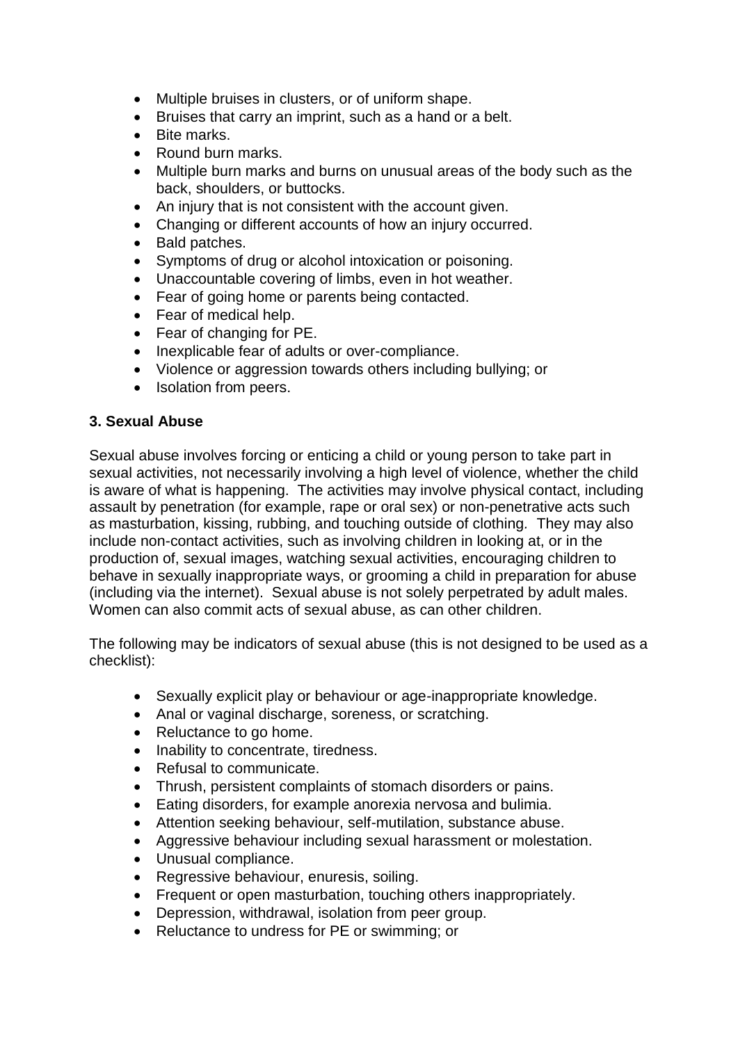- Multiple bruises in clusters, or of uniform shape.
- Bruises that carry an imprint, such as a hand or a belt.
- Bite marks.
- Round burn marks.
- Multiple burn marks and burns on unusual areas of the body such as the back, shoulders, or buttocks.
- An injury that is not consistent with the account given.
- Changing or different accounts of how an injury occurred.
- Bald patches.
- Symptoms of drug or alcohol intoxication or poisoning.
- Unaccountable covering of limbs, even in hot weather.
- Fear of going home or parents being contacted.
- Fear of medical help.
- Fear of changing for PE.
- Inexplicable fear of adults or over-compliance.
- Violence or aggression towards others including bullying; or
- Isolation from peers.

**3. Sexual Abuse**

Sexual abuse involves forcing or enticing a child or young person to take part in sexual activities, not necessarily involving a high level of violence, whether the child is aware of what is happening. The activities may involve physical contact, including assault by penetration (for example, rape or oral sex) or non-penetrative acts such as masturbation, kissing, rubbing, and touching outside of clothing. They may also include non-contact activities, such as involving children in looking at, or in the production of, sexual images, watching sexual activities, encouraging children to behave in sexually inappropriate ways, or grooming a child in preparation for abuse (including via the internet). Sexual abuse is not solely perpetrated by adult males. Women can also commit acts of sexual abuse, as can other children.

The following may be indicators of sexual abuse (this is not designed to be used as a checklist):

- Sexually explicit play or behaviour or age-inappropriate knowledge.
- Anal or vaginal discharge, soreness, or scratching.
- Reluctance to go home.
- Inability to concentrate, tiredness.
- Refusal to communicate.
- Thrush, persistent complaints of stomach disorders or pains.
- Eating disorders, for example anorexia nervosa and bulimia.
- Attention seeking behaviour, self-mutilation, substance abuse.
- Aggressive behaviour including sexual harassment or molestation.
- Unusual compliance.
- Regressive behaviour, enuresis, soiling.
- Frequent or open masturbation, touching others inappropriately.
- Depression, withdrawal, isolation from peer group.
- Reluctance to undress for PE or swimming; or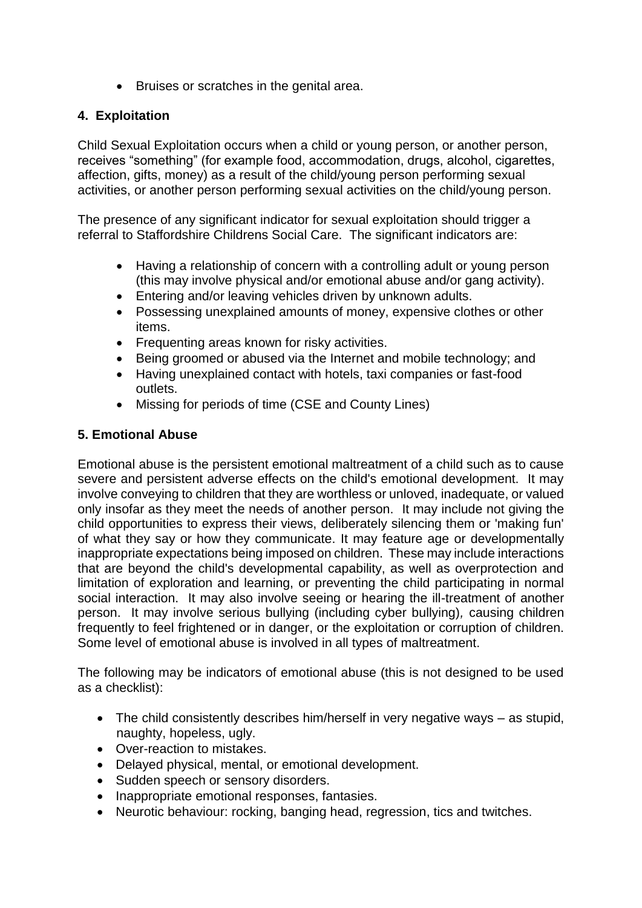- Bruises or scratches in the genital area.

### 4. Exploitation

Child Sexual Exploitation occurs when a child or young person, or another person, receives "something" (for example food, accommodation, drugs, alcohol, cigarettes, affection, gifts, money) as a result of the child/young person performing sexual activities, or another person performing sexual activities on the child/young person.

The presence of any significant indicator for sexual exploitation should trigger a referral to Staffordshire Childrens Social Care. The significant indicators are:

- Having a relationship of concern with a controlling adult or young person (this may involve physical and/or emotional abuse and/or gang activity).
- Entering and/or leaving vehicles driven by unknown adults.
- Possessing unexplained amounts of money, expensive clothes or other items.
- Frequenting areas known for risky activities.
- Being groomed or abused via the Internet and mobile technology; and
- Having unexplained contact with hotels, taxi companies or fast-food outlets.
- Missing for periods of time (CSE and County Lines)

### 5. Emotional Abuse

Emotional abuse is the persistent emotional maltreatment of a child such as to cause severe and persistent adverse effects on the child's emotional development. It may involve conveying to children that they are worthless or unloved, inadequate, or valued only insofar as they meet the needs of another person. It may include not giving the child opportunities to express their views, deliberately silencing them or 'making fun' of what they say or how they communicate. It may feature age or developmentally inappropriate expectations being imposed on children. These may include interactions that are beyond the child's developmental capability, as well as overprotection and limitation of exploration and learning, or preventing the child participating in normal social interaction. It may also involve seeing or hearing the ill-treatment of another person. It may involve serious bullying (including cyber bullying), causing children frequently to feel frightened or in danger, or the exploitation or corruption of children. Some level of emotional abuse is involved in all types of maltreatment.

The following may be indicators of emotional abuse (this is not designed to be used as a checklist):

- The child consistently describes him/herself in very negative ways – as stupid, naughty, hopeless, ugly.
- Over-reaction to mistakes.
- Delayed physical, mental, or emotional development.
- Sudden speech or sensory disorders.
- Inappropriate emotional responses, fantasies.
- Neurotic behaviour: rocking, banging head, regression, tics and twitches.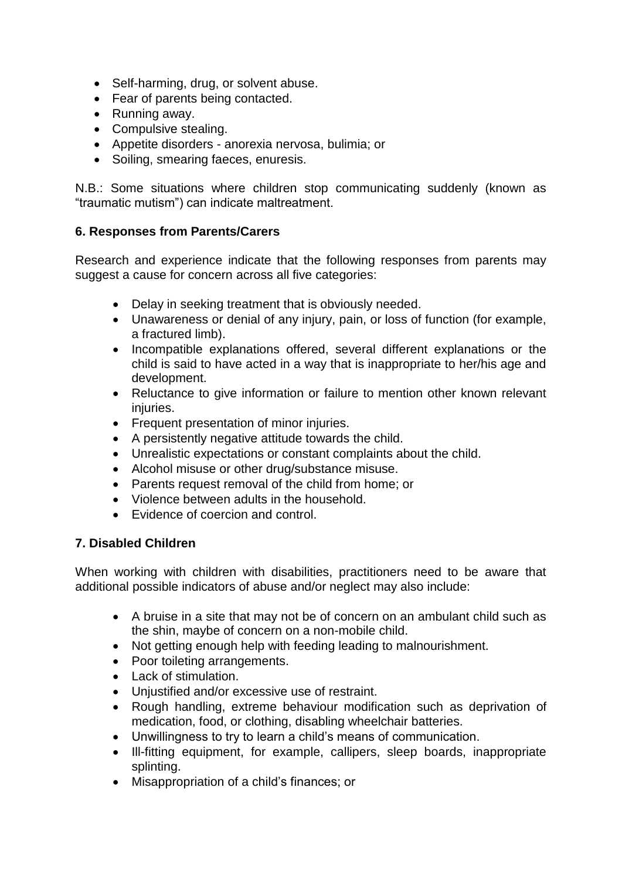- Self-harming, drug, or solvent abuse.
- Fear of parents being contacted.
- Running away.
- Compulsive stealing.
- Appetite disorders - anorexia nervosa, bulimia; or
- Soiling, smearing faeces, enuresis.

N.B.: Some situations where children stop communicating suddenly (known as "traumatic mutism") can indicate maltreatment.

### 6. Responses from Parents/Carers

Research and experience indicate that the following responses from parents may suggest a cause for concern across all five categories:

- Delay in seeking treatment that is obviously needed.
- Unawareness or denial of any injury, pain, or loss of function (for example, a fractured limb).
- Incompatible explanations offered, several different explanations or the child is said to have acted in a way that is inappropriate to her/his age and development.
- Reluctance to give information or failure to mention other known relevant injuries.
- Frequent presentation of minor injuries.
- A persistently negative attitude towards the child.
- Unrealistic expectations or constant complaints about the child.
- Alcohol misuse or other drug/substance misuse.
- Parents request removal of the child from home; or
- Violence between adults in the household.
- Evidence of coercion and control.

### 7. Disabled Children

When working with children with disabilities, practitioners need to be aware that additional possible indicators of abuse and/or neglect may also include:

- A bruise in a site that may not be of concern on an ambulant child such as the shin, maybe of concern on a non-mobile child.
- Not getting enough help with feeding leading to malnourishment.
- Poor toileting arrangements.
- Lack of stimulation.
- Unjustified and/or excessive use of restraint.
- Rough handling, extreme behaviour modification such as deprivation of medication, food, or clothing, disabling wheelchair batteries.
- Unwillingness to try to learn a child's means of communication.
- Ill-fitting equipment, for example, callipers, sleep boards, inappropriate splinting.
- Misappropriation of a child's finances; or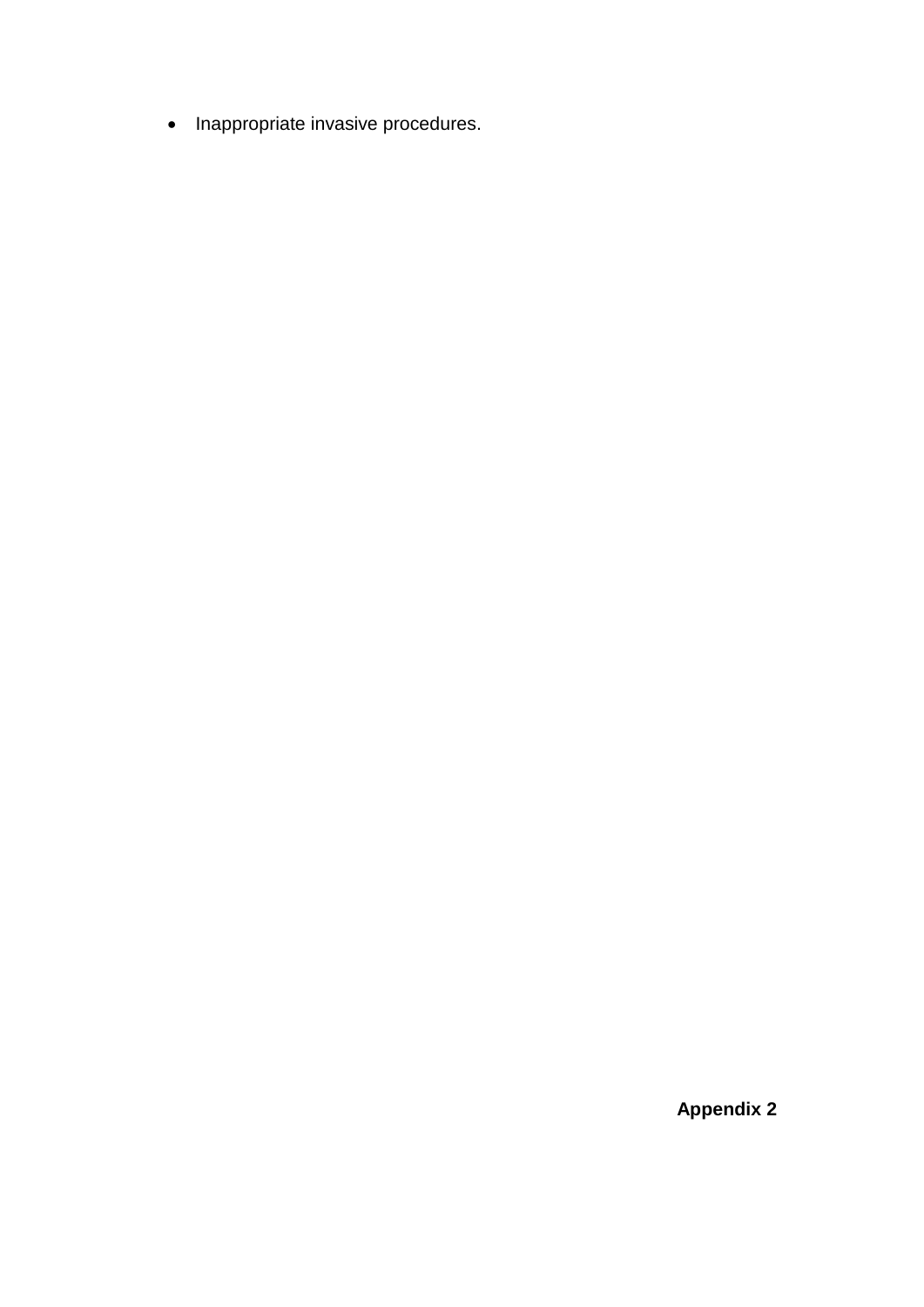- Inappropriate invasive procedures.

**Appendix 2**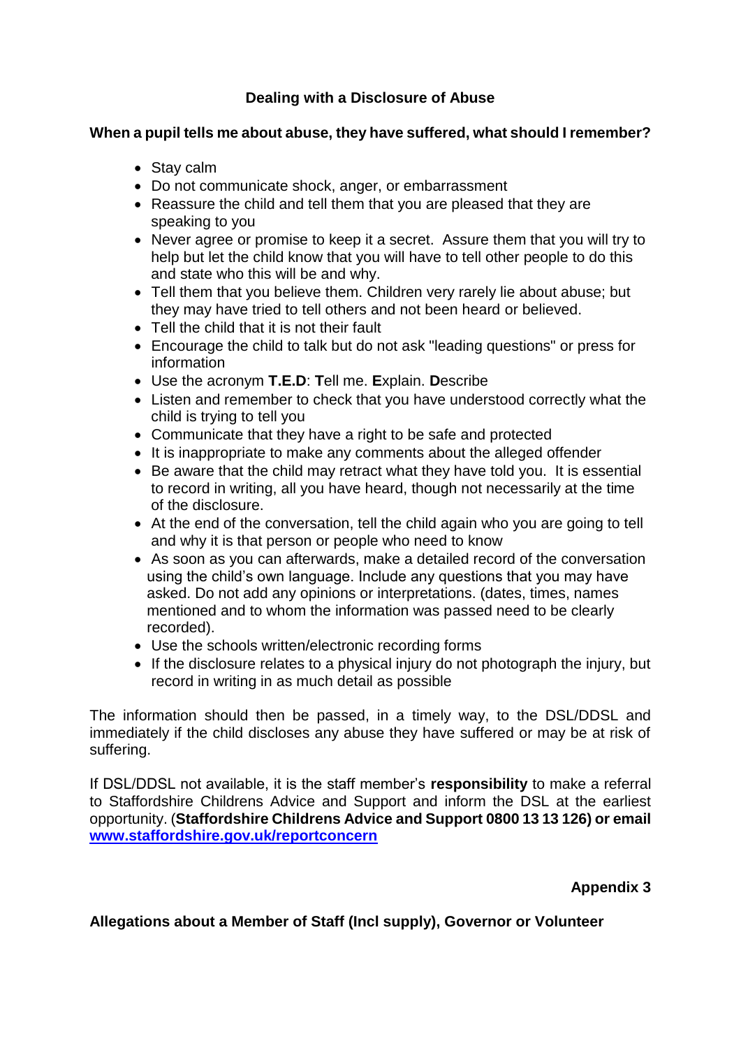## Dealing with a Disclosure of Abuse

**When a pupil tells me about abuse, they have suffered, what should I remember?**

- Stay calm
- Do not communicate shock, anger, or embarrassment
- Reassure the child and tell them that you are pleased that they are speaking to you
- Never agree or promise to keep it a secret. Assure them that you will try to help but let the child know that you will have to tell other people to do this and state who this will be and why.
- Tell them that you believe them. Children very rarely lie about abuse; but they may have tried to tell others and not been heard or believed.
- Tell the child that it is not their fault
- Encourage the child to talk but do not ask "leading questions" or press for information
- Use the acronym **T.E.D**: **T**ell me. **E**xplain. **D**escribe
- Listen and remember to check that you have understood correctly what the child is trying to tell you
- Communicate that they have a right to be safe and protected
- It is inappropriate to make any comments about the alleged offender
- Be aware that the child may retract what they have told you. It is essential to record in writing, all you have heard, though not necessarily at the time of the disclosure.
- At the end of the conversation, tell the child again who you are going to tell and why it is that person or people who need to know
- As soon as you can afterwards, make a detailed record of the conversation using the child's own language. Include any questions that you may have asked. Do not add any opinions or interpretations. (dates, times, names mentioned and to whom the information was passed need to be clearly recorded).
- Use the schools written/electronic recording forms
- If the disclosure relates to a physical injury do not photograph the injury, but record in writing in as much detail as possible

The information should then be passed, in a timely way, to the DSL/DDSL and immediately if the child discloses any abuse they have suffered or may be at risk of suffering.

If DSL/DDSL not available, it is the staff member's **responsibility** to make a referral to Staffordshire Childrens Advice and Support and inform the DSL at the earliest opportunity. (**Staffordshire Childrens Advice and Support 0800 13 13 126) or email [www.staffordshire.gov.uk/reportconcern](www.staffordshire.gov.uk/reportconcern)**

**Appendix 3**

**Allegations about a Member of Staff (Incl supply), Governor or Volunteer**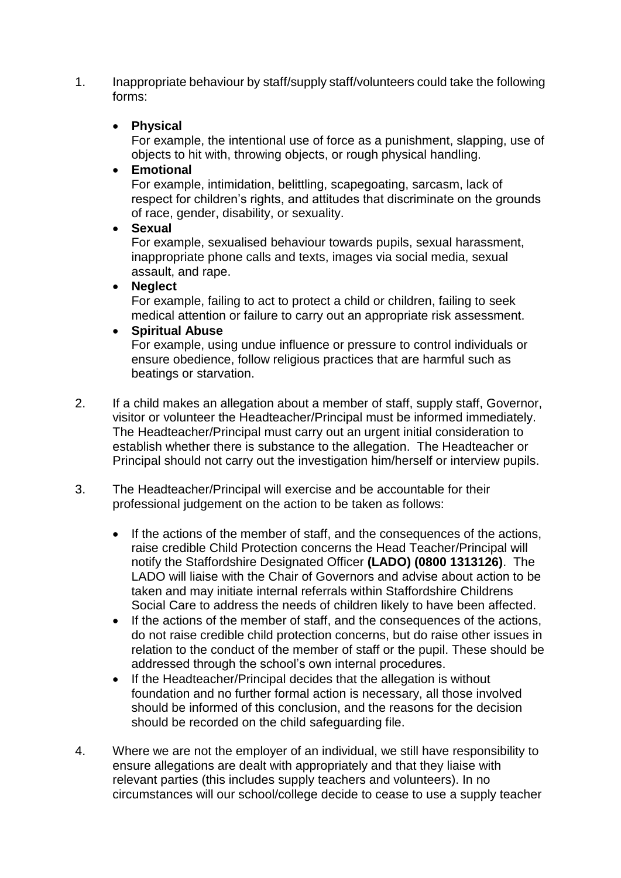1. Inappropriate behaviour by staff/supply staff/volunteers could take the following forms:

   - **Physical**
     For example, the intentional use of force as a punishment, slapping, use of objects to hit with, throwing objects, or rough physical handling.
   - **Emotional**
     For example, intimidation, belittling, scapegoating, sarcasm, lack of respect for children's rights, and attitudes that discriminate on the grounds of race, gender, disability, or sexuality.
   - **Sexual**
     For example, sexualised behaviour towards pupils, sexual harassment, inappropriate phone calls and texts, images via social media, sexual assault, and rape.
   - **Neglect**
     For example, failing to act to protect a child or children, failing to seek medical attention or failure to carry out an appropriate risk assessment.
   - **Spiritual Abuse**
     For example, using undue influence or pressure to control individuals or ensure obedience, follow religious practices that are harmful such as beatings or starvation.

2. If a child makes an allegation about a member of staff, supply staff, Governor, visitor or volunteer the Headteacher/Principal must be informed immediately. The Headteacher/Principal must carry out an urgent initial consideration to establish whether there is substance to the allegation. The Headteacher or Principal should not carry out the investigation him/herself or interview pupils.

3. The Headteacher/Principal will exercise and be accountable for their professional judgement on the action to be taken as follows:

   - If the actions of the member of staff, and the consequences of the actions, raise credible Child Protection concerns the Head Teacher/Principal will notify the Staffordshire Designated Officer **(LADO) (0800 1313126)**. The LADO will liaise with the Chair of Governors and advise about action to be taken and may initiate internal referrals within Staffordshire Childrens Social Care to address the needs of children likely to have been affected.
   - If the actions of the member of staff, and the consequences of the actions, do not raise credible child protection concerns, but do raise other issues in relation to the conduct of the member of staff or the pupil. These should be addressed through the school's own internal procedures.
   - If the Headteacher/Principal decides that the allegation is without foundation and no further formal action is necessary, all those involved should be informed of this conclusion, and the reasons for the decision should be recorded on the child safeguarding file.

4. Where we are not the employer of an individual, we still have responsibility to ensure allegations are dealt with appropriately and that they liaise with relevant parties (this includes supply teachers and volunteers). In no circumstances will our school/college decide to cease to use a supply teacher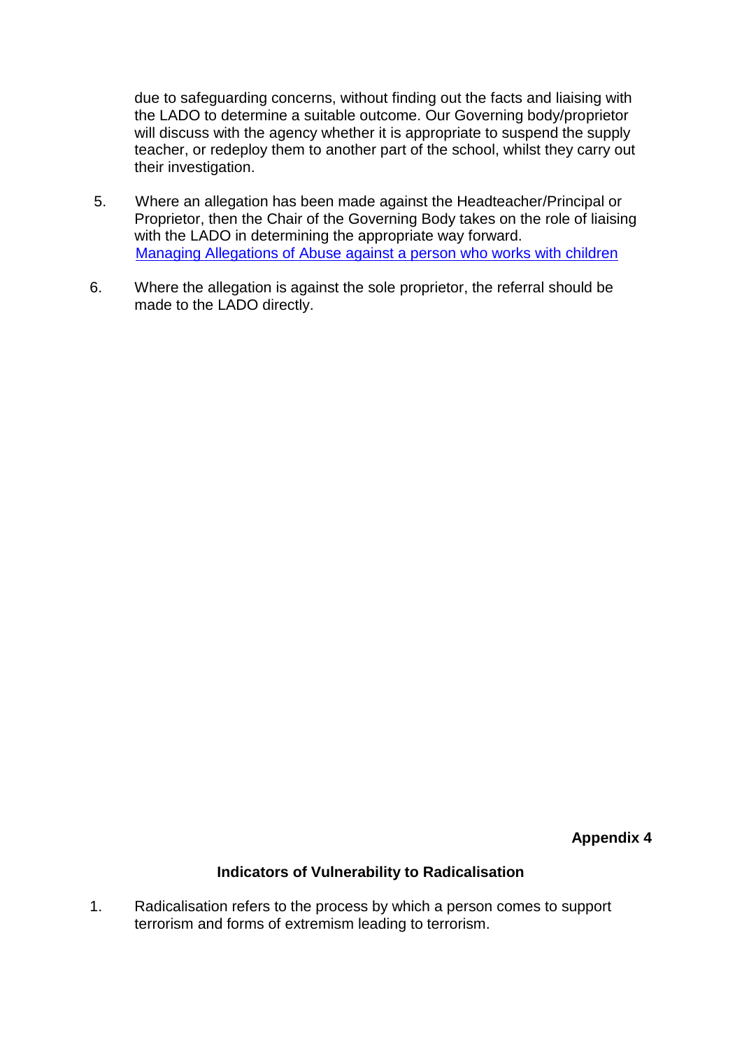due to safeguarding concerns, without finding out the facts and liaising with the LADO to determine a suitable outcome. Our Governing body/proprietor will discuss with the agency whether it is appropriate to suspend the supply teacher, or redeploy them to another part of the school, whilst they carry out their investigation.

5. Where an allegation has been made against the Headteacher/Principal or Proprietor, then the Chair of the Governing Body takes on the role of liaising with the LADO in determining the appropriate way forward. [Managing Allegations of Abuse against a person who works with children]

6. Where the allegation is against the sole proprietor, the referral should be made to the LADO directly.

**Appendix 4**

## Indicators of Vulnerability to Radicalisation

1. Radicalisation refers to the process by which a person comes to support terrorism and forms of extremism leading to terrorism.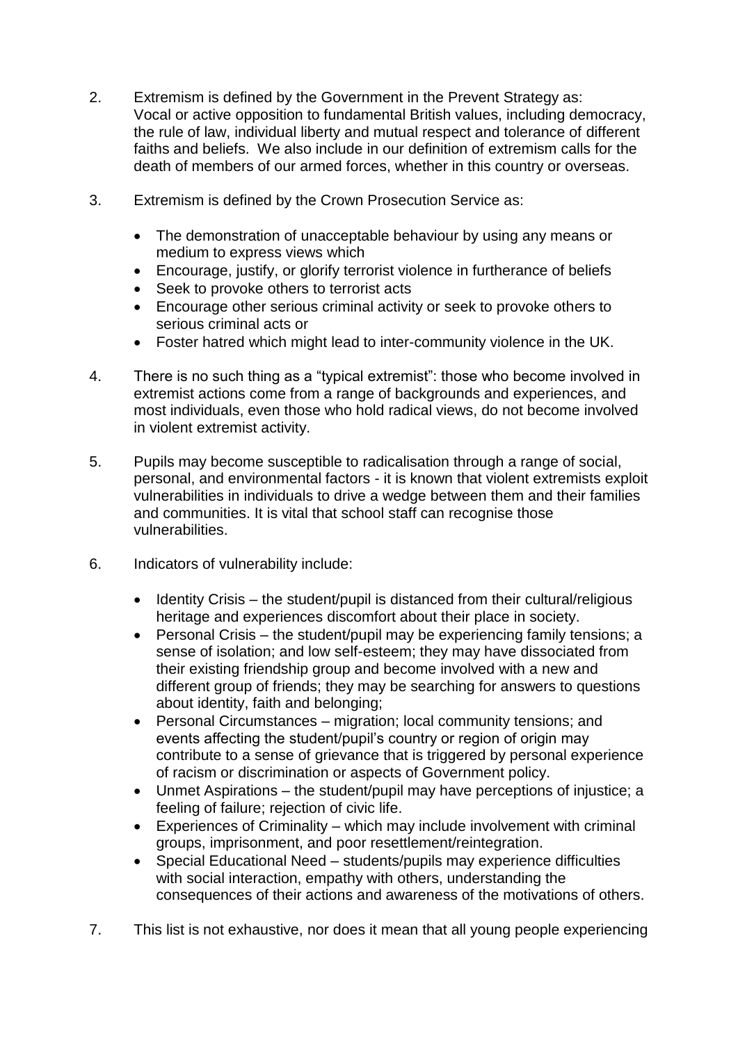2. Extremism is defined by the Government in the Prevent Strategy as: Vocal or active opposition to fundamental British values, including democracy, the rule of law, individual liberty and mutual respect and tolerance of different faiths and beliefs. We also include in our definition of extremism calls for the death of members of our armed forces, whether in this country or overseas.

3. Extremism is defined by the Crown Prosecution Service as:

    - The demonstration of unacceptable behaviour by using any means or medium to express views which
    - Encourage, justify, or glorify terrorist violence in furtherance of beliefs
    - Seek to provoke others to terrorist acts
    - Encourage other serious criminal activity or seek to provoke others to serious criminal acts or
    - Foster hatred which might lead to inter-community violence in the UK.

4. There is no such thing as a "typical extremist": those who become involved in extremist actions come from a range of backgrounds and experiences, and most individuals, even those who hold radical views, do not become involved in violent extremist activity.

5. Pupils may become susceptible to radicalisation through a range of social, personal, and environmental factors - it is known that violent extremists exploit vulnerabilities in individuals to drive a wedge between them and their families and communities. It is vital that school staff can recognise those vulnerabilities.

6. Indicators of vulnerability include:

    - Identity Crisis – the student/pupil is distanced from their cultural/religious heritage and experiences discomfort about their place in society.
    - Personal Crisis – the student/pupil may be experiencing family tensions; a sense of isolation; and low self-esteem; they may have dissociated from their existing friendship group and become involved with a new and different group of friends; they may be searching for answers to questions about identity, faith and belonging;
    - Personal Circumstances – migration; local community tensions; and events affecting the student/pupil's country or region of origin may contribute to a sense of grievance that is triggered by personal experience of racism or discrimination or aspects of Government policy.
    - Unmet Aspirations – the student/pupil may have perceptions of injustice; a feeling of failure; rejection of civic life.
    - Experiences of Criminality – which may include involvement with criminal groups, imprisonment, and poor resettlement/reintegration.
    - Special Educational Need – students/pupils may experience difficulties with social interaction, empathy with others, understanding the consequences of their actions and awareness of the motivations of others.

7. This list is not exhaustive, nor does it mean that all young people experiencing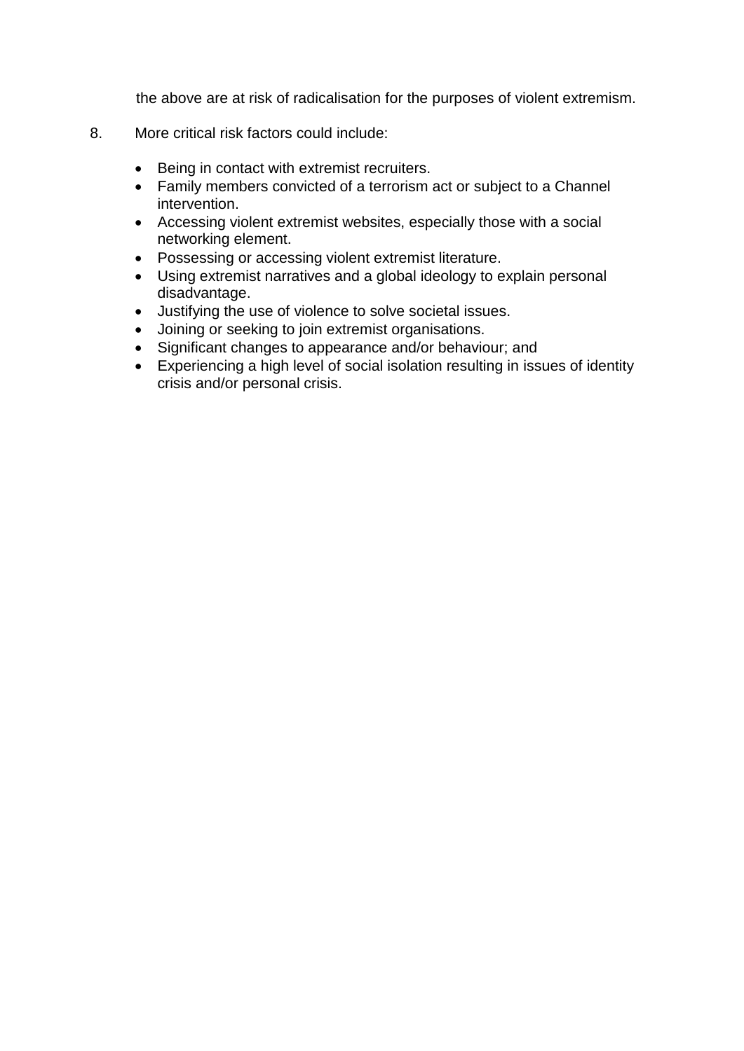the above are at risk of radicalisation for the purposes of violent extremism.

8. More critical risk factors could include:

- Being in contact with extremist recruiters.
- Family members convicted of a terrorism act or subject to a Channel intervention.
- Accessing violent extremist websites, especially those with a social networking element.
- Possessing or accessing violent extremist literature.
- Using extremist narratives and a global ideology to explain personal disadvantage.
- Justifying the use of violence to solve societal issues.
- Joining or seeking to join extremist organisations.
- Significant changes to appearance and/or behaviour; and
- Experiencing a high level of social isolation resulting in issues of identity crisis and/or personal crisis.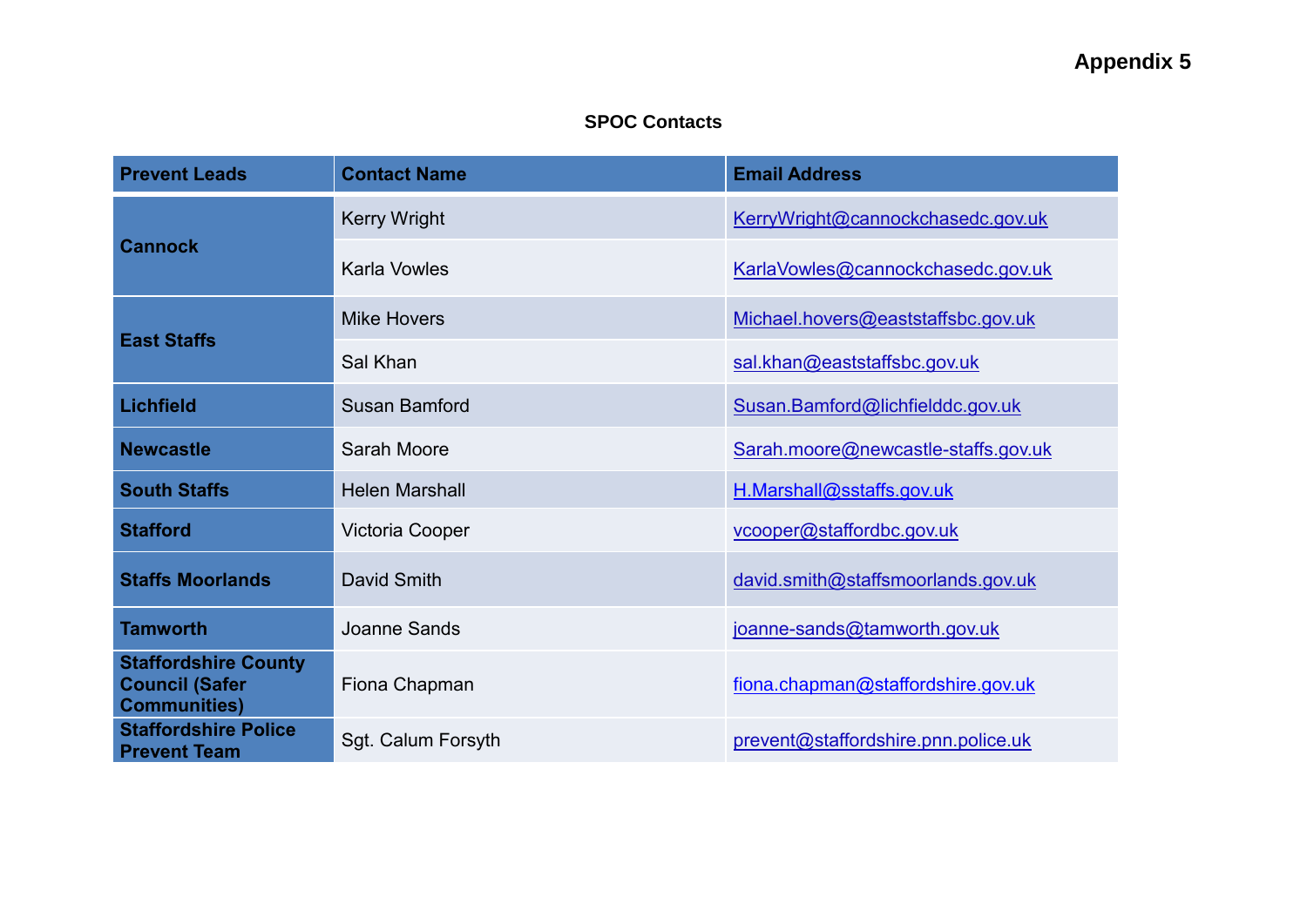**Appendix 5**

**SPOC Contacts**

| Prevent Leads | Contact Name | Email Address |
|---|---|---|
| **Cannock** | Kerry Wright | KerryWright@cannockchasedc.gov.uk |
| | Karla Vowles | KarlaVowles@cannockchasedc.gov.uk |
| **East Staffs** | Mike Hovers | Michael.hovers@eaststaffsbc.gov.uk |
| | Sal Khan | sal.khan@eaststaffsbc.gov.uk |
| **Lichfield** | Susan Bamford | Susan.Bamford@lichfielddc.gov.uk |
| **Newcastle** | Sarah Moore | Sarah.moore@newcastle-staffs.gov.uk |
| **South Staffs** | Helen Marshall | H.Marshall@sstaffs.gov.uk |
| **Stafford** | Victoria Cooper | vcooper@staffordbc.gov.uk |
| **Staffs Moorlands** | David Smith | david.smith@staffsmoorlands.gov.uk |
| **Tamworth** | Joanne Sands | joanne-sands@tamworth.gov.uk |
| **Staffordshire County Council (Safer Communities)** | Fiona Chapman | fiona.chapman@staffordshire.gov.uk |
| **Staffordshire Police Prevent Team** | Sgt. Calum Forsyth | prevent@staffordshire.pnn.police.uk |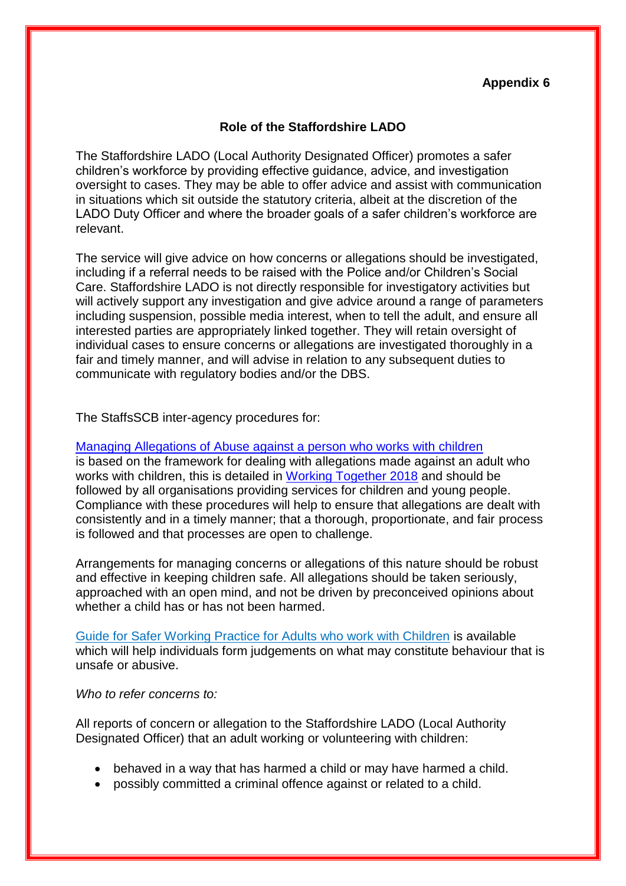**Appendix 6**

## Role of the Staffordshire LADO

The Staffordshire LADO (Local Authority Designated Officer) promotes a safer children's workforce by providing effective guidance, advice, and investigation oversight to cases. They may be able to offer advice and assist with communication in situations which sit outside the statutory criteria, albeit at the discretion of the LADO Duty Officer and where the broader goals of a safer children's workforce are relevant.

The service will give advice on how concerns or allegations should be investigated, including if a referral needs to be raised with the Police and/or Children's Social Care. Staffordshire LADO is not directly responsible for investigatory activities but will actively support any investigation and give advice around a range of parameters including suspension, possible media interest, when to tell the adult, and ensure all interested parties are appropriately linked together. They will retain oversight of individual cases to ensure concerns or allegations are investigated thoroughly in a fair and timely manner, and will advise in relation to any subsequent duties to communicate with regulatory bodies and/or the DBS.

The StaffsSCB inter-agency procedures for:

Managing Allegations of Abuse against a person who works with children is based on the framework for dealing with allegations made against an adult who works with children, this is detailed in Working Together 2018 and should be followed by all organisations providing services for children and young people. Compliance with these procedures will help to ensure that allegations are dealt with consistently and in a timely manner; that a thorough, proportionate, and fair process is followed and that processes are open to challenge.

Arrangements for managing concerns or allegations of this nature should be robust and effective in keeping children safe. All allegations should be taken seriously, approached with an open mind, and not be driven by preconceived opinions about whether a child has or has not been harmed.

Guide for Safer Working Practice for Adults who work with Children is available which will help individuals form judgements on what may constitute behaviour that is unsafe or abusive.

*Who to refer concerns to:*

All reports of concern or allegation to the Staffordshire LADO (Local Authority Designated Officer) that an adult working or volunteering with children:

- behaved in a way that has harmed a child or may have harmed a child.
- possibly committed a criminal offence against or related to a child.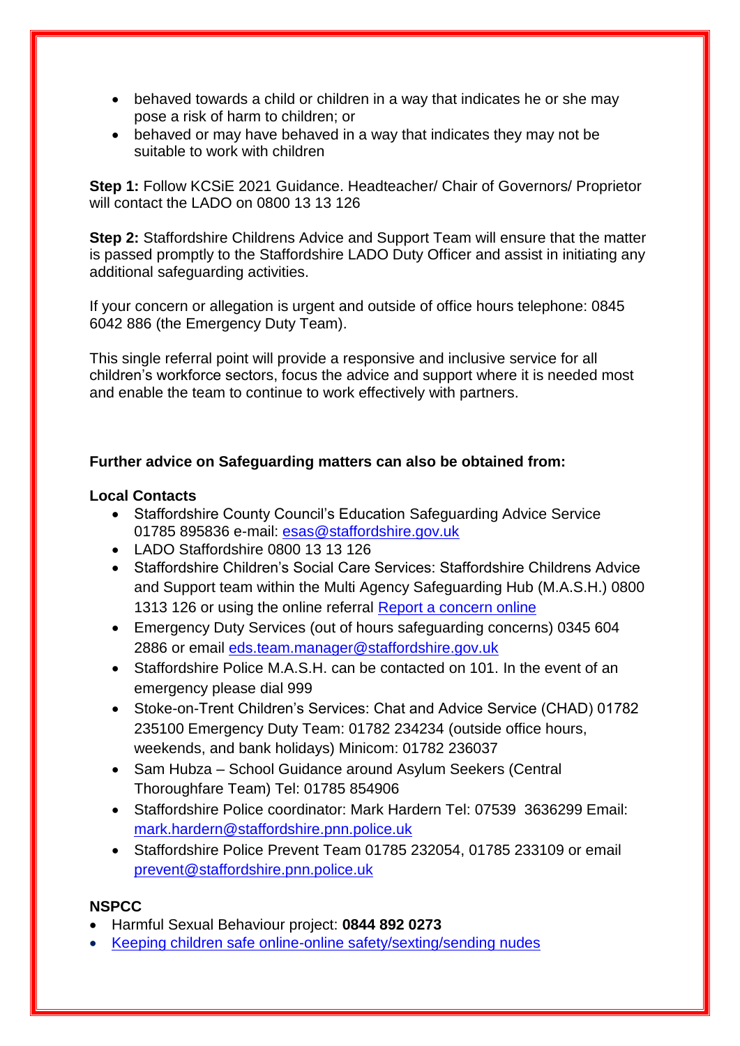- behaved towards a child or children in a way that indicates he or she may pose a risk of harm to children; or
- behaved or may have behaved in a way that indicates they may not be suitable to work with children

**Step 1:** Follow KCSiE 2021 Guidance. Headteacher/ Chair of Governors/ Proprietor will contact the LADO on 0800 13 13 126

**Step 2:** Staffordshire Childrens Advice and Support Team will ensure that the matter is passed promptly to the Staffordshire LADO Duty Officer and assist in initiating any additional safeguarding activities.

If your concern or allegation is urgent and outside of office hours telephone: 0845 6042 886 (the Emergency Duty Team).

This single referral point will provide a responsive and inclusive service for all children's workforce sectors, focus the advice and support where it is needed most and enable the team to continue to work effectively with partners.

**Further advice on Safeguarding matters can also be obtained from:**

**Local Contacts**

- Staffordshire County Council's Education Safeguarding Advice Service 01785 895836 e-mail: esas@staffordshire.gov.uk
- LADO Staffordshire 0800 13 13 126
- Staffordshire Children's Social Care Services: Staffordshire Childrens Advice and Support team within the Multi Agency Safeguarding Hub (M.A.S.H.) 0800 1313 126 or using the online referral Report a concern online
- Emergency Duty Services (out of hours safeguarding concerns) 0345 604 2886 or email eds.team.manager@staffordshire.gov.uk
- Staffordshire Police M.A.S.H. can be contacted on 101. In the event of an emergency please dial 999
- Stoke-on-Trent Children's Services: Chat and Advice Service (CHAD) 01782 235100 Emergency Duty Team: 01782 234234 (outside office hours, weekends, and bank holidays) Minicom: 01782 236037
- Sam Hubza – School Guidance around Asylum Seekers (Central Thoroughfare Team) Tel: 01785 854906
- Staffordshire Police coordinator: Mark Hardern Tel: 07539 3636299 Email: mark.hardern@staffordshire.pnn.police.uk
- Staffordshire Police Prevent Team 01785 232054, 01785 233109 or email prevent@staffordshire.pnn.police.uk

**NSPCC**

- Harmful Sexual Behaviour project: **0844 892 0273**
- Keeping children safe online-online safety/sexting/sending nudes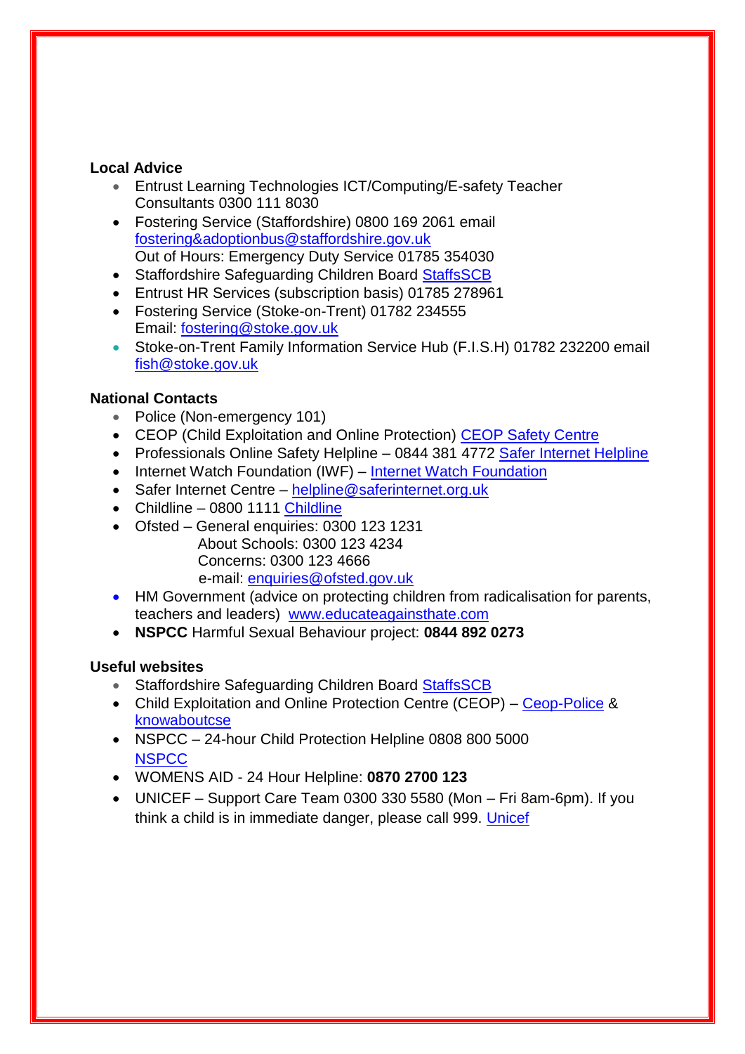**Local Advice**

- Entrust Learning Technologies ICT/Computing/E-safety Teacher Consultants 0300 111 8030
- Fostering Service (Staffordshire) 0800 169 2061 email fostering&adoptionbus@staffordshire.gov.uk
  Out of Hours: Emergency Duty Service 01785 354030
- Staffordshire Safeguarding Children Board StaffsSCB
- Entrust HR Services (subscription basis) 01785 278961
- Fostering Service (Stoke-on-Trent) 01782 234555
  Email: fostering@stoke.gov.uk
- Stoke-on-Trent Family Information Service Hub (F.I.S.H) 01782 232200 email fish@stoke.gov.uk

**National Contacts**

- Police (Non-emergency 101)
- CEOP (Child Exploitation and Online Protection) CEOP Safety Centre
- Professionals Online Safety Helpline – 0844 381 4772 Safer Internet Helpline
- Internet Watch Foundation (IWF) – Internet Watch Foundation
- Safer Internet Centre – helpline@saferinternet.org.uk
- Childline – 0800 1111 Childline
- Ofsted – General enquiries: 0300 123 1231
  About Schools: 0300 123 4234
  Concerns: 0300 123 4666
  e-mail: enquiries@ofsted.gov.uk
- HM Government (advice on protecting children from radicalisation for parents, teachers and leaders) www.educateagainsthate.com
- **NSPCC** Harmful Sexual Behaviour project: **0844 892 0273**

**Useful websites**

- Staffordshire Safeguarding Children Board StaffsSCB
- Child Exploitation and Online Protection Centre (CEOP) – Ceop-Police & knowaboutcse
- NSPCC – 24-hour Child Protection Helpline 0808 800 5000 NSPCC
- WOMENS AID - 24 Hour Helpline: **0870 2700 123**
- UNICEF – Support Care Team 0300 330 5580 (Mon – Fri 8am-6pm). If you think a child is in immediate danger, please call 999. Unicef